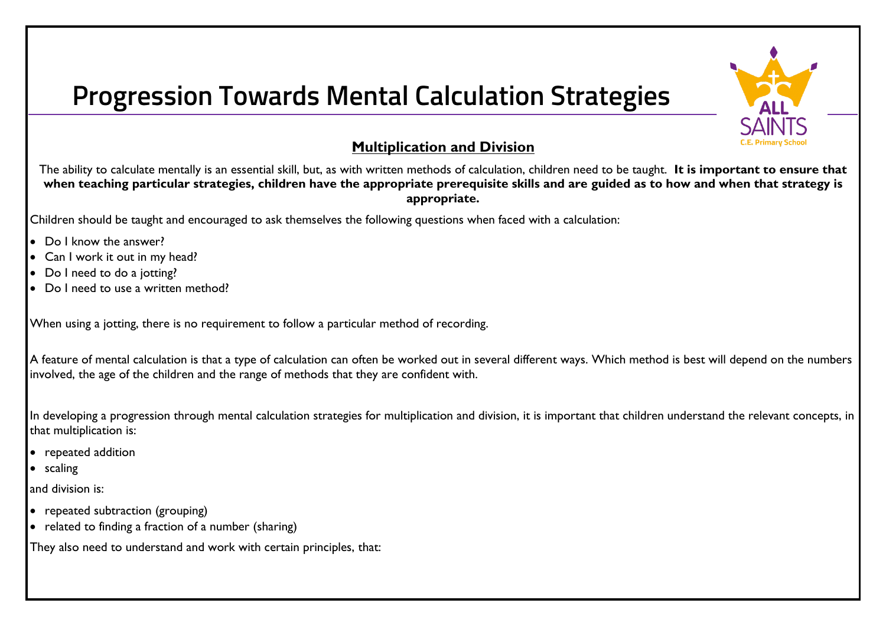# Progression Towards Mental Calculation Strategies

## Multiplication and Division

The ability to calculate mentally is an essential skill, but, as with written methods of calculation, children need to be taught. **It is important to ensure that when teaching particular strategies, children have the appropriate prerequisite skills and are guided as to how and when that strategy is appropriate.**

Children should be taught and encouraged to ask themselves the following questions when faced with a calculation:

- Do I know the answer?
- Can I work it out in my head?
- Do I need to do a jotting?
- Do I need to use a written method?

When using a jotting, there is no requirement to follow a particular method of recording.

A feature of mental calculation is that a type of calculation can often be worked out in several different ways. Which method is best will depend on the numbers involved, the age of the children and the range of methods that they are confident with.

In developing a progression through mental calculation strategies for multiplication and division, it is important that children understand the relevant concepts, in that multiplication is:

- repeated addition
- scaling

and division is:

- repeated subtraction (grouping)
- related to finding a fraction of a number (sharing)

They also need to understand and work with certain principles, that: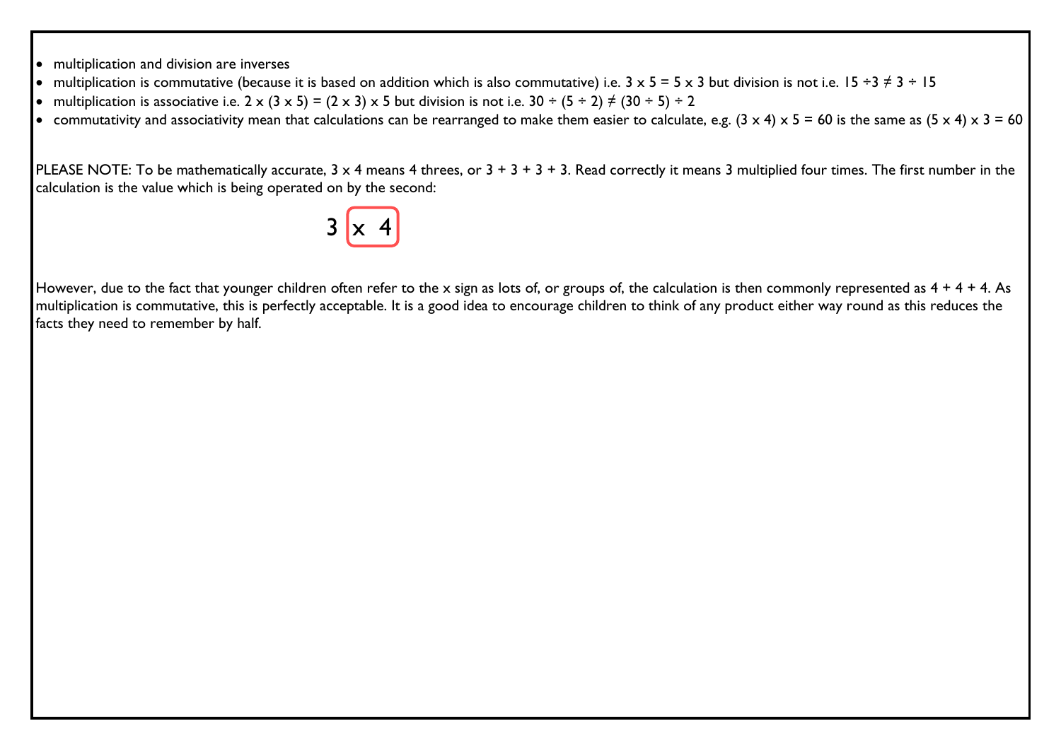- multiplication and division are inverses
- multiplication is commutative (because it is based on addition which is also commutative) i.e. $3 \times 5 = 5 \times 3$ but division is not i.e. $15 \div 3 \neq 3 \div 15$
- multiplication is associative i.e. $2 \times (3 \times 5) = (2 \times 3) \times 5$ but division is not i.e. $30 \div (5 \div 2) \neq (30 \div 5) \div 2$
- commutativity and associativity mean that calculations can be rearranged to make them easier to calculate, e.g. $(3 \times 4) \times 5 = 60$ is the same as $(5 \times 4) \times 3 = 60$

PLEASE NOTE: To be mathematically accurate, $3 \times 4$ means 4 threes, or $3 + 3 + 3 + 3$. Read correctly it means 3 multiplied four times. The first number in the calculation is the value which is being operated on by the second:

$$3 \boxed{\times\ 4}$$

However, due to the fact that younger children often refer to the x sign as lots of, or groups of, the calculation is then commonly represented as $4 + 4 + 4$. As multiplication is commutative, this is perfectly acceptable. It is a good idea to encourage children to think of any product either way round as this reduces the facts they need to remember by half.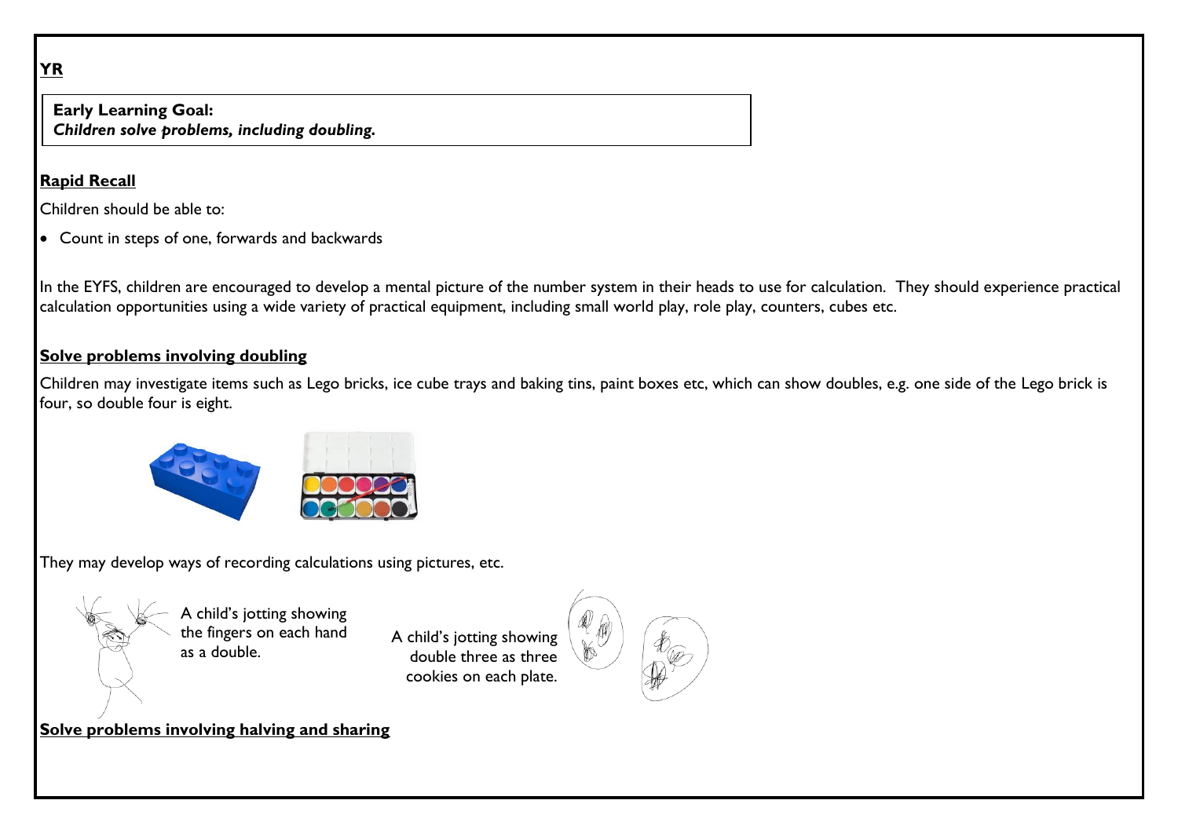**YR**

**Early Learning Goal:**
***Children solve problems, including doubling.***

## Rapid Recall

Children should be able to:

- Count in steps of one, forwards and backwards

In the EYFS, children are encouraged to develop a mental picture of the number system in their heads to use for calculation. They should experience practical calculation opportunities using a wide variety of practical equipment, including small world play, role play, counters, cubes etc.

## Solve problems involving doubling

Children may investigate items such as Lego bricks, ice cube trays and baking tins, paint boxes etc, which can show doubles, e.g. one side of the Lego brick is four, so double four is eight.

They may develop ways of recording calculations using pictures, etc.

A child's jotting showing the fingers on each hand as a double.

A child's jotting showing double three as three cookies on each plate.

## Solve problems involving halving and sharing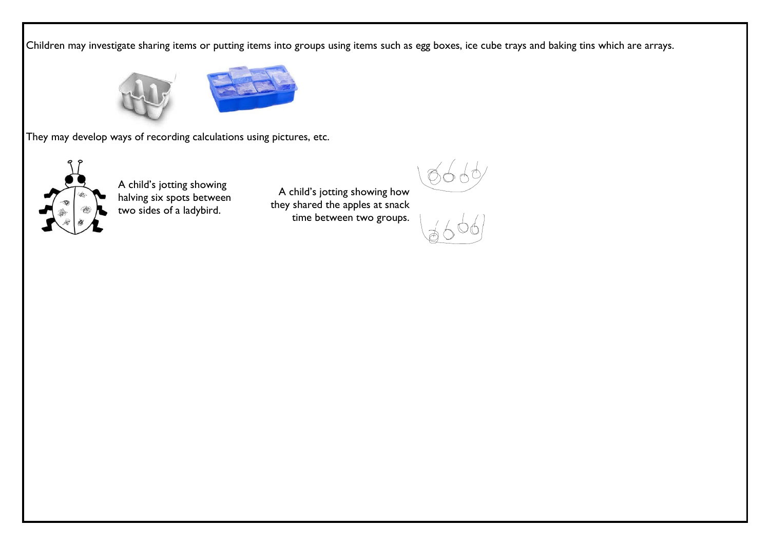Children may investigate sharing items or putting items into groups using items such as egg boxes, ice cube trays and baking tins which are arrays.

They may develop ways of recording calculations using pictures, etc.

A child's jotting showing halving six spots between two sides of a ladybird.

A child's jotting showing how they shared the apples at snack time between two groups.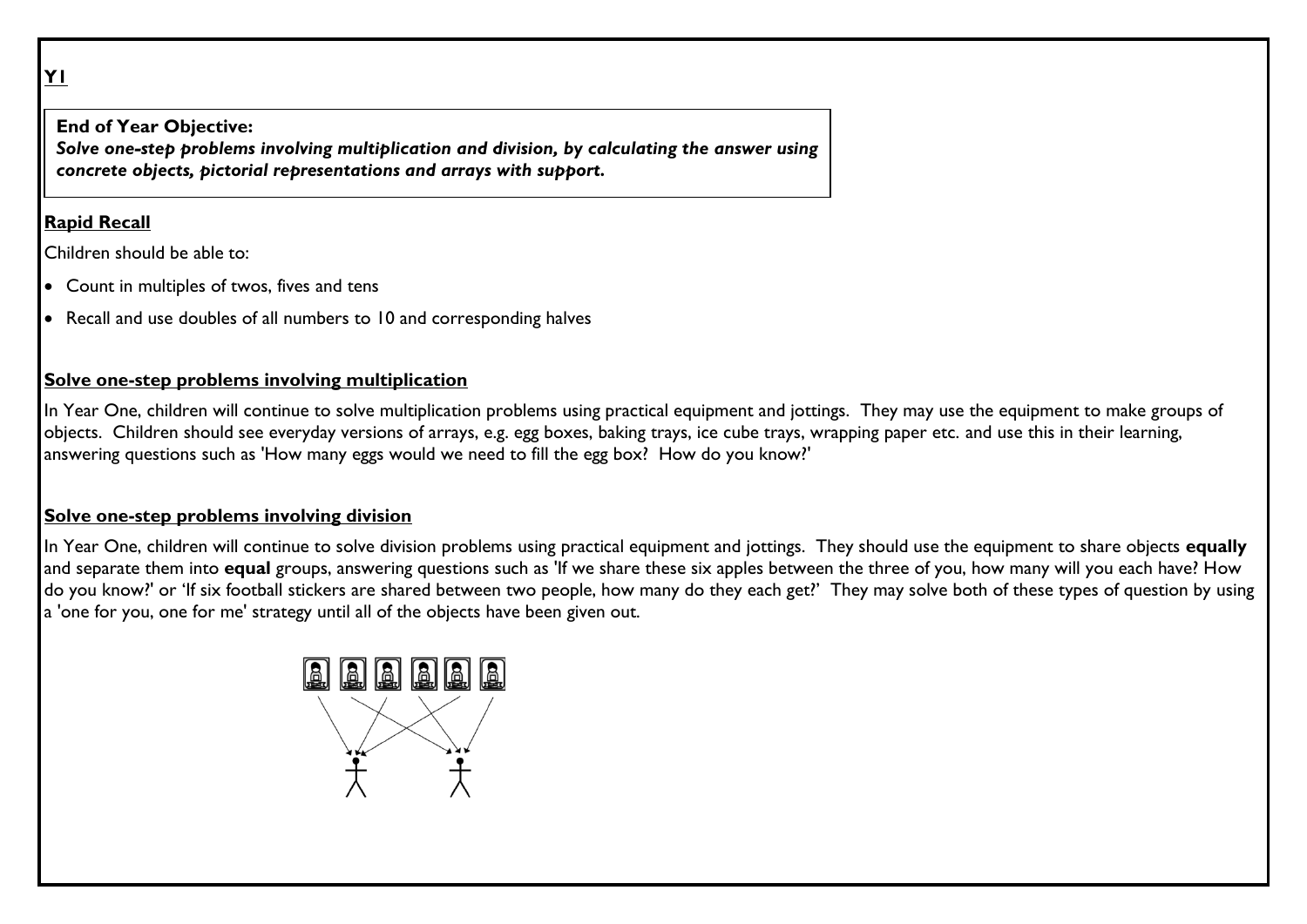**Y1**

**End of Year Objective:**
***Solve one-step problems involving multiplication and division, by calculating the answer using concrete objects, pictorial representations and arrays with support.***

**Rapid Recall**

Children should be able to:

- Count in multiples of twos, fives and tens
- Recall and use doubles of all numbers to 10 and corresponding halves

**Solve one-step problems involving multiplication**

In Year One, children will continue to solve multiplication problems using practical equipment and jottings. They may use the equipment to make groups of objects. Children should see everyday versions of arrays, e.g. egg boxes, baking trays, ice cube trays, wrapping paper etc. and use this in their learning, answering questions such as 'How many eggs would we need to fill the egg box? How do you know?'

**Solve one-step problems involving division**

In Year One, children will continue to solve division problems using practical equipment and jottings. They should use the equipment to share objects **equally** and separate them into **equal** groups, answering questions such as 'If we share these six apples between the three of you, how many will you each have? How do you know?' or 'If six football stickers are shared between two people, how many do they each get?' They may solve both of these types of question by using a 'one for you, one for me' strategy until all of the objects have been given out.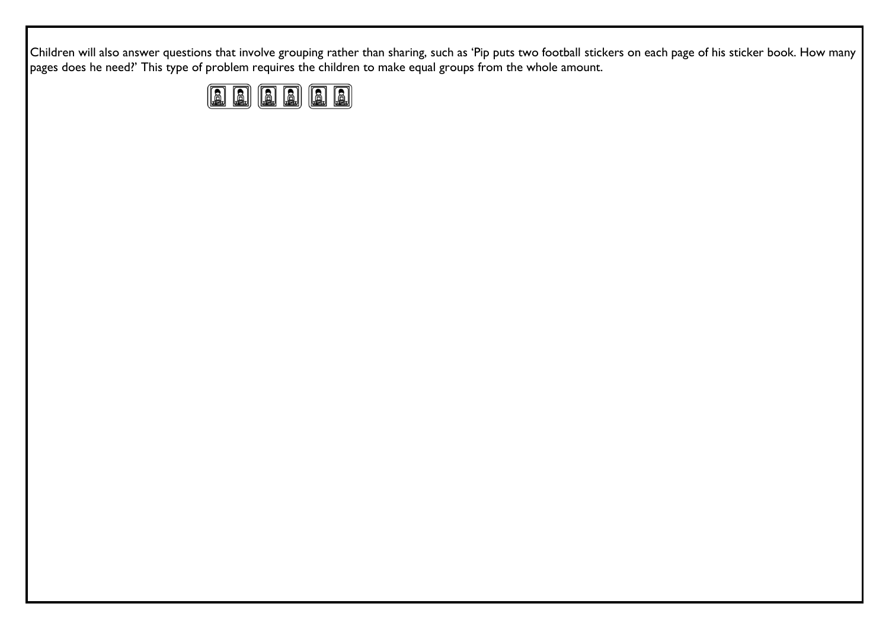Children will also answer questions that involve grouping rather than sharing, such as 'Pip puts two football stickers on each page of his sticker book. How many pages does he need?' This type of problem requires the children to make equal groups from the whole amount.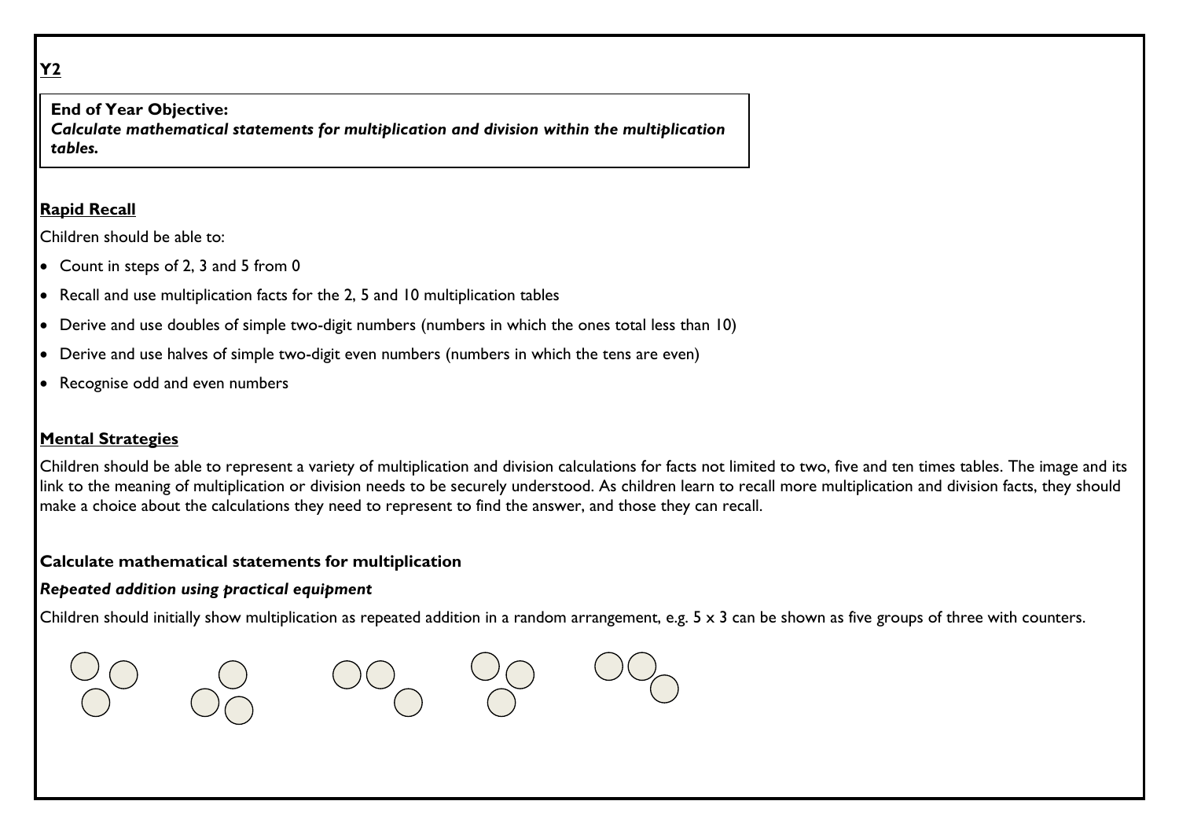**Y2**

**End of Year Objective:**
***Calculate mathematical statements for multiplication and division within the multiplication tables.***

**Rapid Recall**

Children should be able to:

- Count in steps of 2, 3 and 5 from 0
- Recall and use multiplication facts for the 2, 5 and 10 multiplication tables
- Derive and use doubles of simple two-digit numbers (numbers in which the ones total less than 10)
- Derive and use halves of simple two-digit even numbers (numbers in which the tens are even)
- Recognise odd and even numbers

**Mental Strategies**

Children should be able to represent a variety of multiplication and division calculations for facts not limited to two, five and ten times tables. The image and its link to the meaning of multiplication or division needs to be securely understood. As children learn to recall more multiplication and division facts, they should make a choice about the calculations they need to represent to find the answer, and those they can recall.

**Calculate mathematical statements for multiplication**

***Repeated addition using practical equipment***

Children should initially show multiplication as repeated addition in a random arrangement, e.g. 5 x 3 can be shown as five groups of three with counters.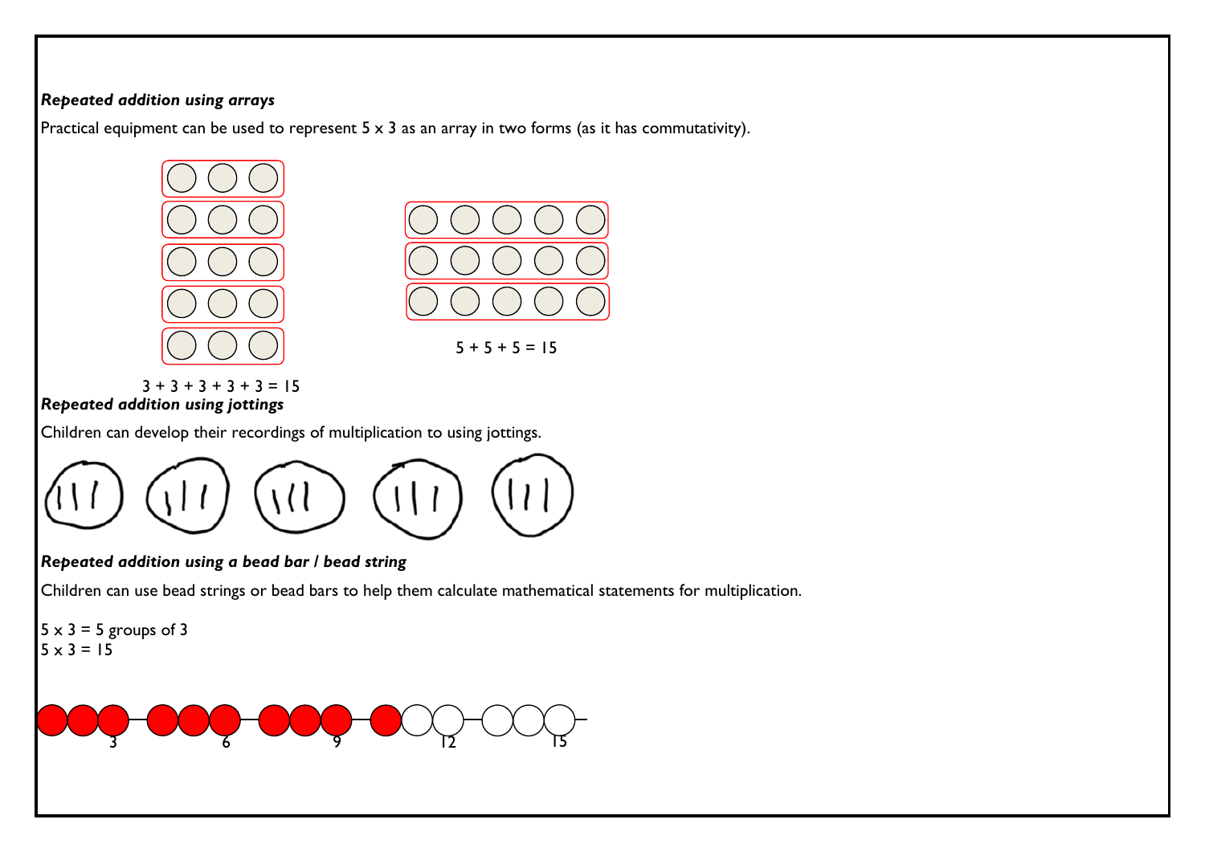***Repeated addition using arrays***

Practical equipment can be used to represent 5 x 3 as an array in two forms (as it has commutativity).

5 + 5 + 5 = 15

3 + 3 + 3 + 3 + 3 = 15

***Repeated addition using jottings***

Children can develop their recordings of multiplication to using jottings.

***Repeated addition using a bead bar / bead string***

Children can use bead strings or bead bars to help them calculate mathematical statements for multiplication.

5 x 3 = 5 groups of 3
5 x 3 = 15

3 6 9 12 15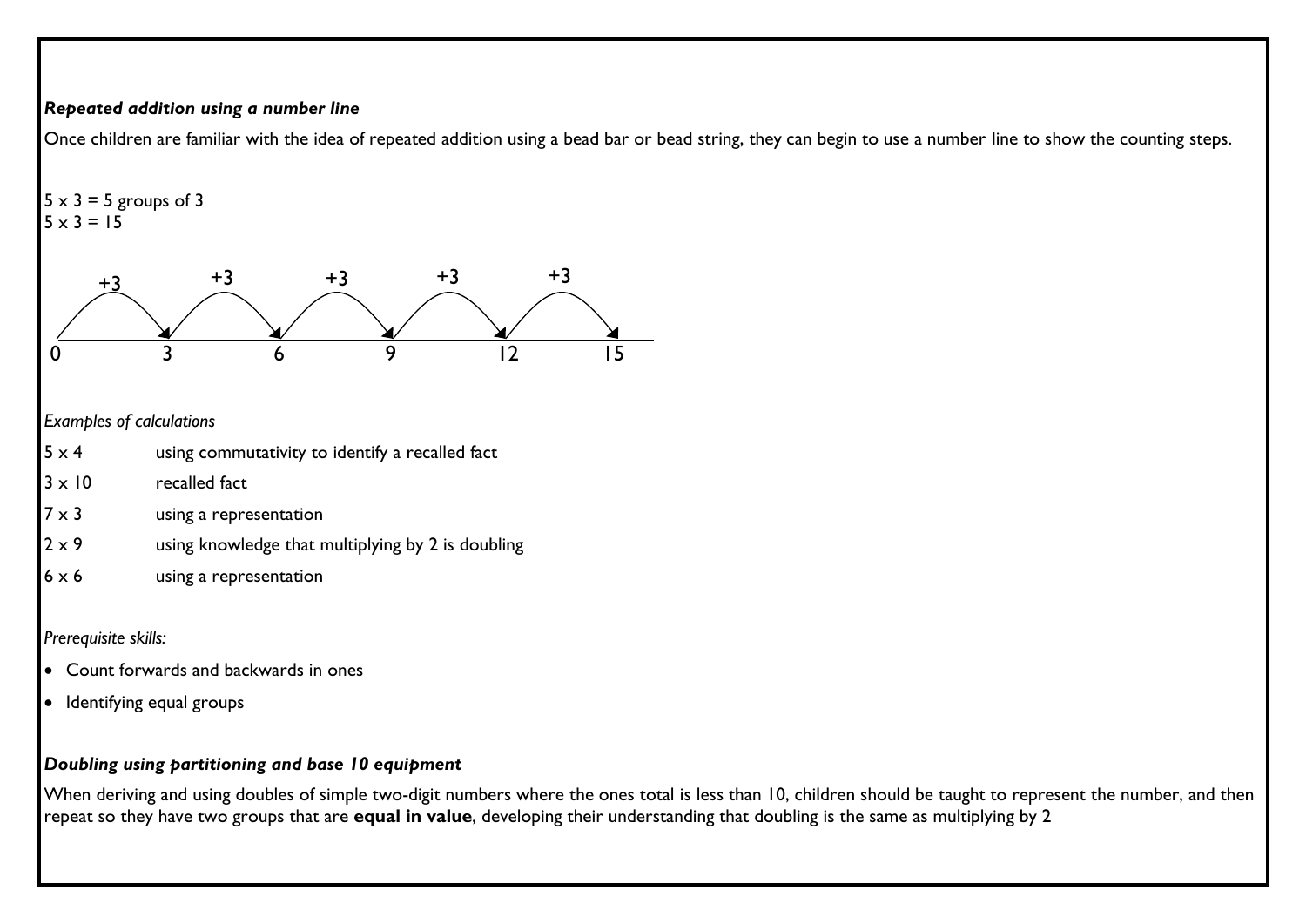***Repeated addition using a number line***

Once children are familiar with the idea of repeated addition using a bead bar or bead string, they can begin to use a number line to show the counting steps.

5 x 3 = 5 groups of 3
5 x 3 = 15

+3 +3 +3 +3 +3

0 3 6 9 12 15

*Examples of calculations*

| | |
|---|---|
| 5 x 4 | using commutativity to identify a recalled fact |
| 3 x 10 | recalled fact |
| 7 x 3 | using a representation |
| 2 x 9 | using knowledge that multiplying by 2 is doubling |
| 6 x 6 | using a representation |

*Prerequisite skills:*

- Count forwards and backwards in ones
- Identifying equal groups

***Doubling using partitioning and base 10 equipment***

When deriving and using doubles of simple two-digit numbers where the ones total is less than 10, children should be taught to represent the number, and then repeat so they have two groups that are **equal in value**, developing their understanding that doubling is the same as multiplying by 2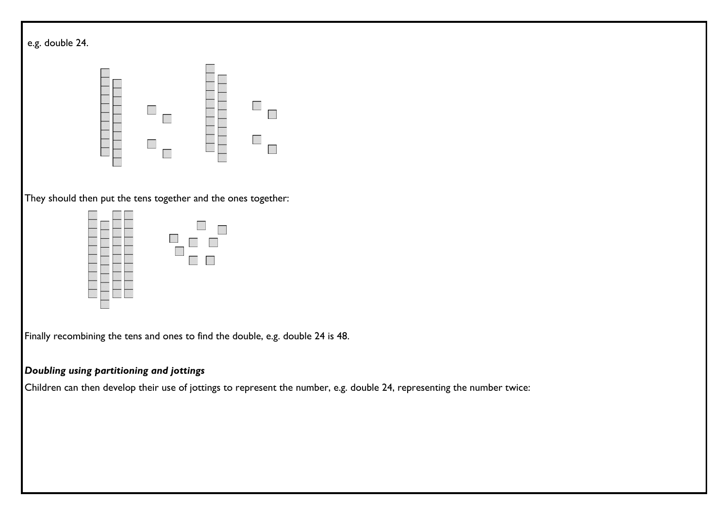e.g. double 24.

They should then put the tens together and the ones together:

Finally recombining the tens and ones to find the double, e.g. double 24 is 48.

***Doubling using partitioning and jottings***

Children can then develop their use of jottings to represent the number, e.g. double 24, representing the number twice: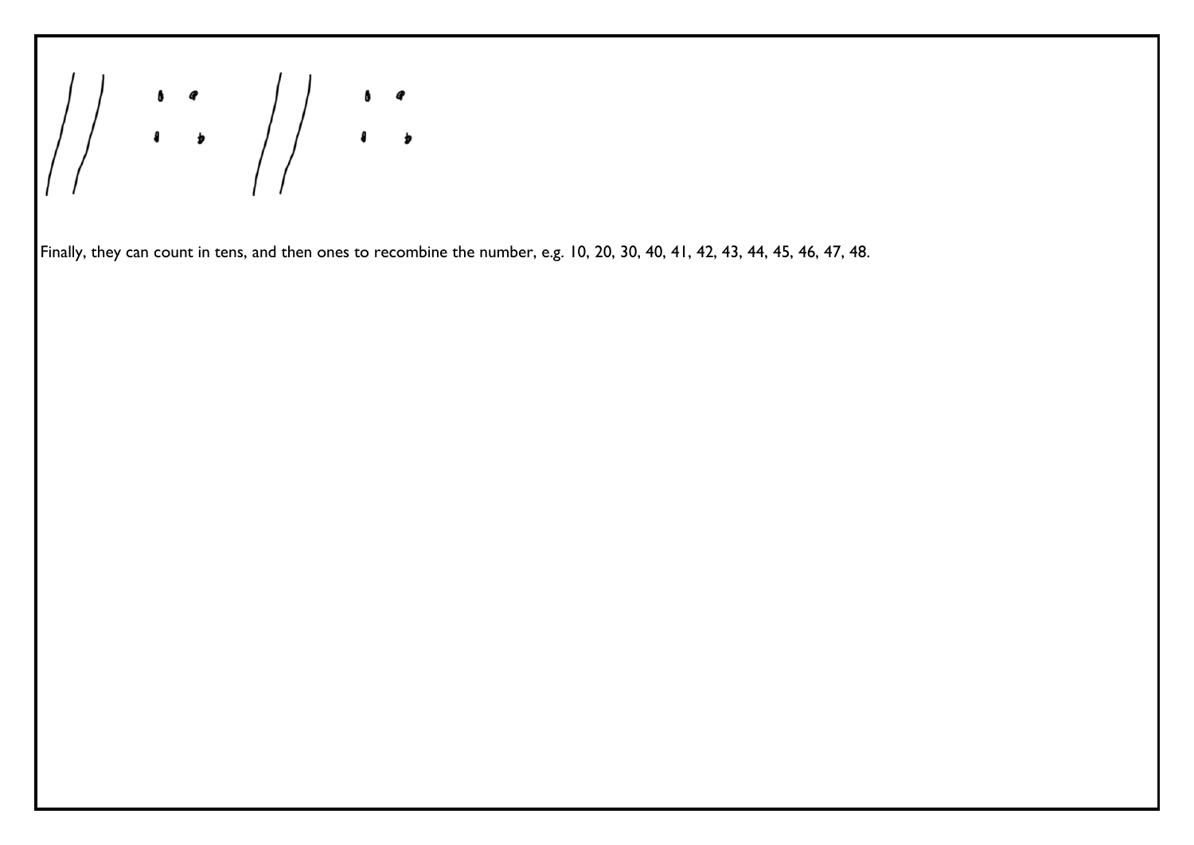Finally, they can count in tens, and then ones to recombine the number, e.g. 10, 20, 30, 40, 41, 42, 43, 44, 45, 46, 47, 48.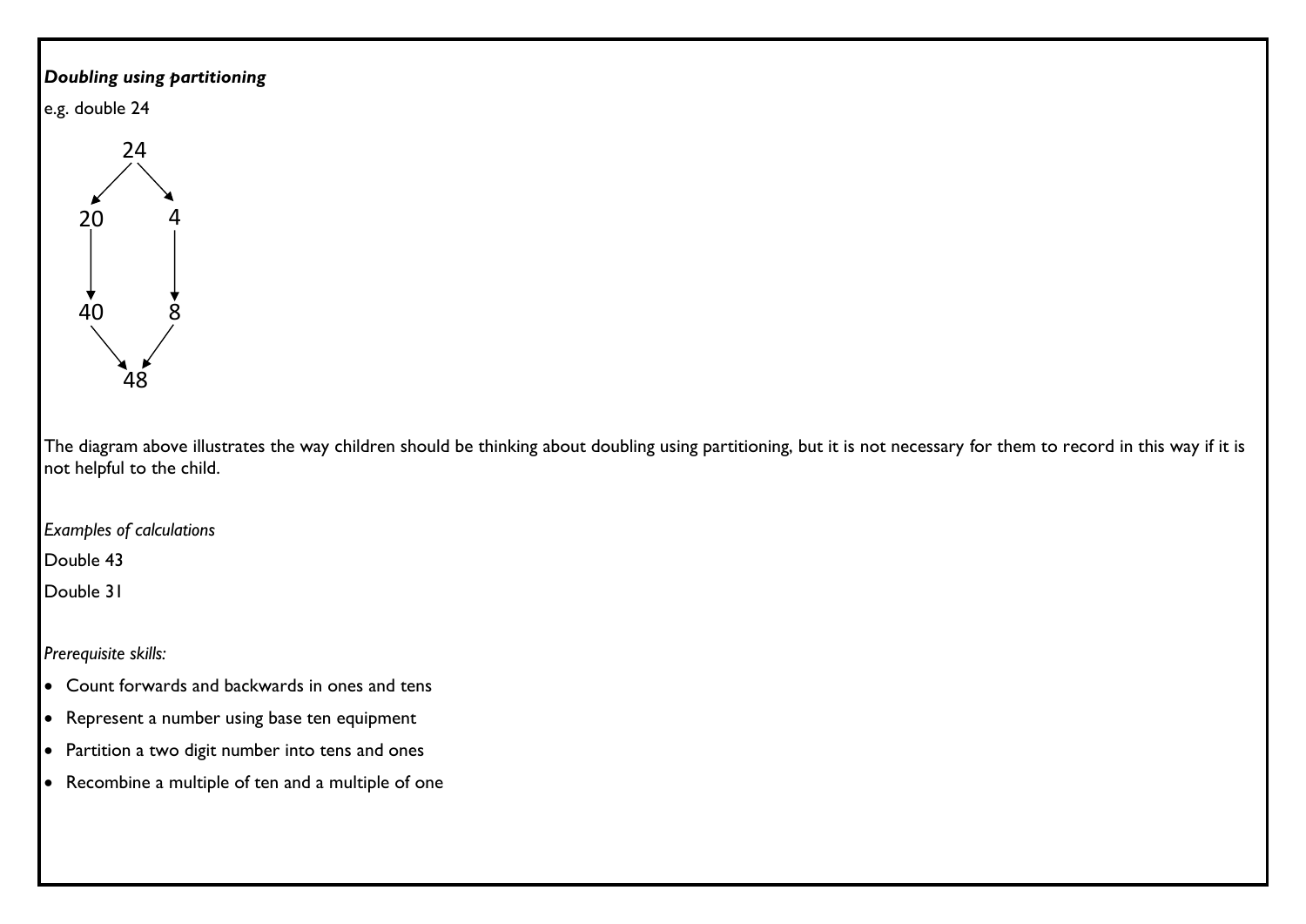***Doubling using partitioning***

e.g. double 24

```
        24
       ↙  ↘
     20    4
      ↓    ↓
     40    8
       ↘  ↙
        48
```

The diagram above illustrates the way children should be thinking about doubling using partitioning, but it is not necessary for them to record in this way if it is not helpful to the child.

*Examples of calculations*

Double 43

Double 31

*Prerequisite skills:*

- Count forwards and backwards in ones and tens
- Represent a number using base ten equipment
- Partition a two digit number into tens and ones
- Recombine a multiple of ten and a multiple of one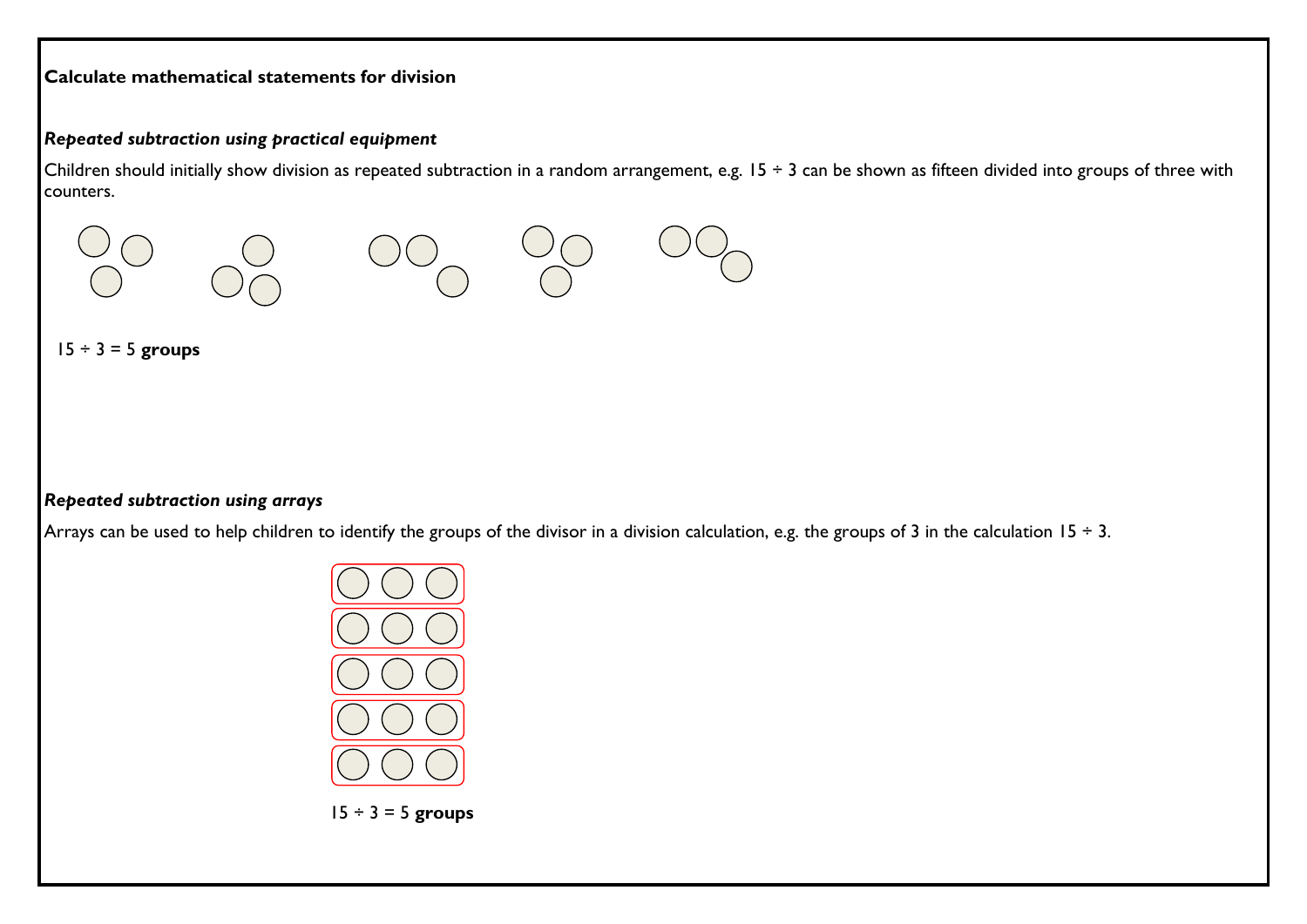**Calculate mathematical statements for division**

***Repeated subtraction using practical equipment***

Children should initially show division as repeated subtraction in a random arrangement, e.g. 15 ÷ 3 can be shown as fifteen divided into groups of three with counters.

15 ÷ 3 = 5 **groups**

***Repeated subtraction using arrays***

Arrays can be used to help children to identify the groups of the divisor in a division calculation, e.g. the groups of 3 in the calculation 15 ÷ 3.

15 ÷ 3 = 5 **groups**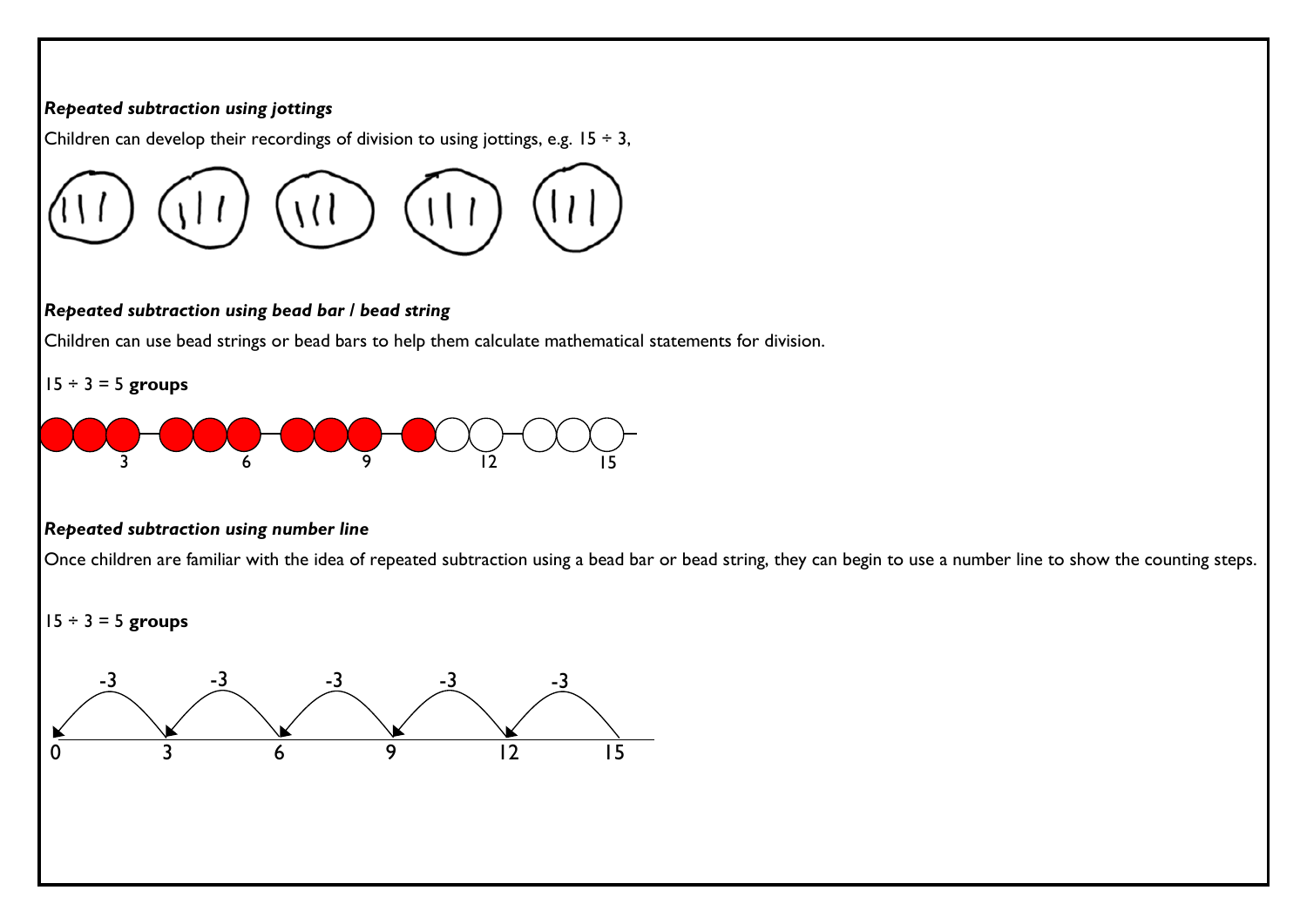***Repeated subtraction using jottings***

Children can develop their recordings of division to using jottings, e.g. 15 ÷ 3,

***Repeated subtraction using bead bar / bead string***

Children can use bead strings or bead bars to help them calculate mathematical statements for division.

15 ÷ 3 = 5 **groups**

3 6 9 12 15

***Repeated subtraction using number line***

Once children are familiar with the idea of repeated subtraction using a bead bar or bead string, they can begin to use a number line to show the counting steps.

15 ÷ 3 = 5 **groups**

-3 -3 -3 -3 -3

0 3 6 9 12 15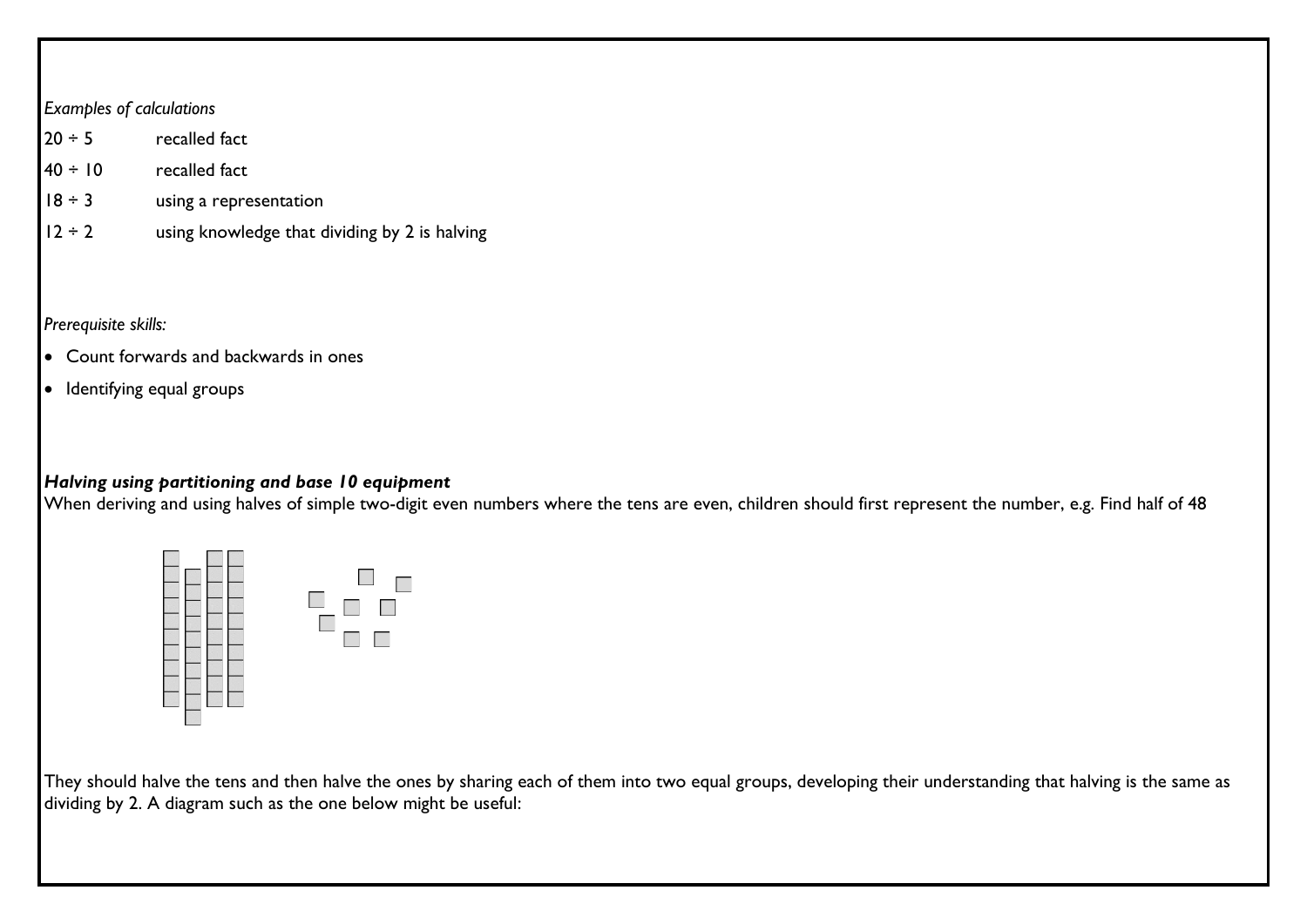*Examples of calculations*

| | |
|---|---|
| 20 ÷ 5 | recalled fact |
| 40 ÷ 10 | recalled fact |
| 18 ÷ 3 | using a representation |
| 12 ÷ 2 | using knowledge that dividing by 2 is halving |

*Prerequisite skills:*

- Count forwards and backwards in ones
- Identifying equal groups

***Halving using partitioning and base 10 equipment***

When deriving and using halves of simple two-digit even numbers where the tens are even, children should first represent the number, e.g. Find half of 48

They should halve the tens and then halve the ones by sharing each of them into two equal groups, developing their understanding that halving is the same as dividing by 2. A diagram such as the one below might be useful: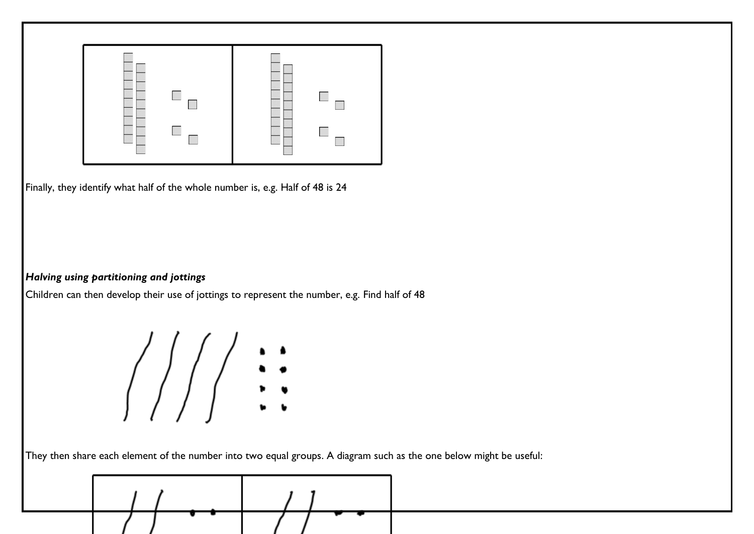Finally, they identify what half of the whole number is, e.g. Half of 48 is 24

***Halving using partitioning and jottings***

Children can then develop their use of jottings to represent the number, e.g. Find half of 48

They then share each element of the number into two equal groups. A diagram such as the one below might be useful: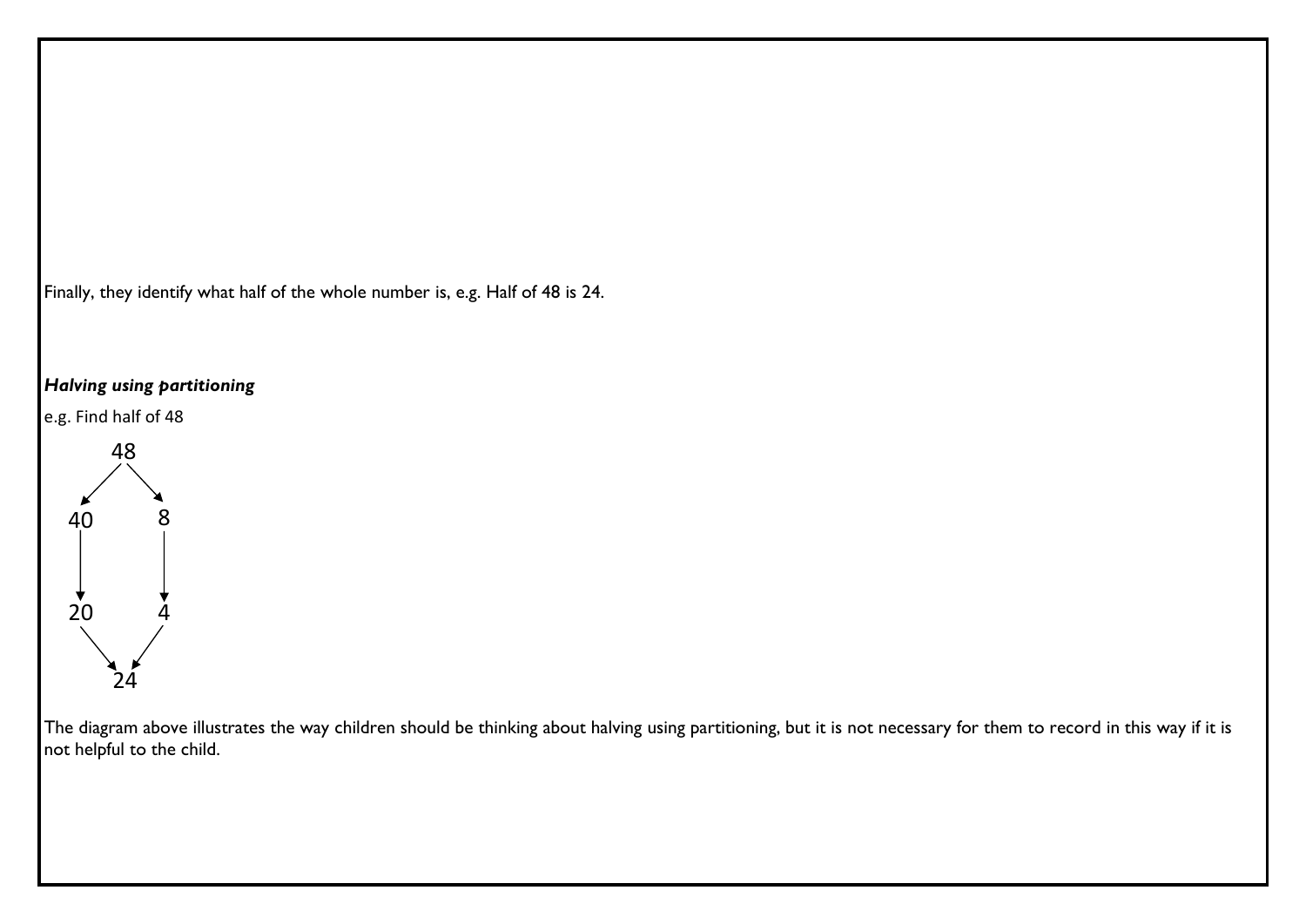Finally, they identify what half of the whole number is, e.g. Half of 48 is 24.

***Halving using partitioning***

e.g. Find half of 48

```
      48
     ↙  ↘
   40     8
   ↓      ↓
   20     4
     ↘  ↙
      24
```

The diagram above illustrates the way children should be thinking about halving using partitioning, but it is not necessary for them to record in this way if it is not helpful to the child.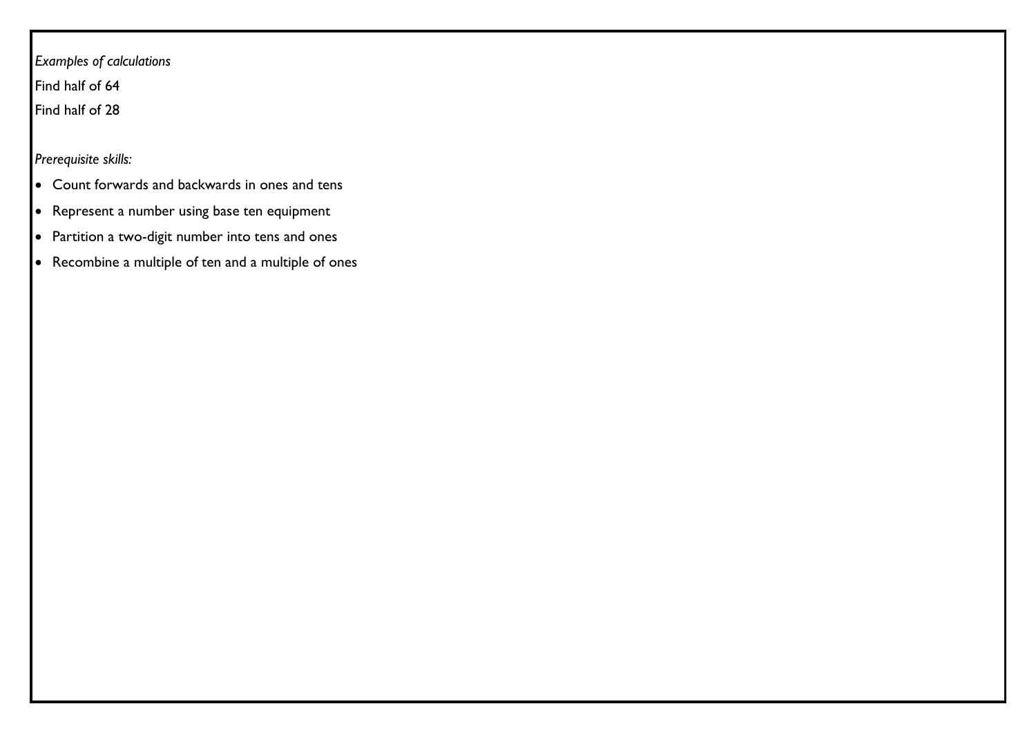*Examples of calculations*

Find half of 64

Find half of 28

*Prerequisite skills:*

- Count forwards and backwards in ones and tens
- Represent a number using base ten equipment
- Partition a two-digit number into tens and ones
- Recombine a multiple of ten and a multiple of ones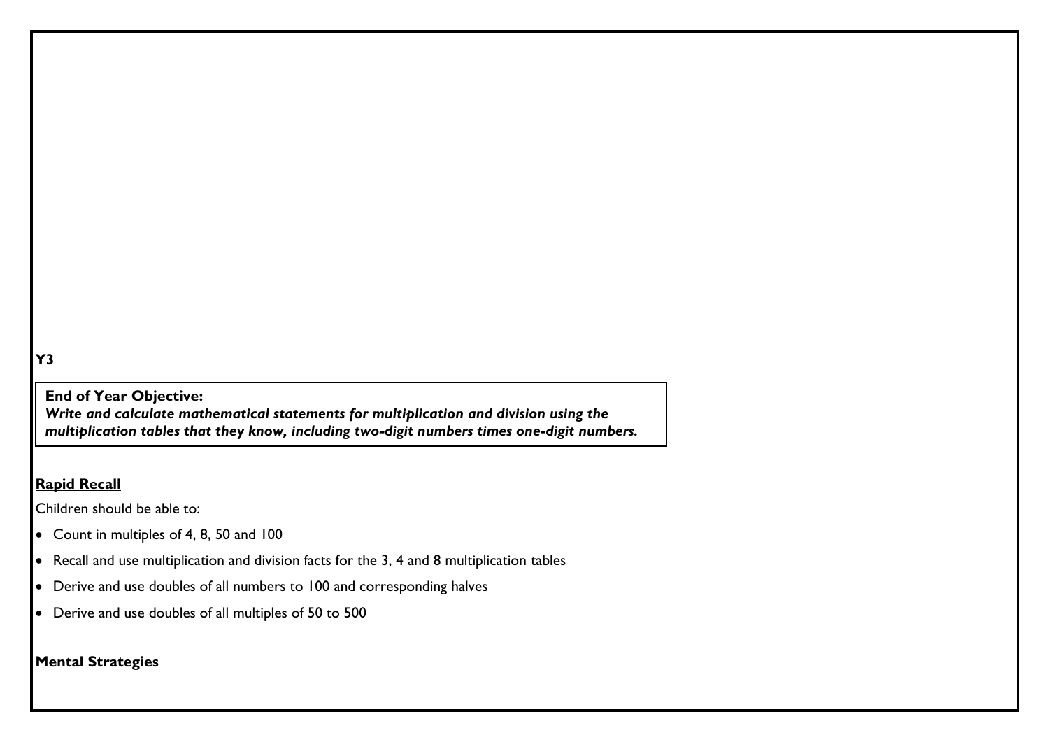**Y3**

**End of Year Objective:**
***Write and calculate mathematical statements for multiplication and division using the multiplication tables that they know, including two-digit numbers times one-digit numbers.***

**Rapid Recall**

Children should be able to:

- Count in multiples of 4, 8, 50 and 100
- Recall and use multiplication and division facts for the 3, 4 and 8 multiplication tables
- Derive and use doubles of all numbers to 100 and corresponding halves
- Derive and use doubles of all multiples of 50 to 500

**Mental Strategies**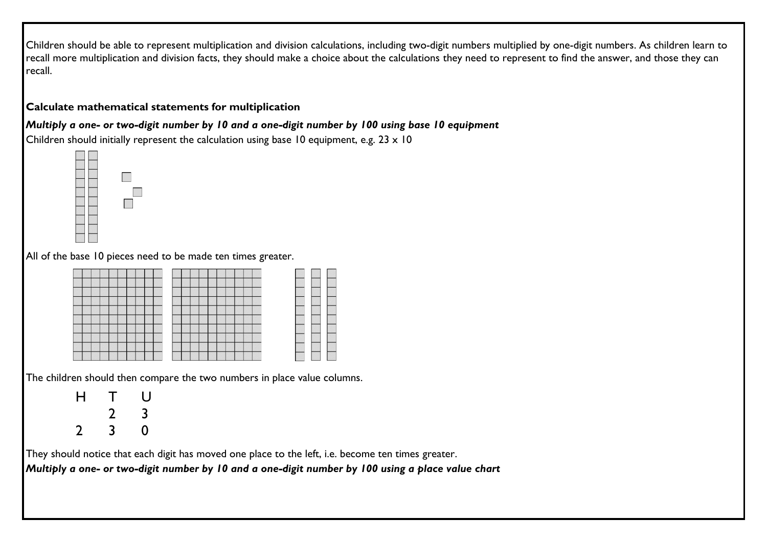Children should be able to represent multiplication and division calculations, including two-digit numbers multiplied by one-digit numbers. As children learn to recall more multiplication and division facts, they should make a choice about the calculations they need to represent to find the answer, and those they can recall.

**Calculate mathematical statements for multiplication**

***Multiply a one- or two-digit number by 10 and a one-digit number by 100 using base 10 equipment***

Children should initially represent the calculation using base 10 equipment, e.g. 23 x 10

All of the base 10 pieces need to be made ten times greater.

The children should then compare the two numbers in place value columns.

| H | T | U |
|---|---|---|
|   | 2 | 3 |
| 2 | 3 | 0 |

They should notice that each digit has moved one place to the left, i.e. become ten times greater.

***Multiply a one- or two-digit number by 10 and a one-digit number by 100 using a place value chart***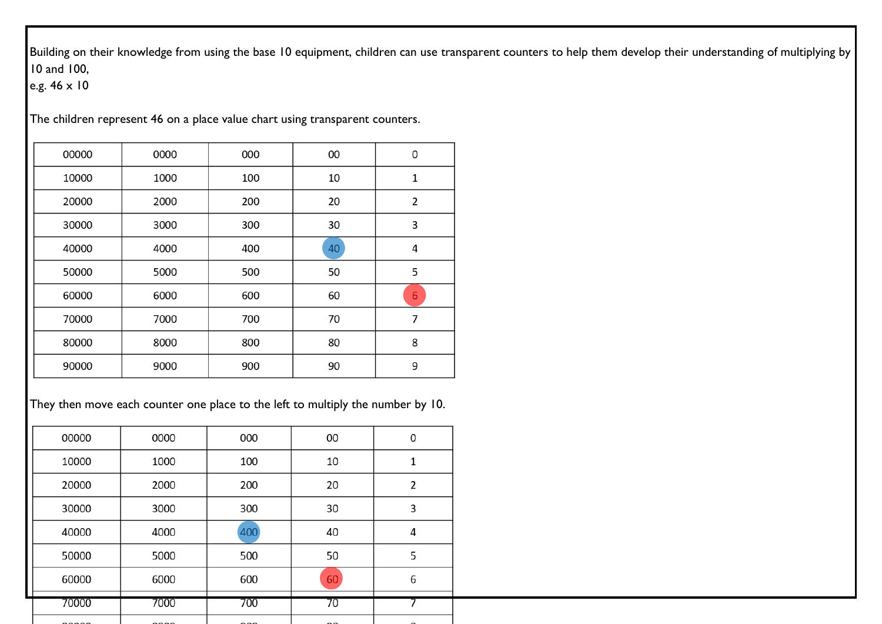Building on their knowledge from using the base 10 equipment, children can use transparent counters to help them develop their understanding of multiplying by 10 and 100,
e.g. 46 x 10

The children represent 46 on a place value chart using transparent counters.

| 00000 | 0000 | 000 | 00 | 0 |
|---|---|---|---|---|
| 10000 | 1000 | 100 | 10 | 1 |
| 20000 | 2000 | 200 | 20 | 2 |
| 30000 | 3000 | 300 | 30 | 3 |
| 40000 | 4000 | 400 | 40 | 4 |
| 50000 | 5000 | 500 | 50 | 5 |
| 60000 | 6000 | 600 | 60 | 6 |
| 70000 | 7000 | 700 | 70 | 7 |
| 80000 | 8000 | 800 | 80 | 8 |
| 90000 | 9000 | 900 | 90 | 9 |

They then move each counter one place to the left to multiply the number by 10.

| 00000 | 0000 | 000 | 00 | 0 |
|---|---|---|---|---|
| 10000 | 1000 | 100 | 10 | 1 |
| 20000 | 2000 | 200 | 20 | 2 |
| 30000 | 3000 | 300 | 30 | 3 |
| 40000 | 4000 | 400 | 40 | 4 |
| 50000 | 5000 | 500 | 50 | 5 |
| 60000 | 6000 | 600 | 60 | 6 |
| 70000 | 7000 | 700 | 70 | 7 |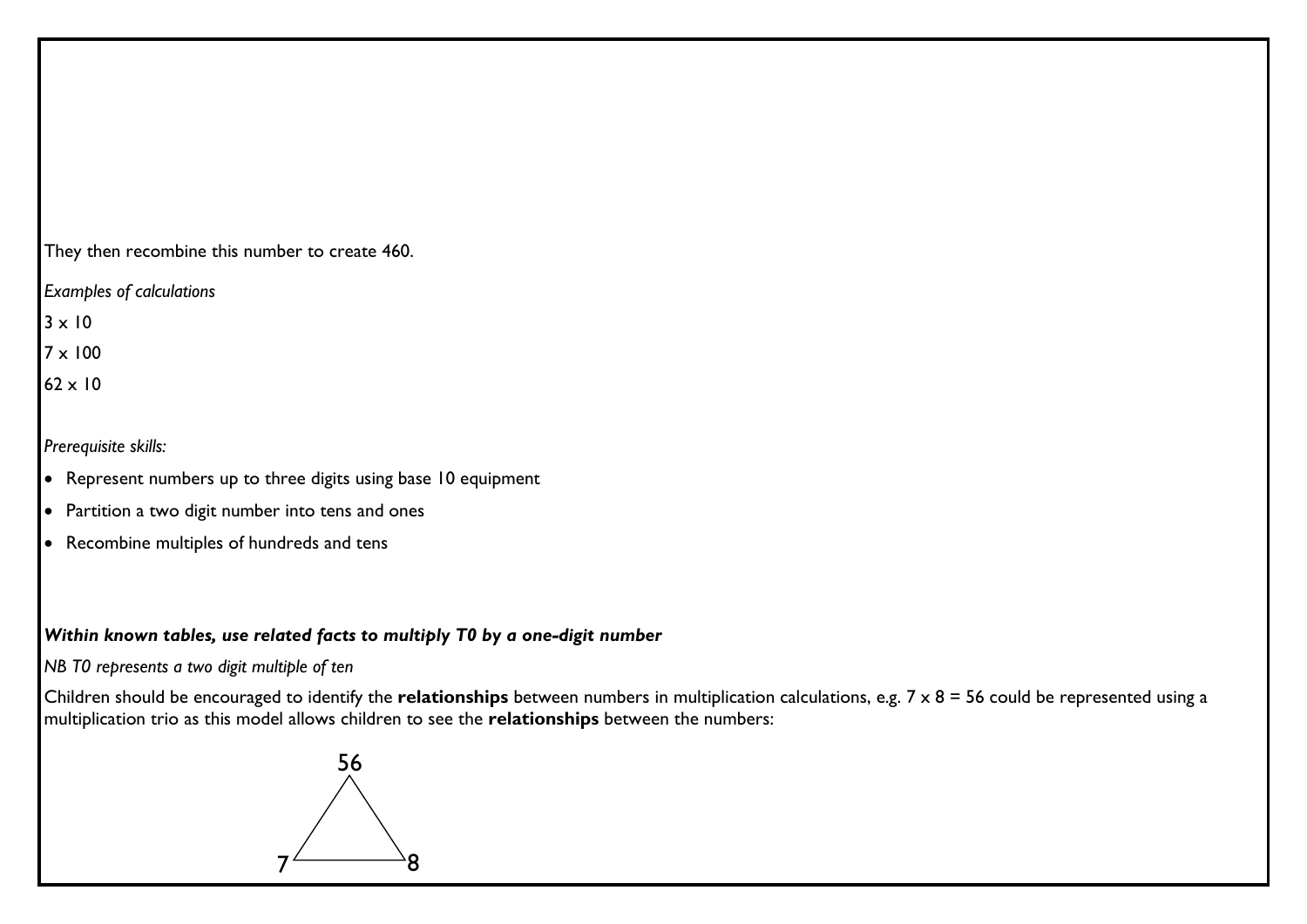They then recombine this number to create 460.

*Examples of calculations*

3 x 10

7 x 100

62 x 10

*Prerequisite skills:*

- Represent numbers up to three digits using base 10 equipment
- Partition a two digit number into tens and ones
- Recombine multiples of hundreds and tens

***Within known tables, use related facts to multiply T0 by a one-digit number***

*NB T0 represents a two digit multiple of ten*

Children should be encouraged to identify the **relationships** between numbers in multiplication calculations, e.g. 7 x 8 = 56 could be represented using a multiplication trio as this model allows children to see the **relationships** between the numbers:

56

7 8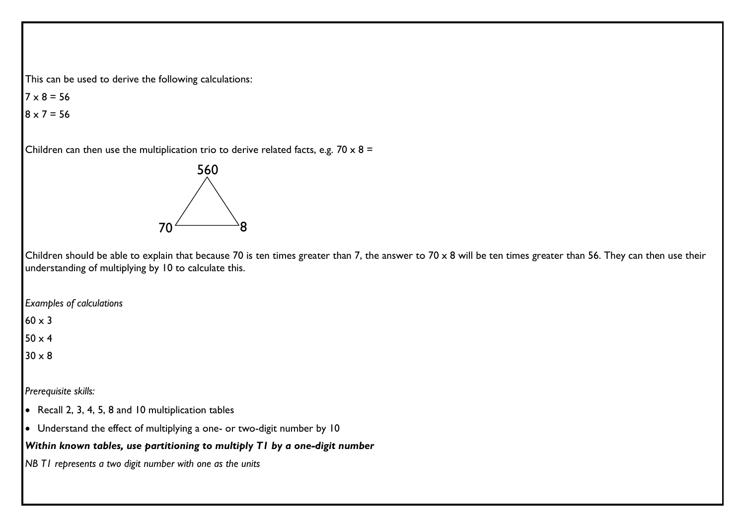This can be used to derive the following calculations:

7 x 8 = 56

8 x 7 = 56

Children can then use the multiplication trio to derive related facts, e.g. 70 x 8 =

560

70 8

Children should be able to explain that because 70 is ten times greater than 7, the answer to 70 x 8 will be ten times greater than 56. They can then use their understanding of multiplying by 10 to calculate this.

*Examples of calculations*

60 x 3

50 x 4

30 x 8

*Prerequisite skills:*

- Recall 2, 3, 4, 5, 8 and 10 multiplication tables
- Understand the effect of multiplying a one- or two-digit number by 10

***Within known tables, use partitioning to multiply T1 by a one-digit number***

*NB T1 represents a two digit number with one as the units*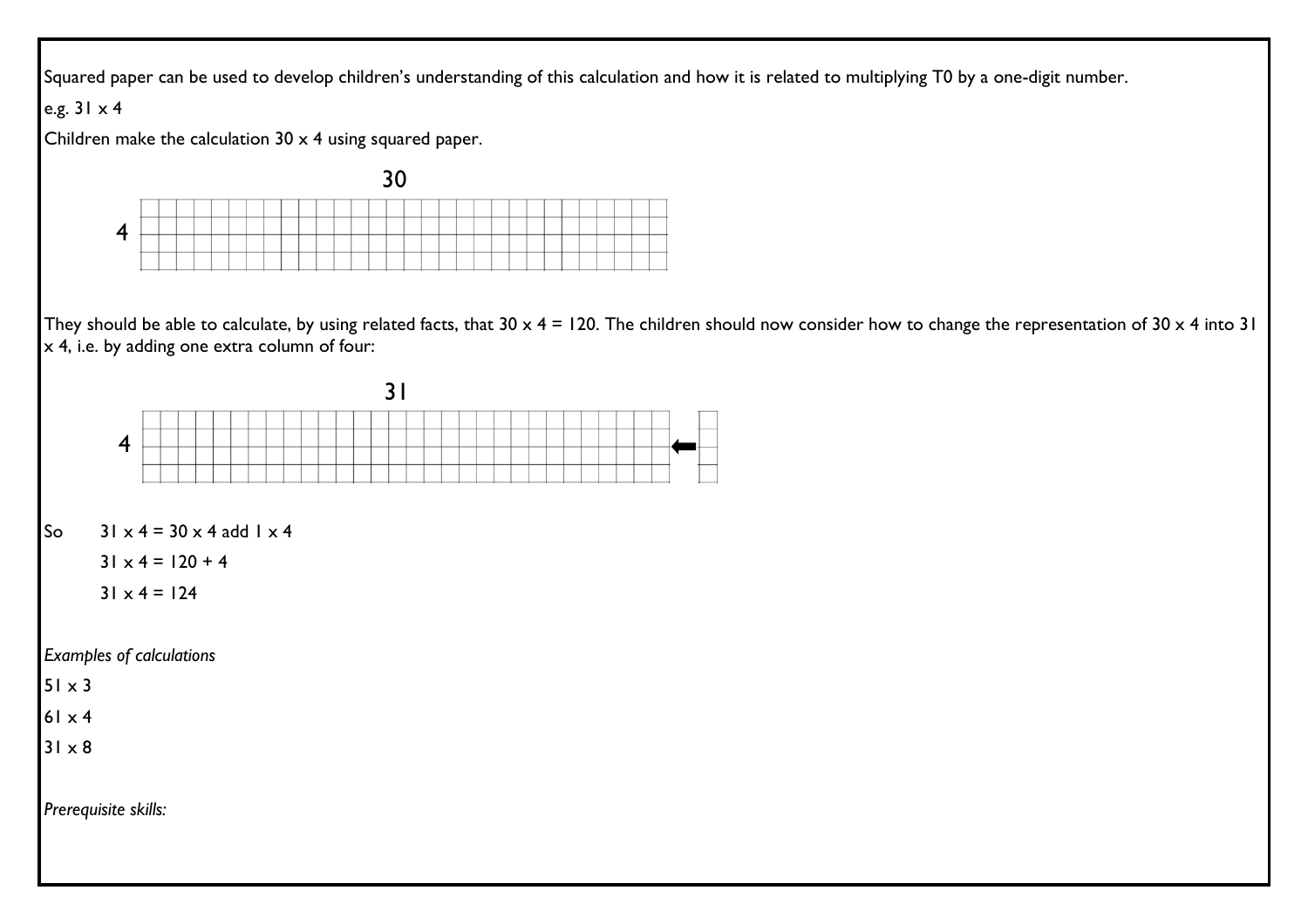Squared paper can be used to develop children's understanding of this calculation and how it is related to multiplying T0 by a one-digit number.

e.g. 31 x 4

Children make the calculation 30 x 4 using squared paper.

30

4

They should be able to calculate, by using related facts, that 30 x 4 = 120. The children should now consider how to change the representation of 30 x 4 into 31 x 4, i.e. by adding one extra column of four:

31

4

So 31 x 4 = 30 x 4 add 1 x 4

31 x 4 = 120 + 4

31 x 4 = 124

*Examples of calculations*

51 x 3

61 x 4

31 x 8

*Prerequisite skills:*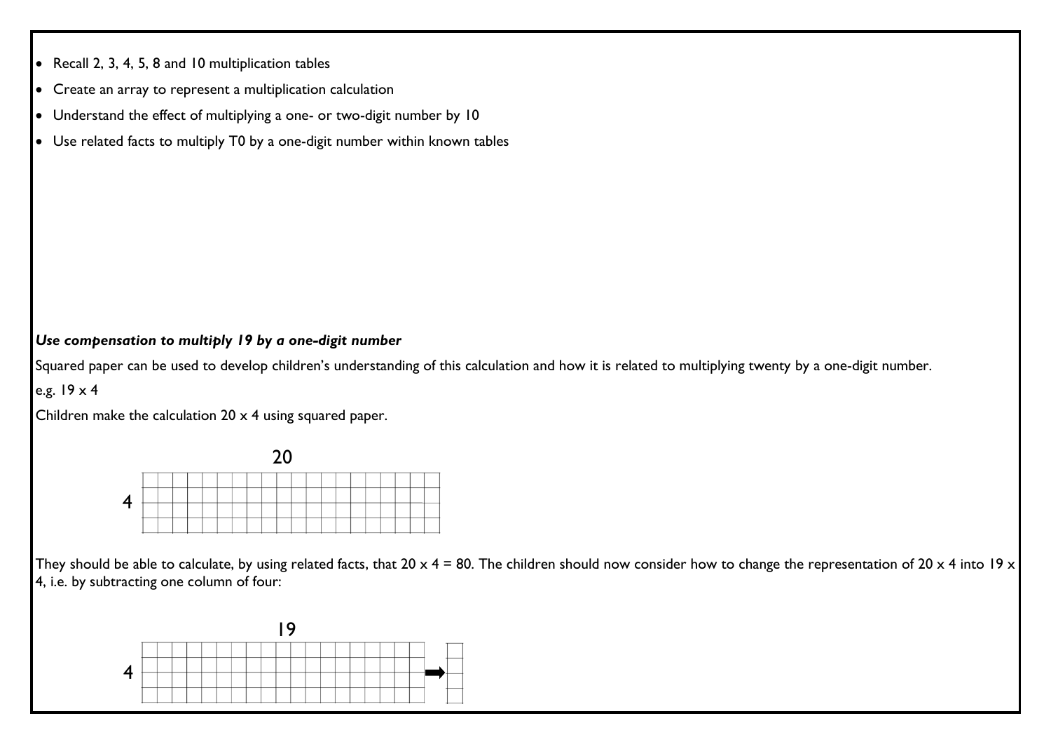- Recall 2, 3, 4, 5, 8 and 10 multiplication tables
- Create an array to represent a multiplication calculation
- Understand the effect of multiplying a one- or two-digit number by 10
- Use related facts to multiply T0 by a one-digit number within known tables

***Use compensation to multiply 19 by a one-digit number***

Squared paper can be used to develop children's understanding of this calculation and how it is related to multiplying twenty by a one-digit number.

e.g. 19 x 4

Children make the calculation 20 x 4 using squared paper.

20

4

They should be able to calculate, by using related facts, that 20 x 4 = 80. The children should now consider how to change the representation of 20 x 4 into 19 x 4, i.e. by subtracting one column of four:

19

4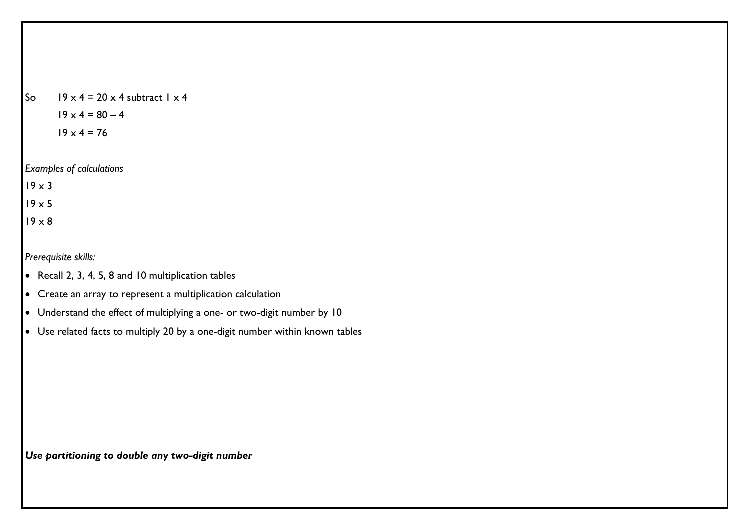So $19 \times 4 = 20 \times 4$ subtract $1 \times 4$

$19 \times 4 = 80 - 4$

$19 \times 4 = 76$

*Examples of calculations*

$19 \times 3$

$19 \times 5$

$19 \times 8$

*Prerequisite skills:*

- Recall 2, 3, 4, 5, 8 and 10 multiplication tables
- Create an array to represent a multiplication calculation
- Understand the effect of multiplying a one- or two-digit number by 10
- Use related facts to multiply 20 by a one-digit number within known tables

***Use partitioning to double any two-digit number***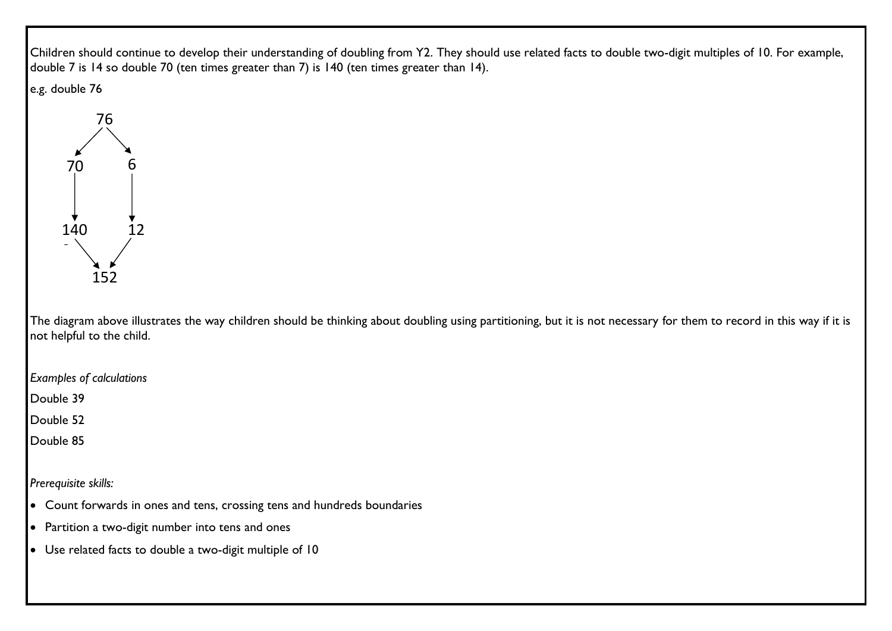Children should continue to develop their understanding of doubling from Y2. They should use related facts to double two-digit multiples of 10. For example, double 7 is 14 so double 70 (ten times greater than 7) is 140 (ten times greater than 14).

e.g. double 76

```
       76
      ↙  ↘
    70     6
    ↓      ↓
   140    12
      ↘  ↙
       152
```

The diagram above illustrates the way children should be thinking about doubling using partitioning, but it is not necessary for them to record in this way if it is not helpful to the child.

*Examples of calculations*

Double 39

Double 52

Double 85

*Prerequisite skills:*

- Count forwards in ones and tens, crossing tens and hundreds boundaries
- Partition a two-digit number into tens and ones
- Use related facts to double a two-digit multiple of 10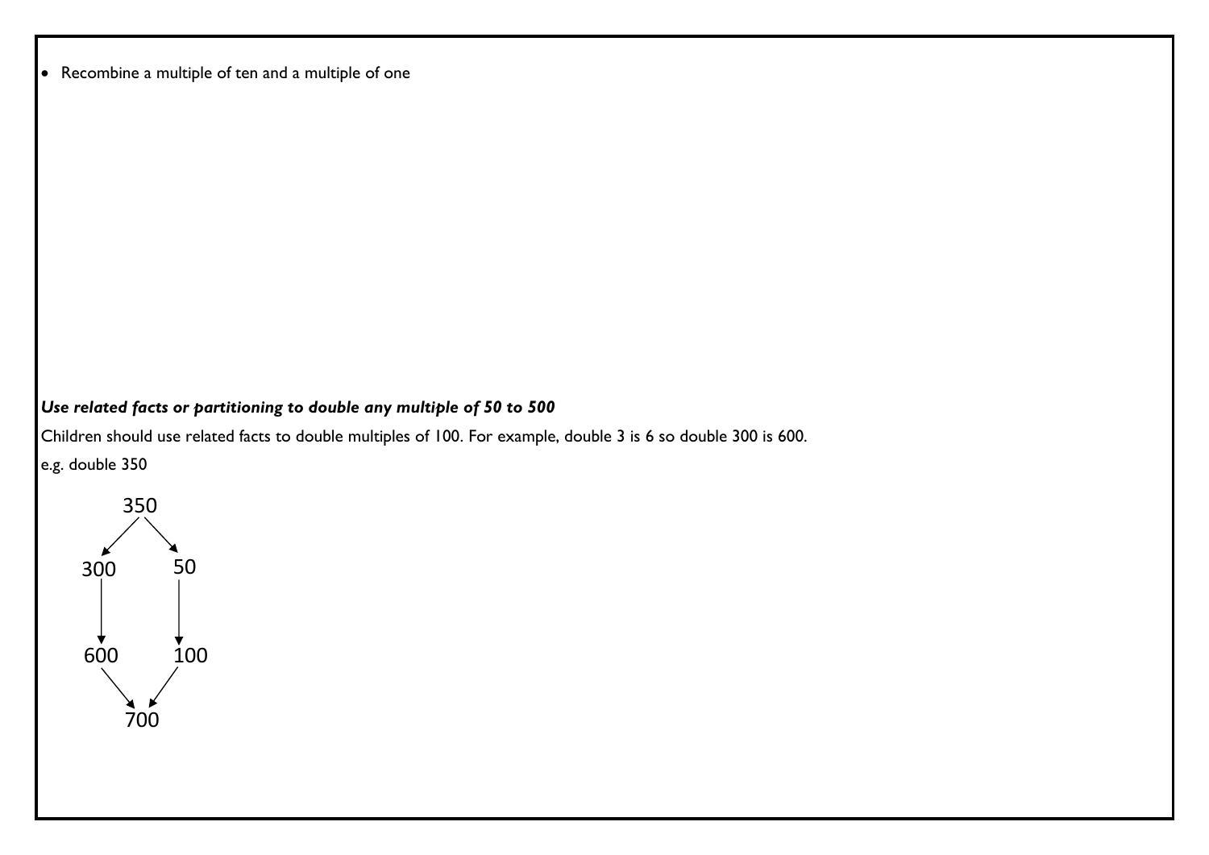- Recombine a multiple of ten and a multiple of one

***Use related facts or partitioning to double any multiple of 50 to 500***

Children should use related facts to double multiples of 100. For example, double 3 is 6 so double 300 is 600.

e.g. double 350

```
      350
     ↙   ↘
  300     50
   ↓       ↓
  600     100
     ↘   ↙
      700
```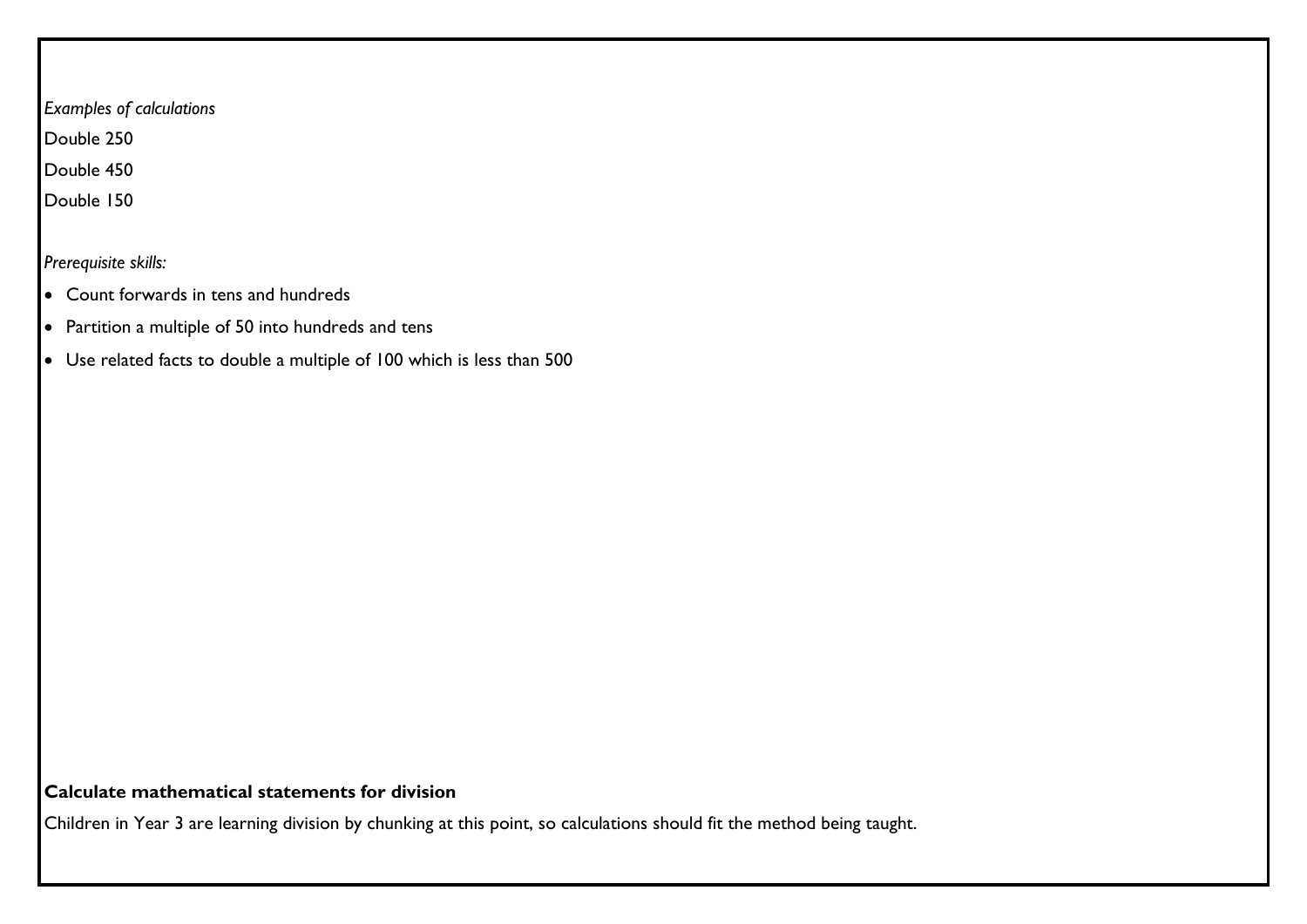*Examples of calculations*

Double 250

Double 450

Double 150

*Prerequisite skills:*

- Count forwards in tens and hundreds
- Partition a multiple of 50 into hundreds and tens
- Use related facts to double a multiple of 100 which is less than 500

**Calculate mathematical statements for division**

Children in Year 3 are learning division by chunking at this point, so calculations should fit the method being taught.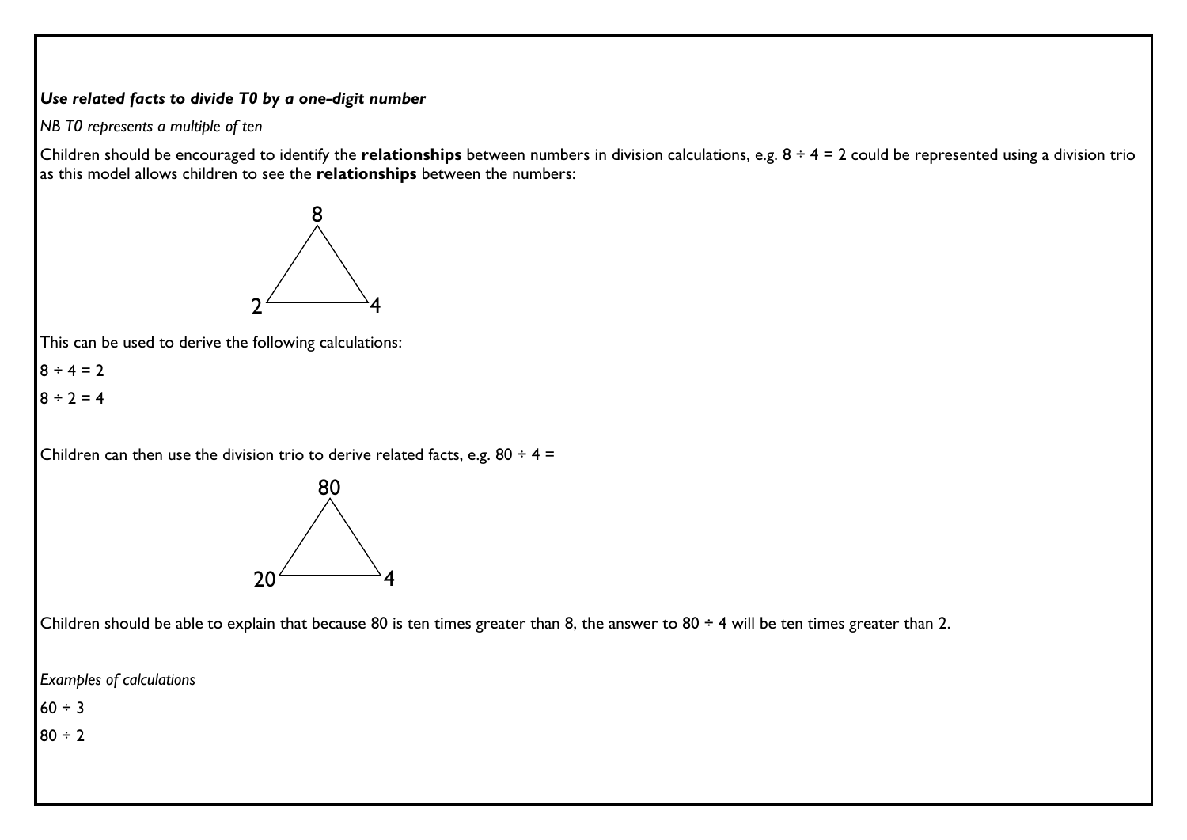***Use related facts to divide T0 by a one-digit number***

*NB T0 represents a multiple of ten*

Children should be encouraged to identify the **relationships** between numbers in division calculations, e.g. 8 ÷ 4 = 2 could be represented using a division trio as this model allows children to see the **relationships** between the numbers:

8

2 4

This can be used to derive the following calculations:

8 ÷ 4 = 2

8 ÷ 2 = 4

Children can then use the division trio to derive related facts, e.g. 80 ÷ 4 =

80

20 4

Children should be able to explain that because 80 is ten times greater than 8, the answer to 80 ÷ 4 will be ten times greater than 2.

*Examples of calculations*

60 ÷ 3

80 ÷ 2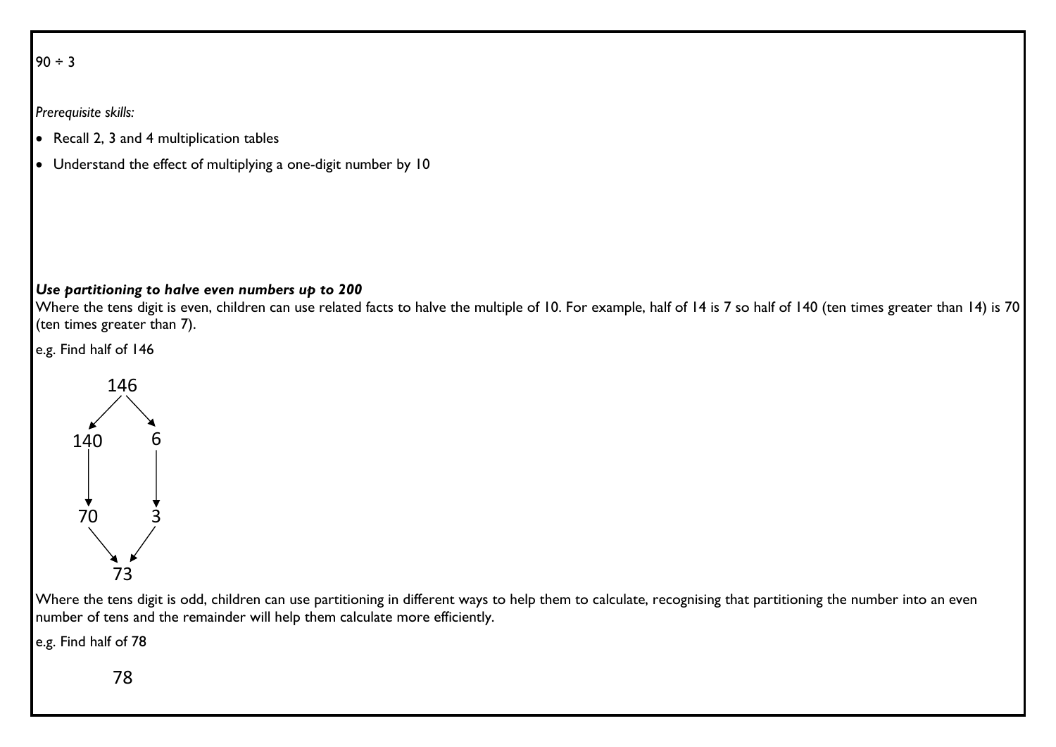90 ÷ 3

*Prerequisite skills:*

- Recall 2, 3 and 4 multiplication tables
- Understand the effect of multiplying a one-digit number by 10

***Use partitioning to halve even numbers up to 200***

Where the tens digit is even, children can use related facts to halve the multiple of 10. For example, half of 14 is 7 so half of 140 (ten times greater than 14) is 70 (ten times greater than 7).

e.g. Find half of 146

```
      146
     ↙   ↘
   140     6
    ↓      ↓
    70     3
     ↘   ↙
      73
```

Where the tens digit is odd, children can use partitioning in different ways to help them to calculate, recognising that partitioning the number into an even number of tens and the remainder will help them calculate more efficiently.

e.g. Find half of 78

78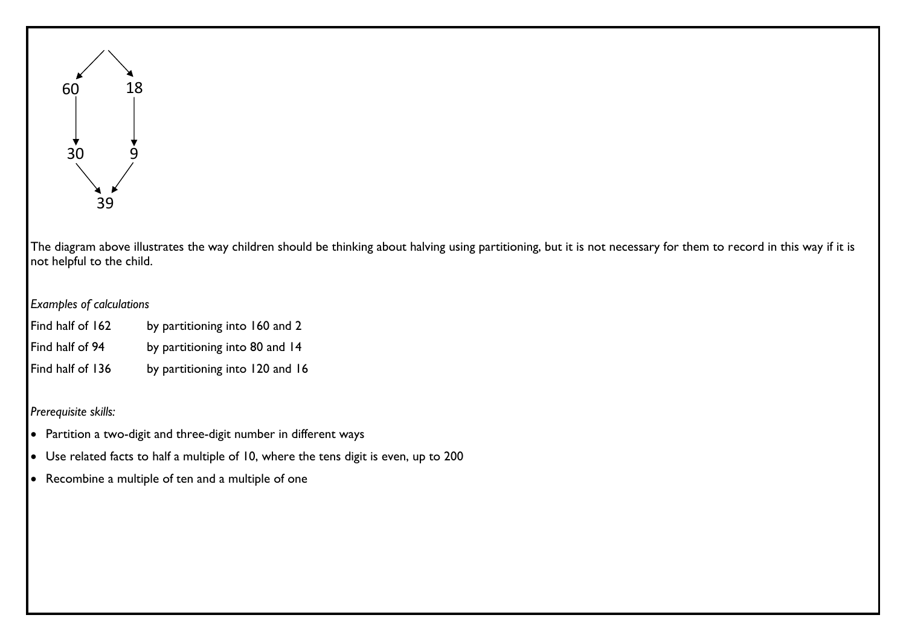```
   /   \
  60    18
  |      |
  30     9
   \   /
    39
```

The diagram above illustrates the way children should be thinking about halving using partitioning, but it is not necessary for them to record in this way if it is not helpful to the child.

*Examples of calculations*

Find half of 162 by partitioning into 160 and 2

Find half of 94 by partitioning into 80 and 14

Find half of 136 by partitioning into 120 and 16

*Prerequisite skills:*

- Partition a two-digit and three-digit number in different ways
- Use related facts to half a multiple of 10, where the tens digit is even, up to 200
- Recombine a multiple of ten and a multiple of one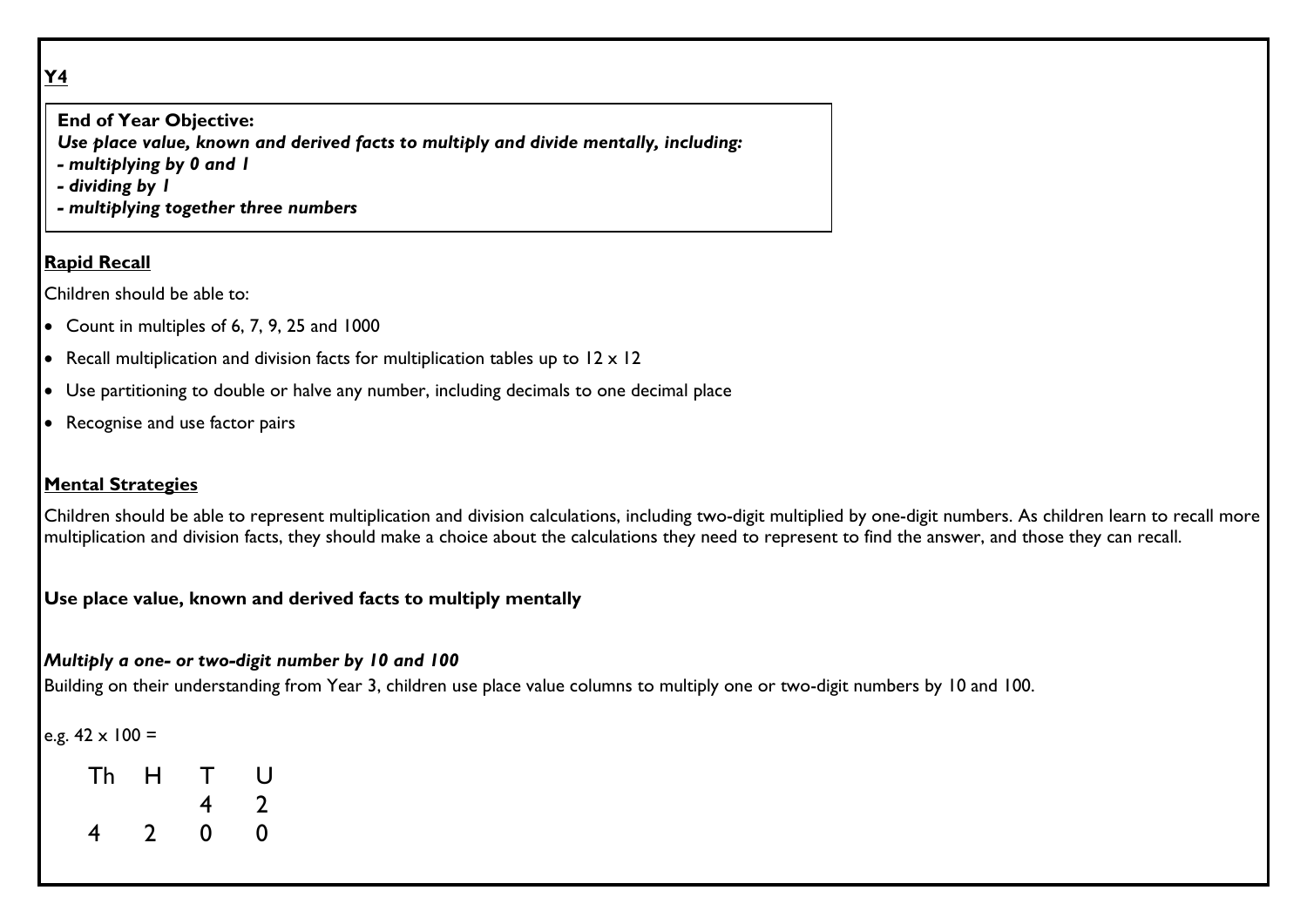**Y4**

> **End of Year Objective:**
> ***Use place value, known and derived facts to multiply and divide mentally, including:***
> ***- multiplying by 0 and 1***
> ***- dividing by 1***
> ***- multiplying together three numbers***

## Rapid Recall

Children should be able to:

- Count in multiples of 6, 7, 9, 25 and 1000
- Recall multiplication and division facts for multiplication tables up to 12 x 12
- Use partitioning to double or halve any number, including decimals to one decimal place
- Recognise and use factor pairs

## Mental Strategies

Children should be able to represent multiplication and division calculations, including two-digit multiplied by one-digit numbers. As children learn to recall more multiplication and division facts, they should make a choice about the calculations they need to represent to find the answer, and those they can recall.

**Use place value, known and derived facts to multiply mentally**

***Multiply a one- or two-digit number by 10 and 100***

Building on their understanding from Year 3, children use place value columns to multiply one or two-digit numbers by 10 and 100.

e.g. 42 x 100 =

| Th | H | T | U |
|---|---|---|---|
| | | 4 | 2 |
| 4 | 2 | 0 | 0 |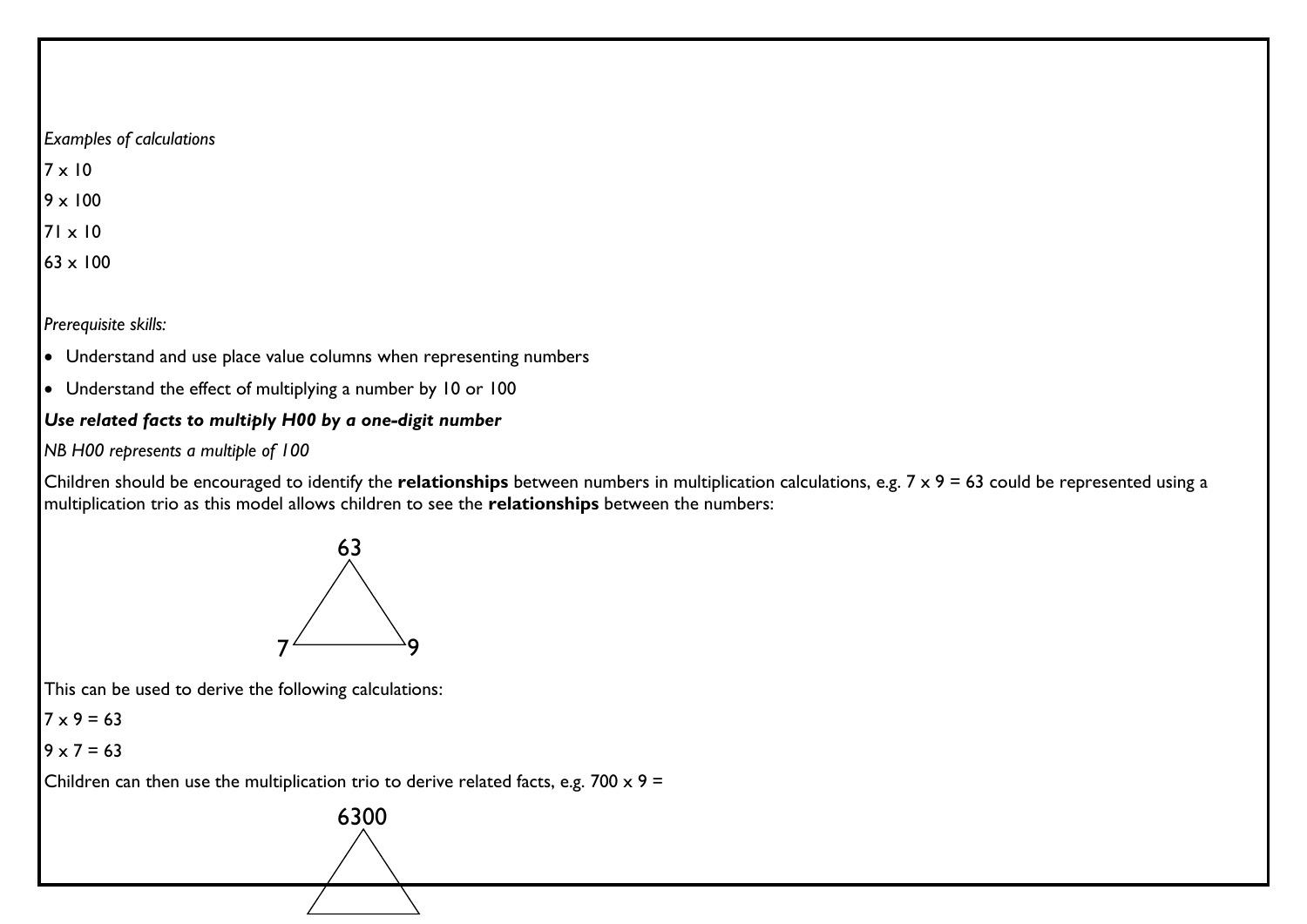*Examples of calculations*

7 x 10

9 x 100

71 x 10

63 x 100

*Prerequisite skills:*

- Understand and use place value columns when representing numbers
- Understand the effect of multiplying a number by 10 or 100

***Use related facts to multiply H00 by a one-digit number***

*NB H00 represents a multiple of 100*

Children should be encouraged to identify the **relationships** between numbers in multiplication calculations, e.g. 7 x 9 = 63 could be represented using a multiplication trio as this model allows children to see the **relationships** between the numbers:

63

7 9

This can be used to derive the following calculations:

7 x 9 = 63

9 x 7 = 63

Children can then use the multiplication trio to derive related facts, e.g. 700 x 9 =

6300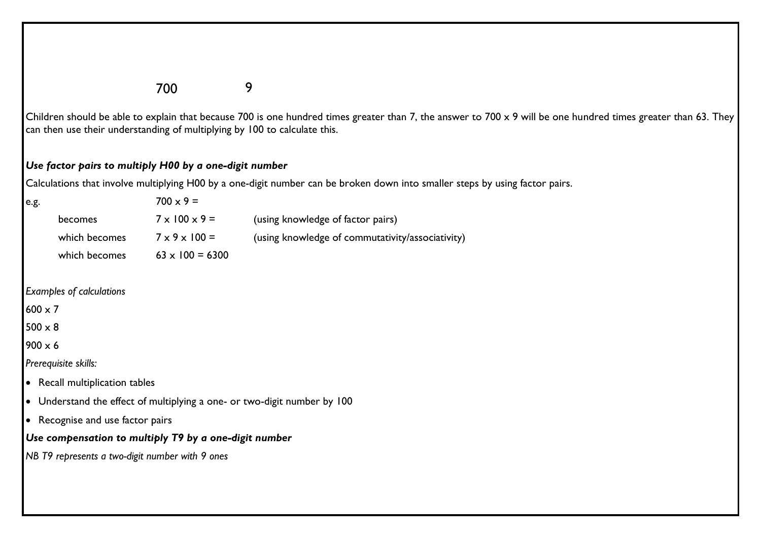700        9

Children should be able to explain that because 700 is one hundred times greater than 7, the answer to 700 x 9 will be one hundred times greater than 63. They can then use their understanding of multiplying by 100 to calculate this.

***Use factor pairs to multiply H00 by a one-digit number***

Calculations that involve multiplying H00 by a one-digit number can be broken down into smaller steps by using factor pairs.

| e.g. | 700 x 9 = | |
|---|---|---|
| becomes | 7 x 100 x 9 = | (using knowledge of factor pairs) |
| which becomes | 7 x 9 x 100 = | (using knowledge of commutativity/associativity) |
| which becomes | 63 x 100 = 6300 | |

*Examples of calculations*

600 x 7

500 x 8

900 x 6

*Prerequisite skills:*

- Recall multiplication tables
- Understand the effect of multiplying a one- or two-digit number by 100
- Recognise and use factor pairs

***Use compensation to multiply T9 by a one-digit number***

*NB T9 represents a two-digit number with 9 ones*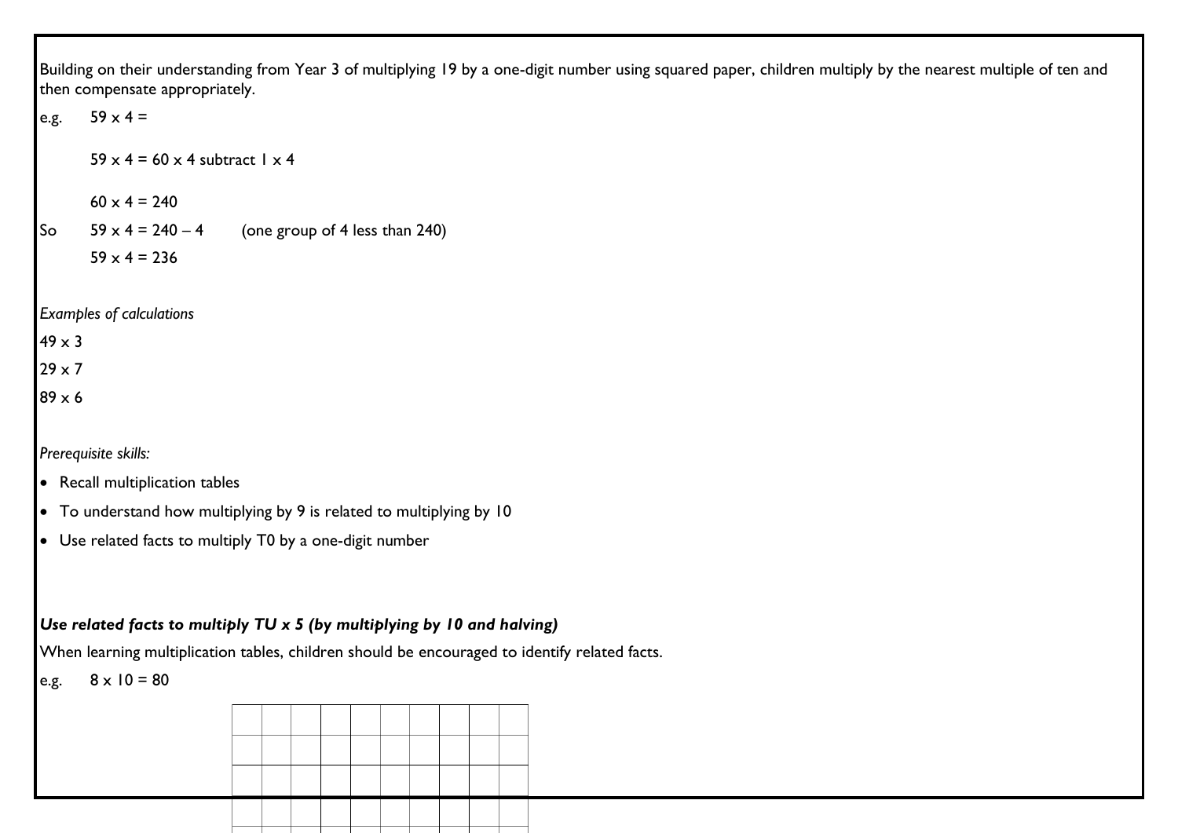Building on their understanding from Year 3 of multiplying 19 by a one-digit number using squared paper, children multiply by the nearest multiple of ten and then compensate appropriately.

e.g. 59 x 4 =

59 x 4 = 60 x 4 subtract 1 x 4

60 x 4 = 240

So 59 x 4 = 240 – 4 (one group of 4 less than 240)

59 x 4 = 236

*Examples of calculations*

49 x 3

29 x 7

89 x 6

*Prerequisite skills:*

- Recall multiplication tables
- To understand how multiplying by 9 is related to multiplying by 10
- Use related facts to multiply T0 by a one-digit number

***Use related facts to multiply TU x 5 (by multiplying by 10 and halving)***

When learning multiplication tables, children should be encouraged to identify related facts.

e.g. 8 x 10 = 80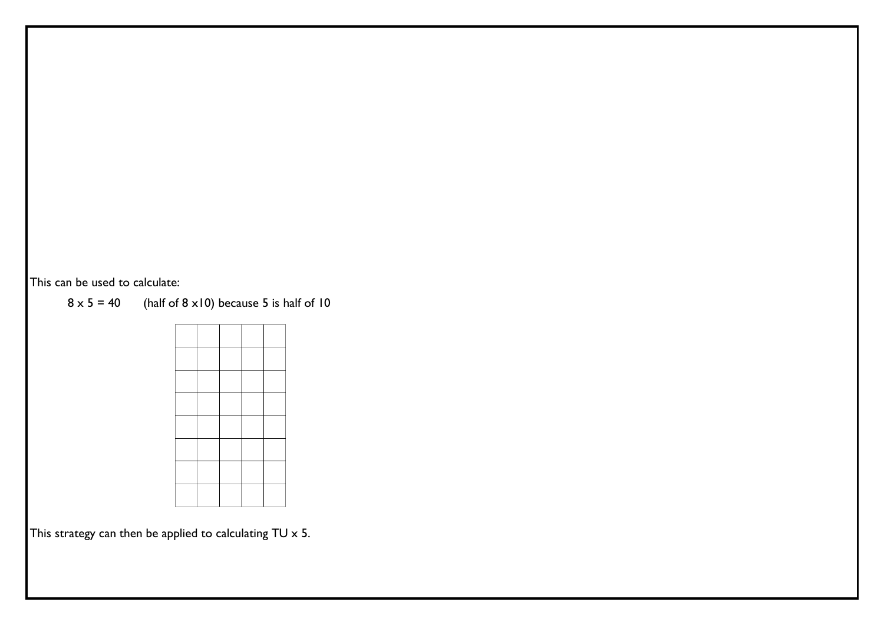This can be used to calculate:

$8 \times 5 = 40$ (half of $8 \times 10$) because 5 is half of 10

| | | | | |
|---|---|---|---|---|
| | | | | |
| | | | | |
| | | | | |
| | | | | |
| | | | | |
| | | | | |
| | | | | |

This strategy can then be applied to calculating TU x 5.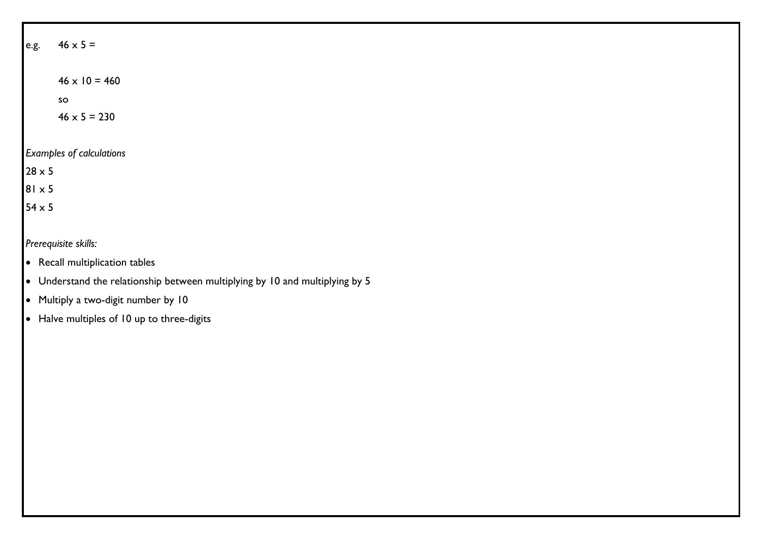e.g. $46 \times 5 =$

$46 \times 10 = 460$

so

$46 \times 5 = 230$

*Examples of calculations*

$28 \times 5$

$81 \times 5$

$54 \times 5$

*Prerequisite skills:*

- Recall multiplication tables
- Understand the relationship between multiplying by 10 and multiplying by 5
- Multiply a two-digit number by 10
- Halve multiples of 10 up to three-digits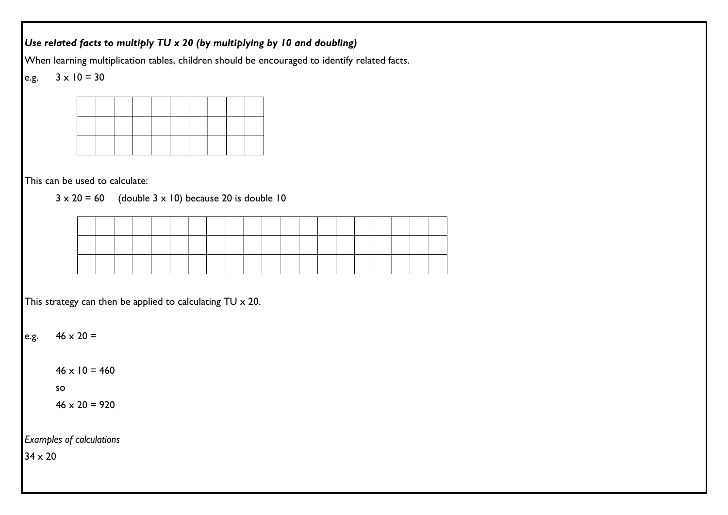***Use related facts to multiply TU x 20 (by multiplying by 10 and doubling)***

When learning multiplication tables, children should be encouraged to identify related facts.

e.g. 3 x 10 = 30

| | | | | | | | | | |
|---|---|---|---|---|---|---|---|---|---|
| | | | | | | | | | |
| | | | | | | | | | |
| | | | | | | | | | |

This can be used to calculate:

3 x 20 = 60 (double 3 x 10) because 20 is double 10

| | | | | | | | | | | | | | | | | | | | |
|---|---|---|---|---|---|---|---|---|---|---|---|---|---|---|---|---|---|---|---|
| | | | | | | | | | | | | | | | | | | | |
| | | | | | | | | | | | | | | | | | | | |
| | | | | | | | | | | | | | | | | | | | |

This strategy can then be applied to calculating TU x 20.

e.g. 46 x 20 =

46 x 10 = 460

so

46 x 20 = 920

*Examples of calculations*

34 x 20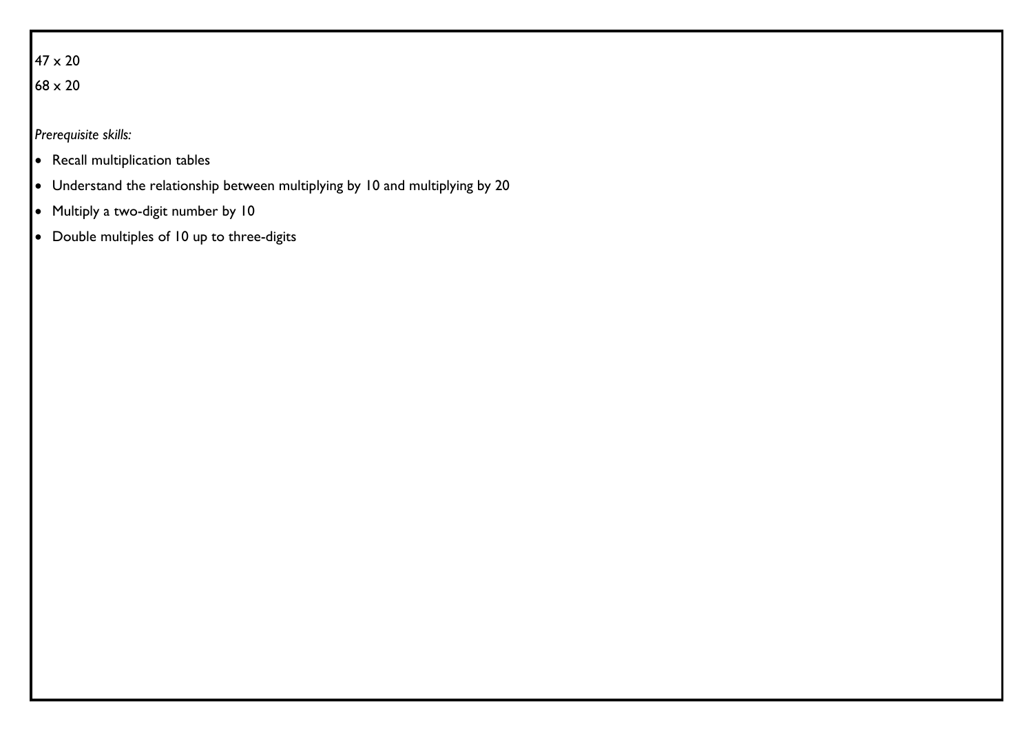47 x 20

68 x 20

*Prerequisite skills:*

- Recall multiplication tables
- Understand the relationship between multiplying by 10 and multiplying by 20
- Multiply a two-digit number by 10
- Double multiples of 10 up to three-digits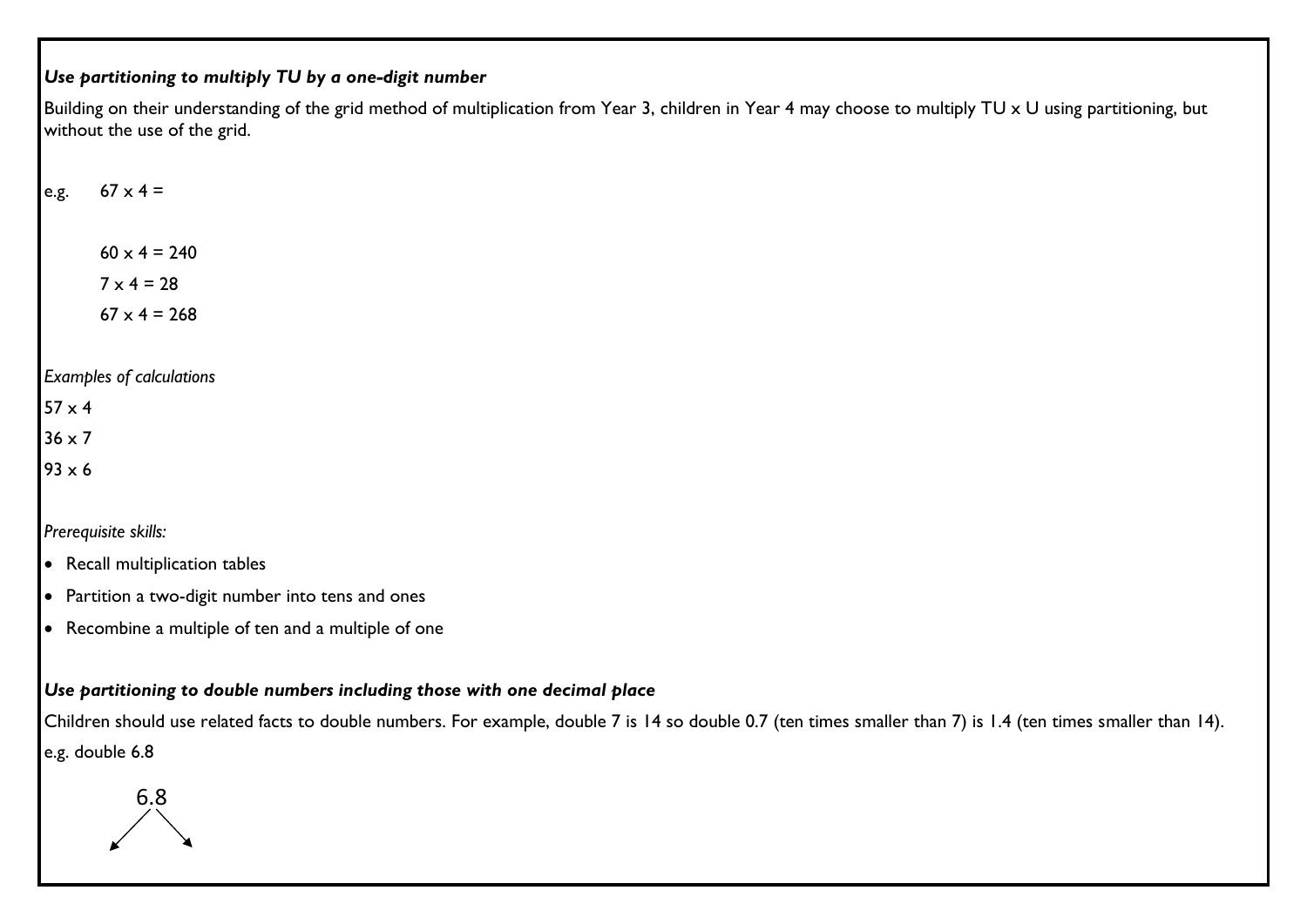***Use partitioning to multiply TU by a one-digit number***

Building on their understanding of the grid method of multiplication from Year 3, children in Year 4 may choose to multiply TU x U using partitioning, but without the use of the grid.

e.g. 67 x 4 =

60 x 4 = 240

7 x 4 = 28

67 x 4 = 268

*Examples of calculations*

57 x 4

36 x 7

93 x 6

*Prerequisite skills:*

- Recall multiplication tables
- Partition a two-digit number into tens and ones
- Recombine a multiple of ten and a multiple of one

***Use partitioning to double numbers including those with one decimal place***

Children should use related facts to double numbers. For example, double 7 is 14 so double 0.7 (ten times smaller than 7) is 1.4 (ten times smaller than 14).

e.g. double 6.8

6.8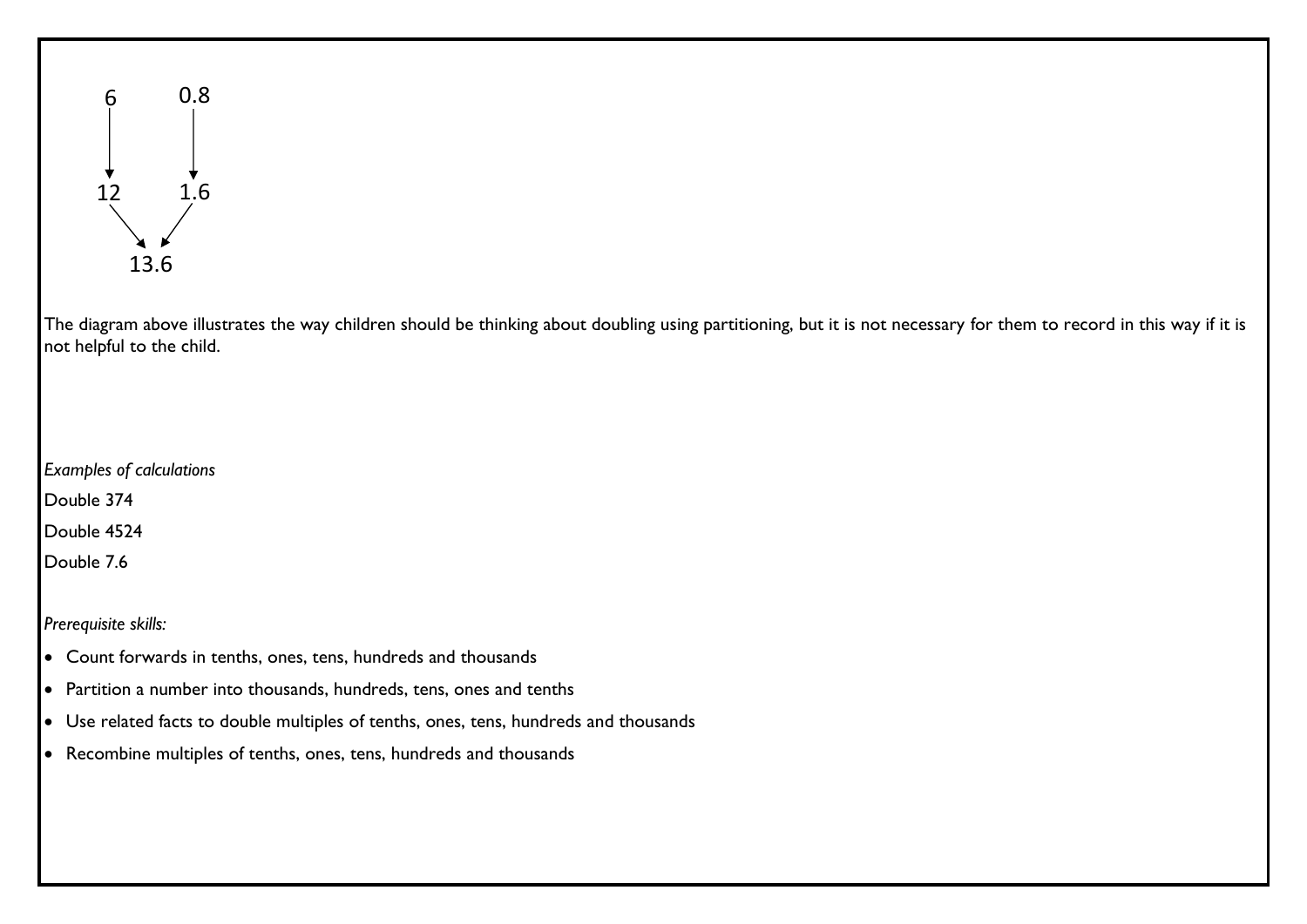```
6        0.8
↓         ↓
12       1.6
   ↘    ↙
    13.6
```

The diagram above illustrates the way children should be thinking about doubling using partitioning, but it is not necessary for them to record in this way if it is not helpful to the child.

*Examples of calculations*

Double 374

Double 4524

Double 7.6

*Prerequisite skills:*

- Count forwards in tenths, ones, tens, hundreds and thousands
- Partition a number into thousands, hundreds, tens, ones and tenths
- Use related facts to double multiples of tenths, ones, tens, hundreds and thousands
- Recombine multiples of tenths, ones, tens, hundreds and thousands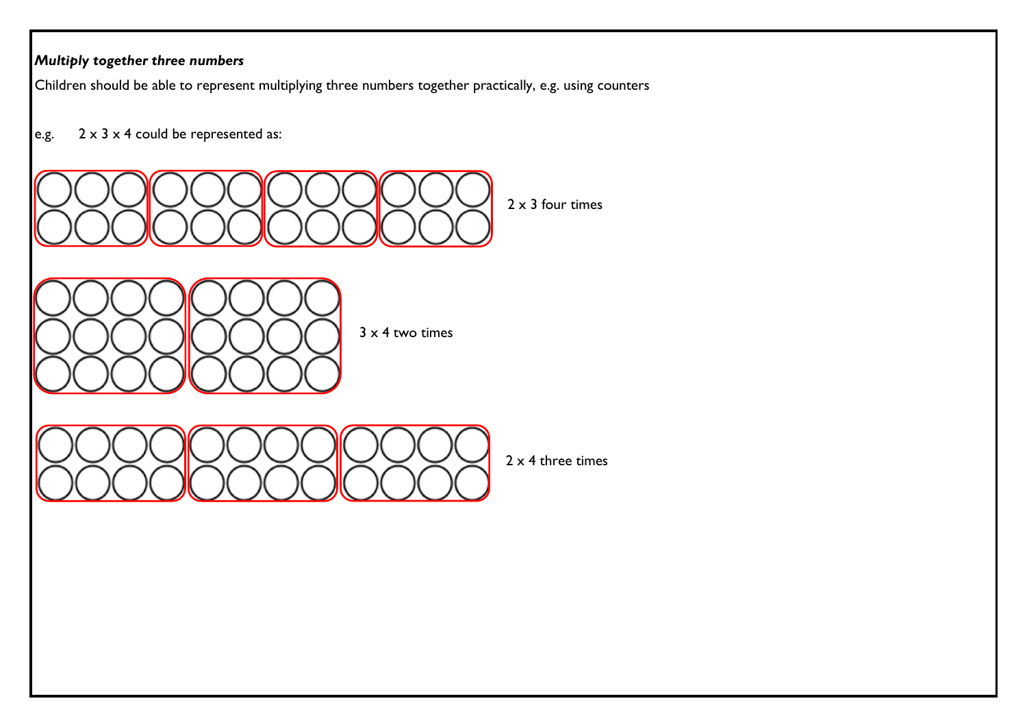***Multiply together three numbers***

Children should be able to represent multiplying three numbers together practically, e.g. using counters

e.g. 2 x 3 x 4 could be represented as:

2 x 3 four times

3 x 4 two times

2 x 4 three times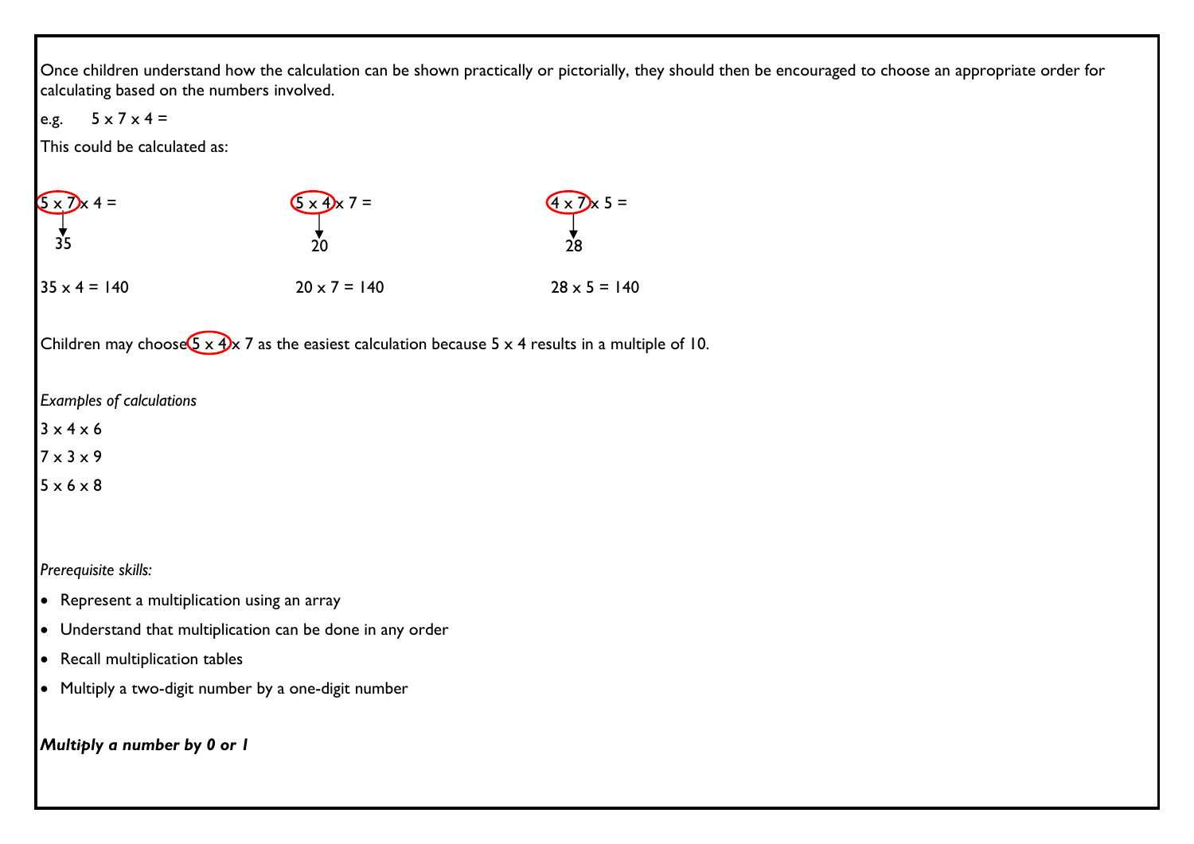Once children understand how the calculation can be shown practically or pictorially, they should then be encouraged to choose an appropriate order for calculating based on the numbers involved.

e.g. $5 \times 7 \times 4 =$

This could be calculated as:

| | | |
|---|---|---|
| $5 \times 7 \times 4 =$ | $5 \times 4 \times 7 =$ | $4 \times 7 \times 5 =$ |
| 35 | 20 | 28 |
| $35 \times 4 = 140$ | $20 \times 7 = 140$ | $28 \times 5 = 140$ |

Children may choose $5 \times 4 \times 7$ as the easiest calculation because $5 \times 4$ results in a multiple of 10.

*Examples of calculations*

$3 \times 4 \times 6$

$7 \times 3 \times 9$

$5 \times 6 \times 8$

*Prerequisite skills:*

- Represent a multiplication using an array
- Understand that multiplication can be done in any order
- Recall multiplication tables
- Multiply a two-digit number by a one-digit number

***Multiply a number by 0 or 1***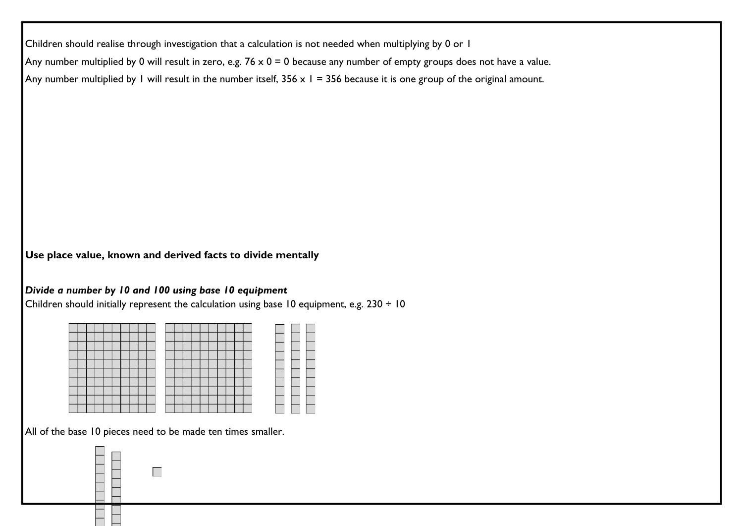Children should realise through investigation that a calculation is not needed when multiplying by 0 or 1

Any number multiplied by 0 will result in zero, e.g. 76 x 0 = 0 because any number of empty groups does not have a value.

Any number multiplied by 1 will result in the number itself, 356 x 1 = 356 because it is one group of the original amount.

**Use place value, known and derived facts to divide mentally**

***Divide a number by 10 and 100 using base 10 equipment***

Children should initially represent the calculation using base 10 equipment, e.g. 230 ÷ 10

All of the base 10 pieces need to be made ten times smaller.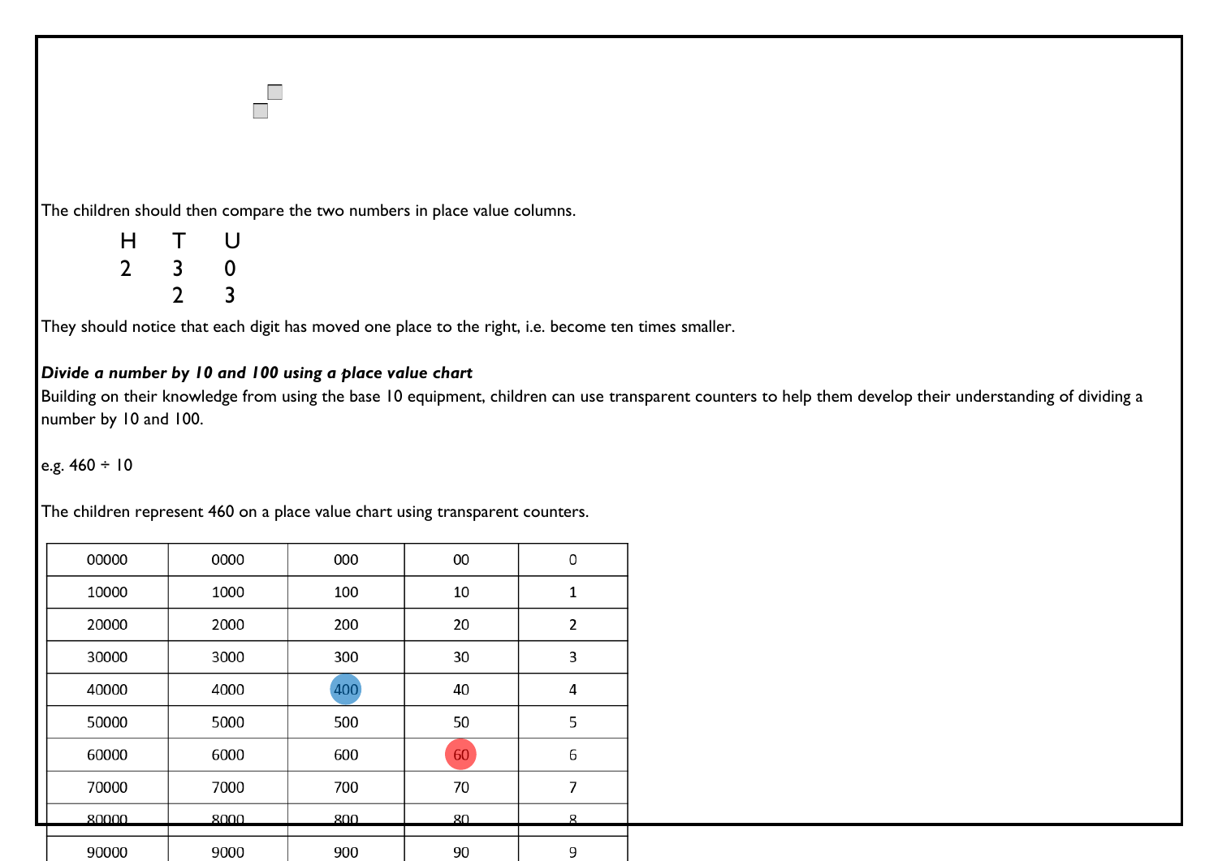The children should then compare the two numbers in place value columns.

| H | T | U |
|---|---|---|
| 2 | 3 | 0 |
| | 2 | 3 |

They should notice that each digit has moved one place to the right, i.e. become ten times smaller.

***Divide a number by 10 and 100 using a place value chart***

Building on their knowledge from using the base 10 equipment, children can use transparent counters to help them develop their understanding of dividing a number by 10 and 100.

e.g. 460 ÷ 10

The children represent 460 on a place value chart using transparent counters.

| 00000 | 0000 | 000 | 00 | 0 |
|---|---|---|---|---|
| 10000 | 1000 | 100 | 10 | 1 |
| 20000 | 2000 | 200 | 20 | 2 |
| 30000 | 3000 | 300 | 30 | 3 |
| 40000 | 4000 | 400 | 40 | 4 |
| 50000 | 5000 | 500 | 50 | 5 |
| 60000 | 6000 | 600 | 60 | 6 |
| 70000 | 7000 | 700 | 70 | 7 |
| 80000 | 8000 | 800 | 80 | 8 |
| 90000 | 9000 | 900 | 90 | 9 |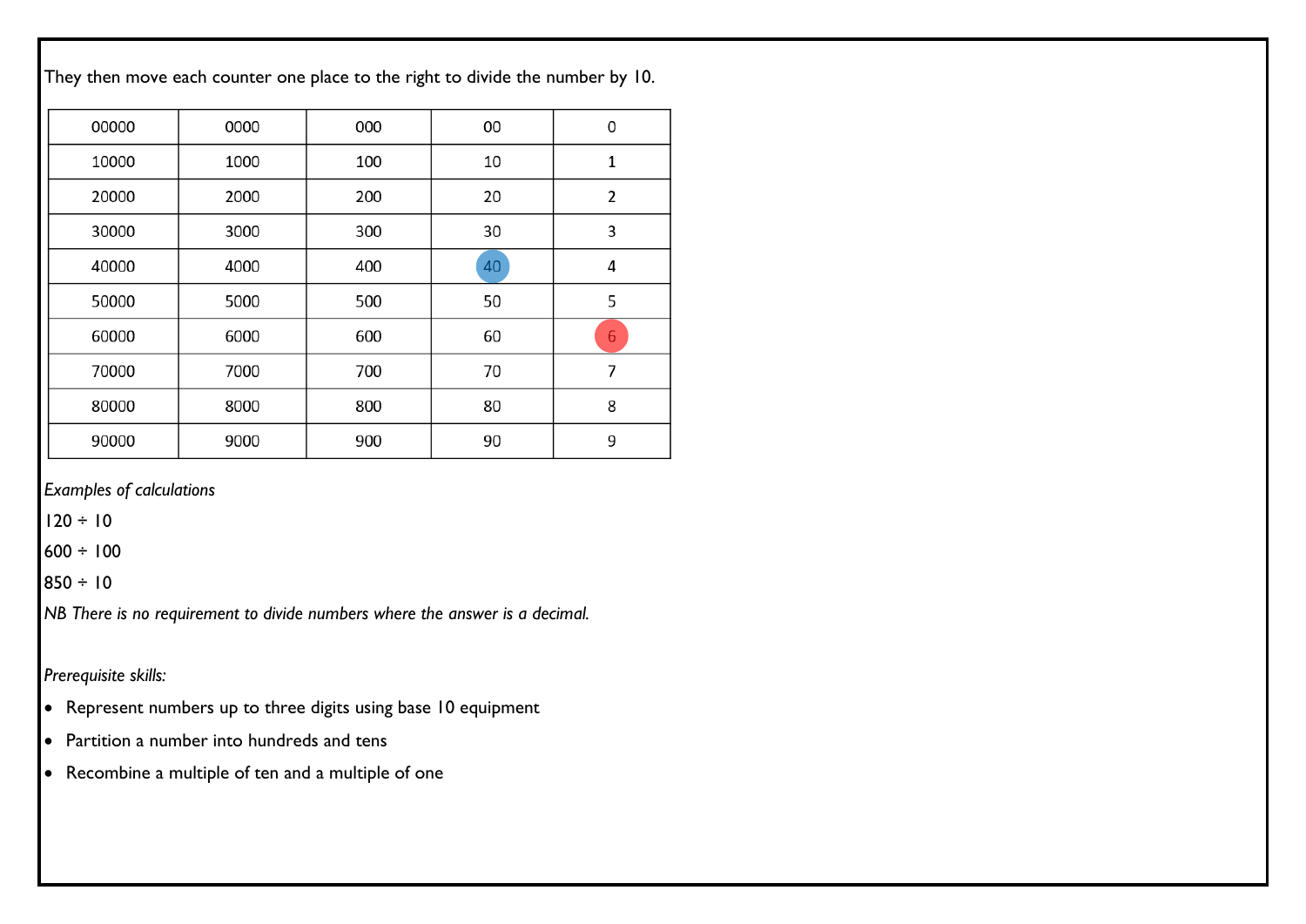They then move each counter one place to the right to divide the number by 10.

| 00000 | 0000 | 000 | 00 | 0 |
|---|---|---|---|---|
| 10000 | 1000 | 100 | 10 | 1 |
| 20000 | 2000 | 200 | 20 | 2 |
| 30000 | 3000 | 300 | 30 | 3 |
| 40000 | 4000 | 400 | 40 | 4 |
| 50000 | 5000 | 500 | 50 | 5 |
| 60000 | 6000 | 600 | 60 | 6 |
| 70000 | 7000 | 700 | 70 | 7 |
| 80000 | 8000 | 800 | 80 | 8 |
| 90000 | 9000 | 900 | 90 | 9 |

*Examples of calculations*

120 ÷ 10

600 ÷ 100

850 ÷ 10

*NB There is no requirement to divide numbers where the answer is a decimal.*

*Prerequisite skills:*

- Represent numbers up to three digits using base 10 equipment
- Partition a number into hundreds and tens
- Recombine a multiple of ten and a multiple of one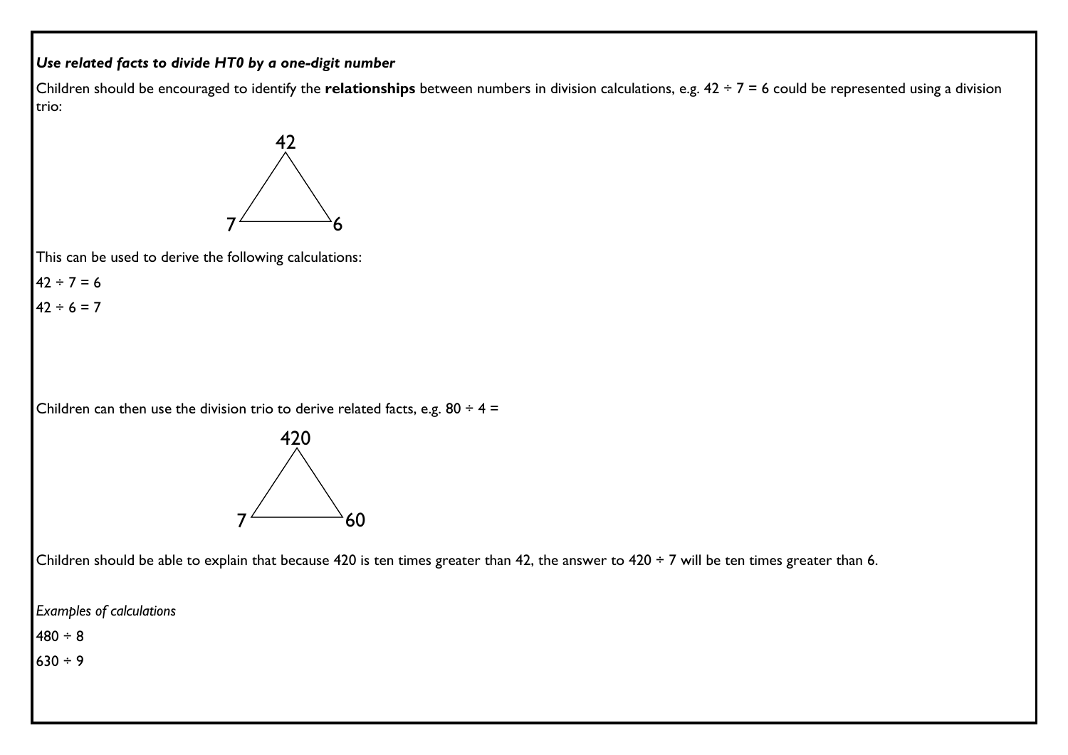***Use related facts to divide HT0 by a one-digit number***

Children should be encouraged to identify the **relationships** between numbers in division calculations, e.g. 42 ÷ 7 = 6 could be represented using a division trio:

42

7 6

This can be used to derive the following calculations:

42 ÷ 7 = 6

42 ÷ 6 = 7

Children can then use the division trio to derive related facts, e.g. 80 ÷ 4 =

420

7 60

Children should be able to explain that because 420 is ten times greater than 42, the answer to 420 ÷ 7 will be ten times greater than 6.

*Examples of calculations*

480 ÷ 8

630 ÷ 9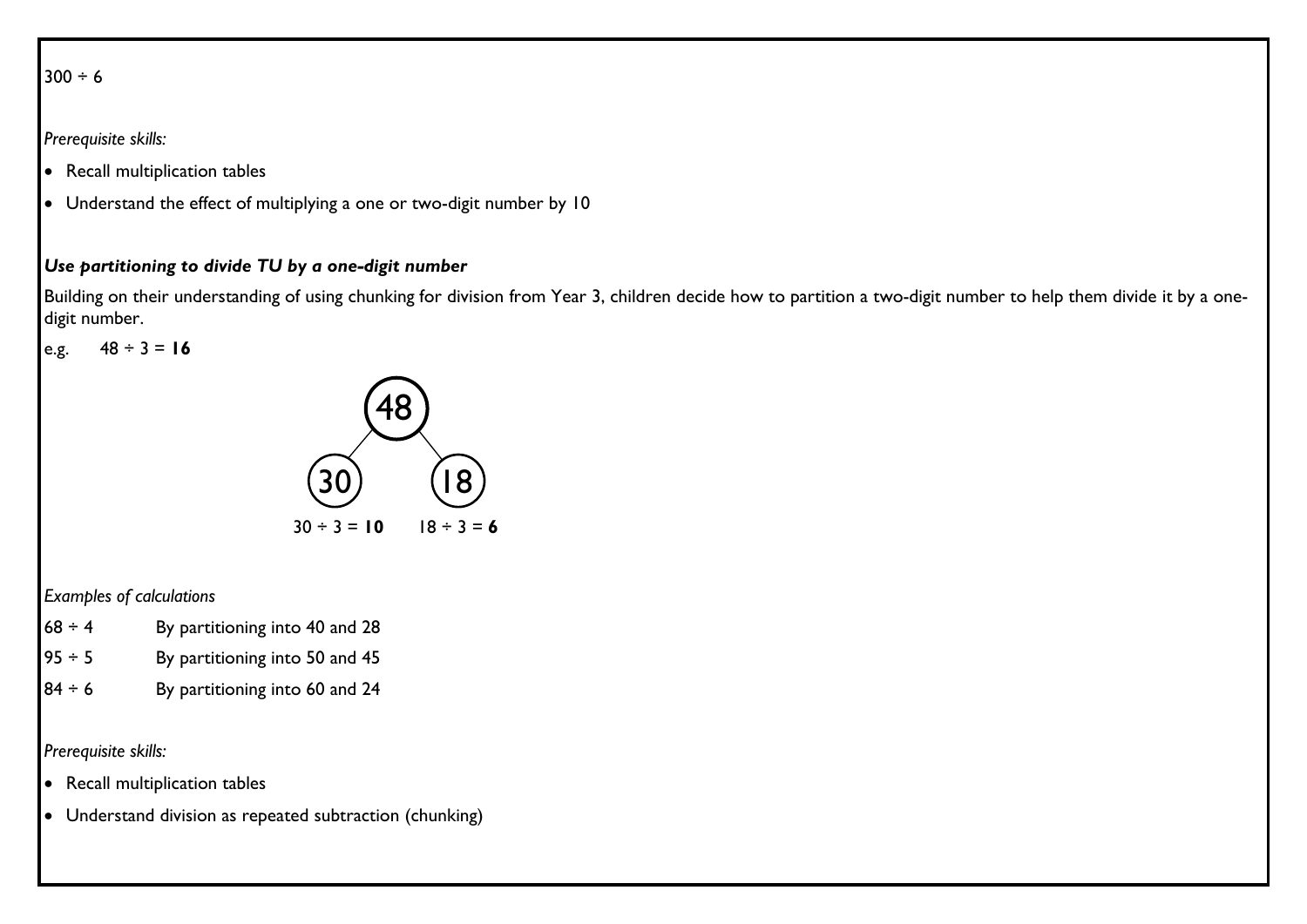300 ÷ 6

*Prerequisite skills:*

- Recall multiplication tables
- Understand the effect of multiplying a one or two-digit number by 10

***Use partitioning to divide TU by a one-digit number***

Building on their understanding of using chunking for division from Year 3, children decide how to partition a two-digit number to help them divide it by a one-digit number.

e.g. 48 ÷ 3 = **16**

48 is partitioned into 30 and 18:

30 ÷ 3 = **10**  18 ÷ 3 = **6**

*Examples of calculations*

68 ÷ 4  By partitioning into 40 and 28

95 ÷ 5  By partitioning into 50 and 45

84 ÷ 6  By partitioning into 60 and 24

*Prerequisite skills:*

- Recall multiplication tables
- Understand division as repeated subtraction (chunking)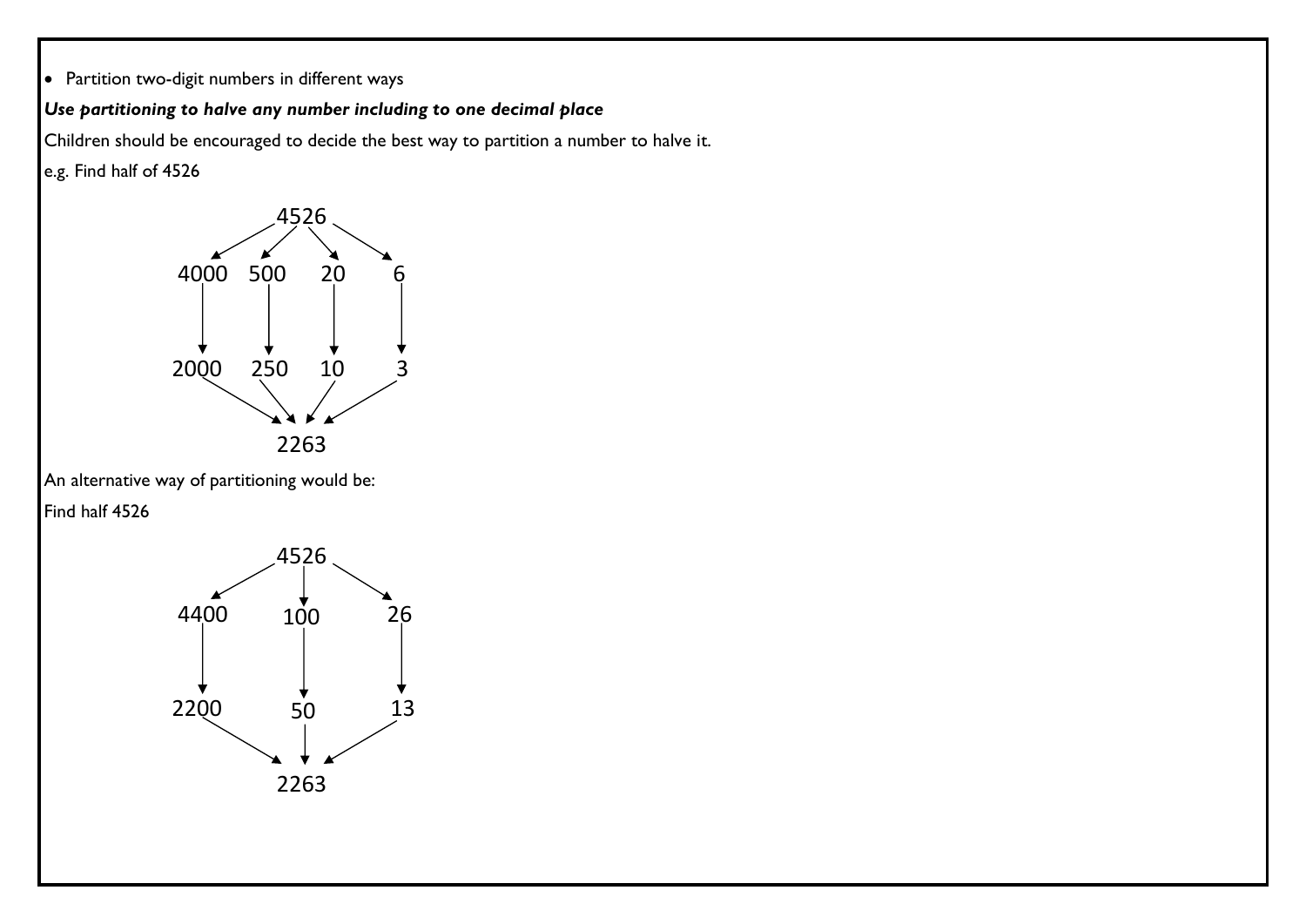- Partition two-digit numbers in different ways

***Use partitioning to halve any number including to one decimal place***

Children should be encouraged to decide the best way to partition a number to halve it.

e.g. Find half of 4526

```
            4526
      ↙    ↙    ↘    ↘
  4000   500   20    6
    ↓     ↓     ↓    ↓
  2000   250   10    3
      ↘    ↘    ↙    ↙
            2263
```

An alternative way of partitioning would be:

Find half 4526

```
            4526
       ↙     ↓     ↘
  4400      100      26
    ↓        ↓        ↓
  2200       50       13
       ↘     ↓     ↙
            2263
```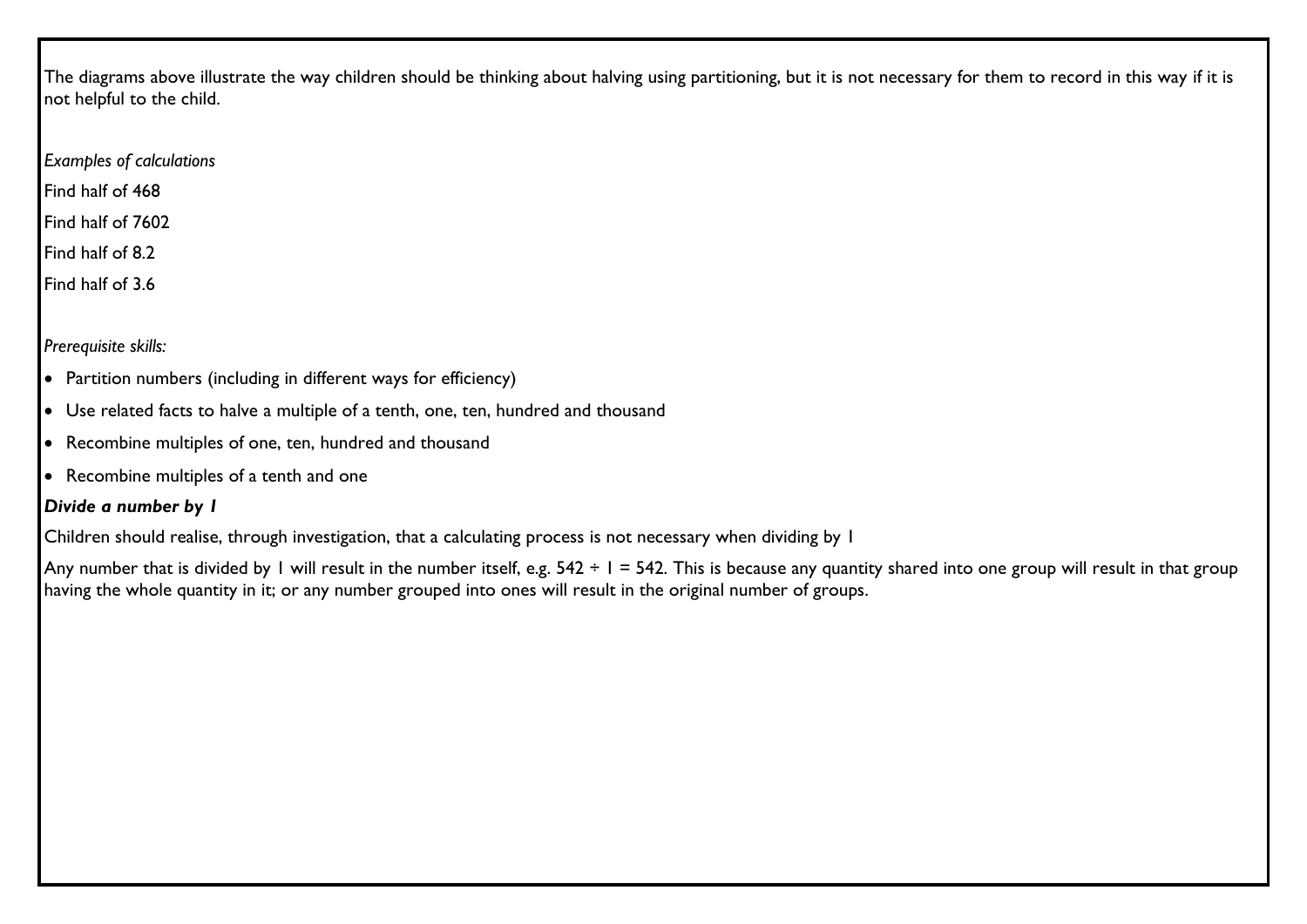The diagrams above illustrate the way children should be thinking about halving using partitioning, but it is not necessary for them to record in this way if it is not helpful to the child.

*Examples of calculations*

Find half of 468

Find half of 7602

Find half of 8.2

Find half of 3.6

*Prerequisite skills:*

- Partition numbers (including in different ways for efficiency)
- Use related facts to halve a multiple of a tenth, one, ten, hundred and thousand
- Recombine multiples of one, ten, hundred and thousand
- Recombine multiples of a tenth and one

***Divide a number by 1***

Children should realise, through investigation, that a calculating process is not necessary when dividing by 1

Any number that is divided by 1 will result in the number itself, e.g. $542 \div 1 = 542$. This is because any quantity shared into one group will result in that group having the whole quantity in it; or any number grouped into ones will result in the original number of groups.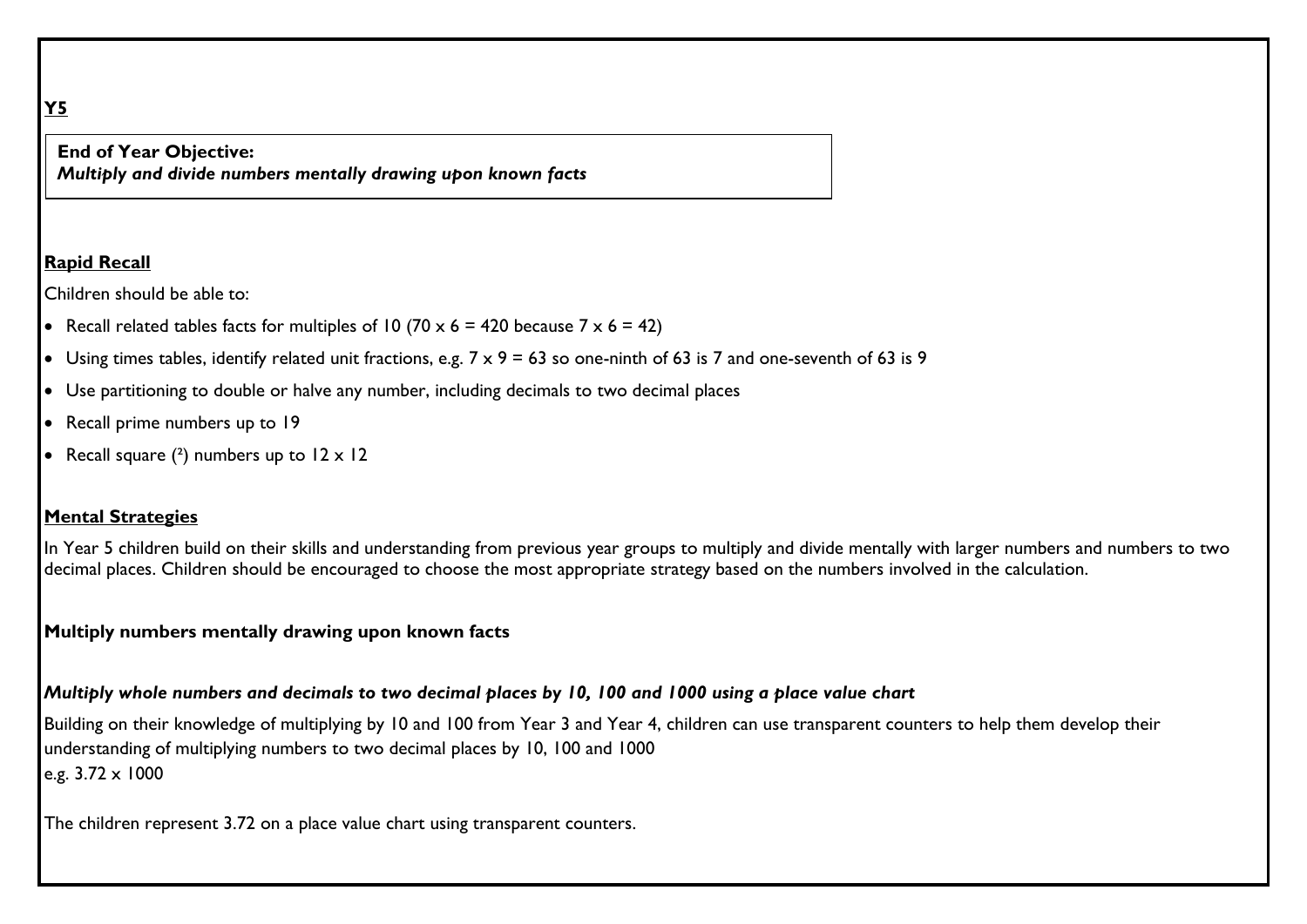**Y5**

**End of Year Objective:**
***Multiply and divide numbers mentally drawing upon known facts***

**Rapid Recall**

Children should be able to:

- Recall related tables facts for multiples of 10 ($70 \times 6 = 420$ because $7 \times 6 = 42$)
- Using times tables, identify related unit fractions, e.g. $7 \times 9 = 63$ so one-ninth of 63 is 7 and one-seventh of 63 is 9
- Use partitioning to double or halve any number, including decimals to two decimal places
- Recall prime numbers up to 19
- Recall square ($^2$) numbers up to $12 \times 12$

**Mental Strategies**

In Year 5 children build on their skills and understanding from previous year groups to multiply and divide mentally with larger numbers and numbers to two decimal places. Children should be encouraged to choose the most appropriate strategy based on the numbers involved in the calculation.

**Multiply numbers mentally drawing upon known facts**

***Multiply whole numbers and decimals to two decimal places by 10, 100 and 1000 using a place value chart***

Building on their knowledge of multiplying by 10 and 100 from Year 3 and Year 4, children can use transparent counters to help them develop their understanding of multiplying numbers to two decimal places by 10, 100 and 1000
e.g. $3.72 \times 1000$

The children represent 3.72 on a place value chart using transparent counters.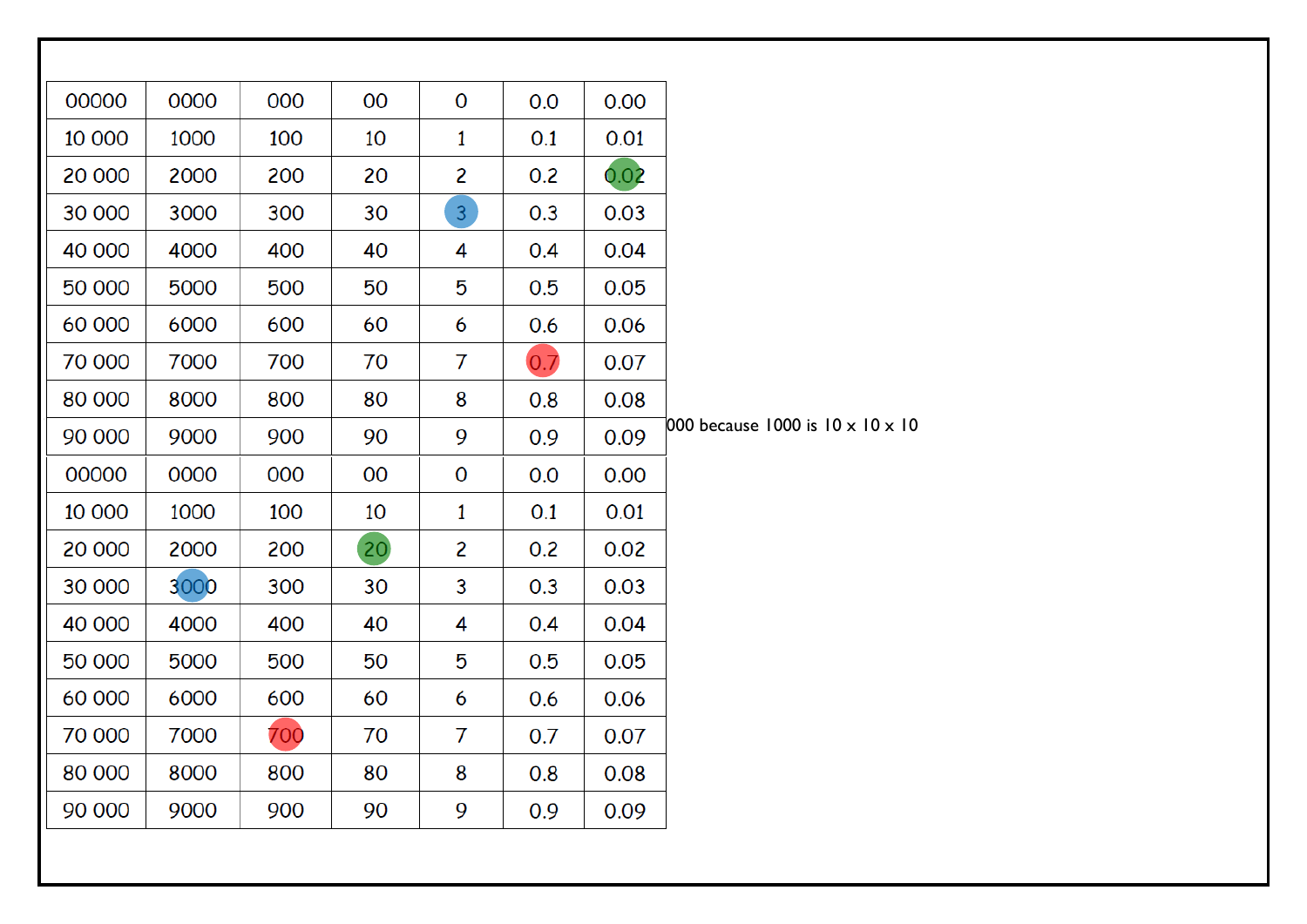| 00000 | 0000 | 000 | 00 | 0 | 0.0 | 0.00 |
|---|---|---|---|---|---|---|
| 10 000 | 1000 | 100 | 10 | 1 | 0.1 | 0.01 |
| 20 000 | 2000 | 200 | 20 | 2 | 0.2 | 0.02 |
| 30 000 | 3000 | 300 | 30 | 3 | 0.3 | 0.03 |
| 40 000 | 4000 | 400 | 40 | 4 | 0.4 | 0.04 |
| 50 000 | 5000 | 500 | 50 | 5 | 0.5 | 0.05 |
| 60 000 | 6000 | 600 | 60 | 6 | 0.6 | 0.06 |
| 70 000 | 7000 | 700 | 70 | 7 | 0.7 | 0.07 |
| 80 000 | 8000 | 800 | 80 | 8 | 0.8 | 0.08 |
| 90 000 | 9000 | 900 | 90 | 9 | 0.9 | 0.09 |

000 because 1000 is 10 x 10 x 10

| 00000 | 0000 | 000 | 00 | 0 | 0.0 | 0.00 |
|---|---|---|---|---|---|---|
| 10 000 | 1000 | 100 | 10 | 1 | 0.1 | 0.01 |
| 20 000 | 2000 | 200 | 20 | 2 | 0.2 | 0.02 |
| 30 000 | 3000 | 300 | 30 | 3 | 0.3 | 0.03 |
| 40 000 | 4000 | 400 | 40 | 4 | 0.4 | 0.04 |
| 50 000 | 5000 | 500 | 50 | 5 | 0.5 | 0.05 |
| 60 000 | 6000 | 600 | 60 | 6 | 0.6 | 0.06 |
| 70 000 | 7000 | 700 | 70 | 7 | 0.7 | 0.07 |
| 80 000 | 8000 | 800 | 80 | 8 | 0.8 | 0.08 |
| 90 000 | 9000 | 900 | 90 | 9 | 0.9 | 0.09 |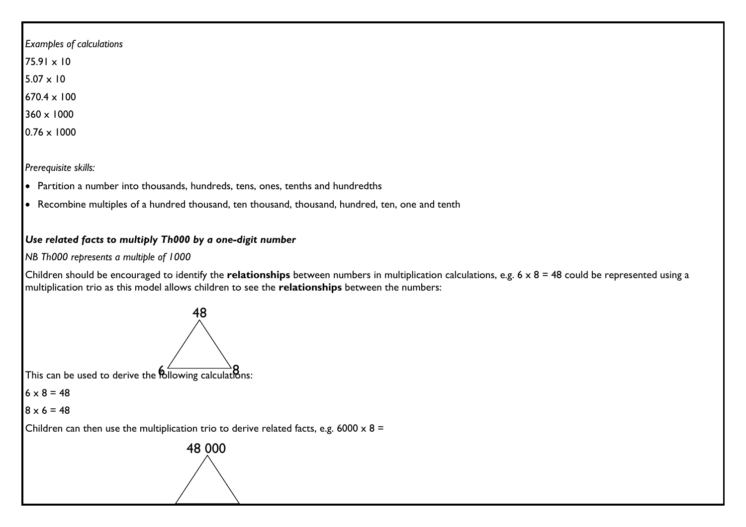*Examples of calculations*

75.91 x 10

5.07 x 10

670.4 x 100

360 x 1000

0.76 x 1000

*Prerequisite skills:*

- Partition a number into thousands, hundreds, tens, ones, tenths and hundredths
- Recombine multiples of a hundred thousand, ten thousand, thousand, hundred, ten, one and tenth

***Use related facts to multiply Th000 by a one-digit number***

*NB Th000 represents a multiple of 1000*

Children should be encouraged to identify the **relationships** between numbers in multiplication calculations, e.g. 6 x 8 = 48 could be represented using a multiplication trio as this model allows children to see the **relationships** between the numbers:

48

6 8

This can be used to derive the following calculations:

6 x 8 = 48

8 x 6 = 48

Children can then use the multiplication trio to derive related facts, e.g. 6000 x 8 =

48 000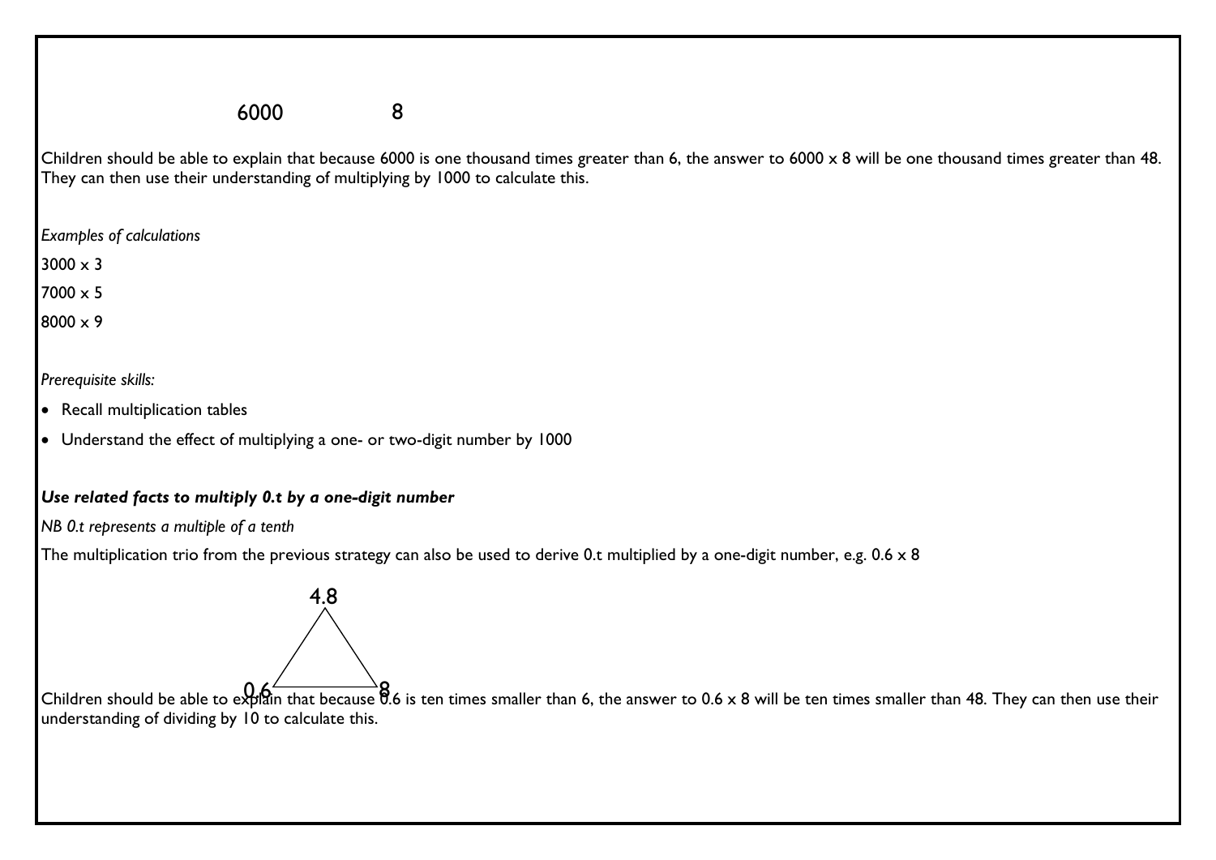6000        8

Children should be able to explain that because 6000 is one thousand times greater than 6, the answer to 6000 x 8 will be one thousand times greater than 48. They can then use their understanding of multiplying by 1000 to calculate this.

*Examples of calculations*

3000 x 3

7000 x 5

8000 x 9

*Prerequisite skills:*

- Recall multiplication tables
- Understand the effect of multiplying a one- or two-digit number by 1000

***Use related facts to multiply 0.t by a one-digit number***

*NB 0.t represents a multiple of a tenth*

The multiplication trio from the previous strategy can also be used to derive 0.t multiplied by a one-digit number, e.g. 0.6 x 8

4.8

0.6        8

Children should be able to explain that because 0.6 is ten times smaller than 6, the answer to 0.6 x 8 will be ten times smaller than 48. They can then use their understanding of dividing by 10 to calculate this.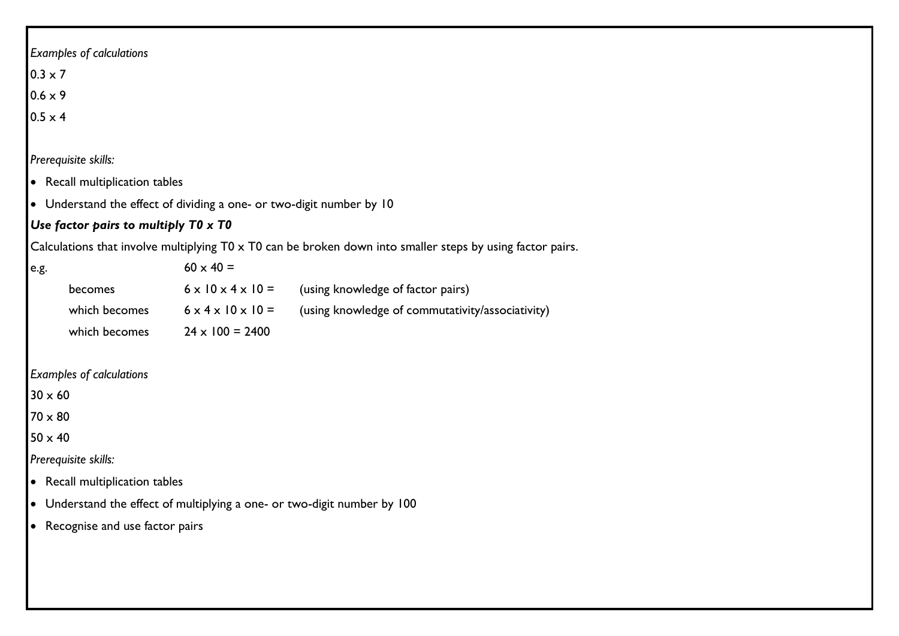*Examples of calculations*

0.3 x 7

0.6 x 9

0.5 x 4

*Prerequisite skills:*

- Recall multiplication tables
- Understand the effect of dividing a one- or two-digit number by 10

***Use factor pairs to multiply T0 x T0***

Calculations that involve multiplying T0 x T0 can be broken down into smaller steps by using factor pairs.

| | | |
|---|---|---|
| e.g. | 60 x 40 = | |
| becomes | 6 x 10 x 4 x 10 = | (using knowledge of factor pairs) |
| which becomes | 6 x 4 x 10 x 10 = | (using knowledge of commutativity/associativity) |
| which becomes | 24 x 100 = 2400 | |

*Examples of calculations*

30 x 60

70 x 80

50 x 40

*Prerequisite skills:*

- Recall multiplication tables
- Understand the effect of multiplying a one- or two-digit number by 100
- Recognise and use factor pairs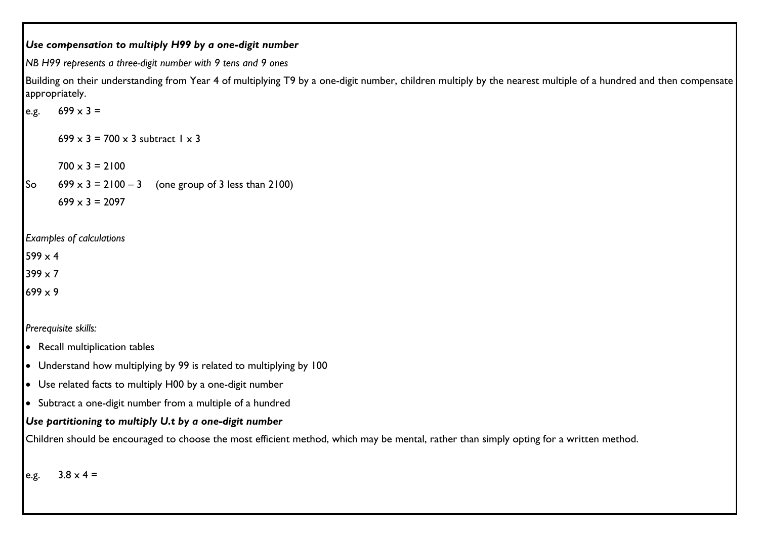***Use compensation to multiply H99 by a one-digit number***

*NB H99 represents a three-digit number with 9 tens and 9 ones*

Building on their understanding from Year 4 of multiplying T9 by a one-digit number, children multiply by the nearest multiple of a hundred and then compensate appropriately.

e.g. $699 \times 3 =$

$699 \times 3 = 700 \times 3$ subtract $1 \times 3$

$700 \times 3 = 2100$

So $699 \times 3 = 2100 - 3$ (one group of 3 less than 2100)

$699 \times 3 = 2097$

*Examples of calculations*

$599 \times 4$

$399 \times 7$

$699 \times 9$

*Prerequisite skills:*

- Recall multiplication tables
- Understand how multiplying by 99 is related to multiplying by 100
- Use related facts to multiply H00 by a one-digit number
- Subtract a one-digit number from a multiple of a hundred

***Use partitioning to multiply U.t by a one-digit number***

Children should be encouraged to choose the most efficient method, which may be mental, rather than simply opting for a written method.

e.g. $3.8 \times 4 =$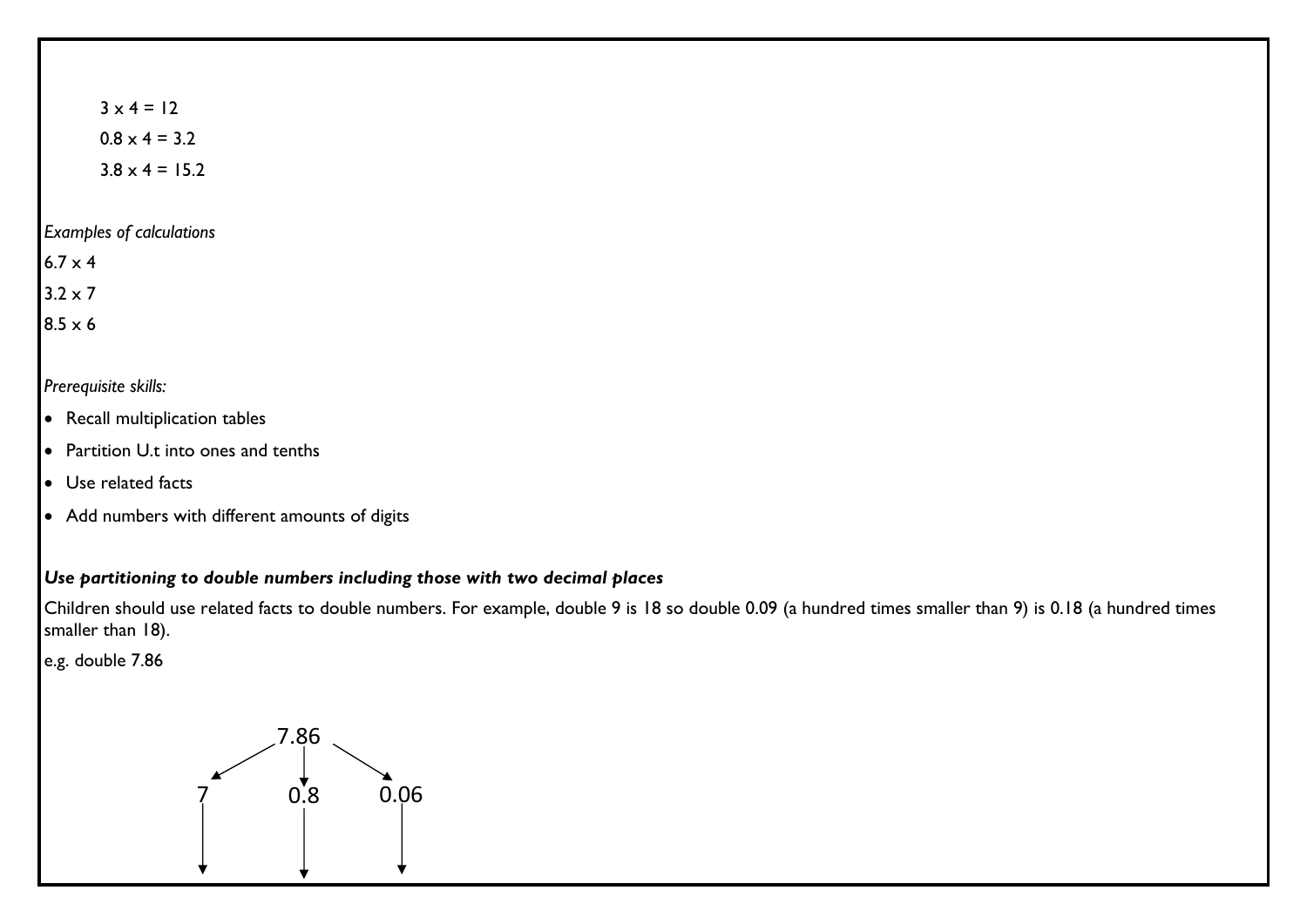$3 \times 4 = 12$

$0.8 \times 4 = 3.2$

$3.8 \times 4 = 15.2$

*Examples of calculations*

$6.7 \times 4$

$3.2 \times 7$

$8.5 \times 6$

*Prerequisite skills:*

- Recall multiplication tables
- Partition U.t into ones and tenths
- Use related facts
- Add numbers with different amounts of digits

***Use partitioning to double numbers including those with two decimal places***

Children should use related facts to double numbers. For example, double 9 is 18 so double 0.09 (a hundred times smaller than 9) is 0.18 (a hundred times smaller than 18).

e.g. double 7.86

```
        7.86
      /   |   \
     7   0.8  0.06
     |    |    |
     ↓    ↓    ↓
```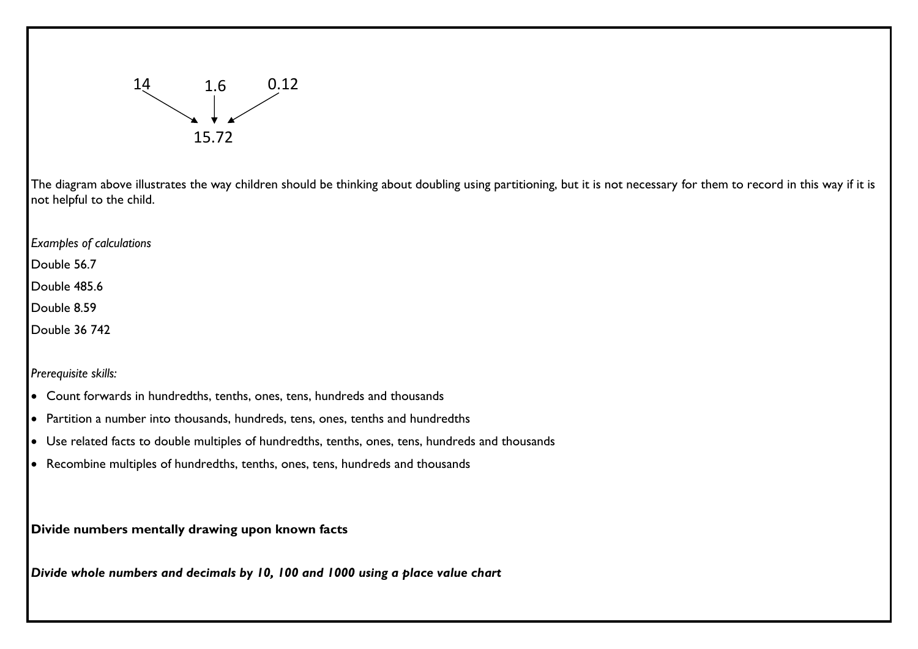14 1.6 0.12

↘ ↓ ↙

15.72

The diagram above illustrates the way children should be thinking about doubling using partitioning, but it is not necessary for them to record in this way if it is not helpful to the child.

*Examples of calculations*

Double 56.7

Double 485.6

Double 8.59

Double 36 742

*Prerequisite skills:*

- Count forwards in hundredths, tenths, ones, tens, hundreds and thousands
- Partition a number into thousands, hundreds, tens, ones, tenths and hundredths
- Use related facts to double multiples of hundredths, tenths, ones, tens, hundreds and thousands
- Recombine multiples of hundredths, tenths, ones, tens, hundreds and thousands

**Divide numbers mentally drawing upon known facts**

***Divide whole numbers and decimals by 10, 100 and 1000 using a place value chart***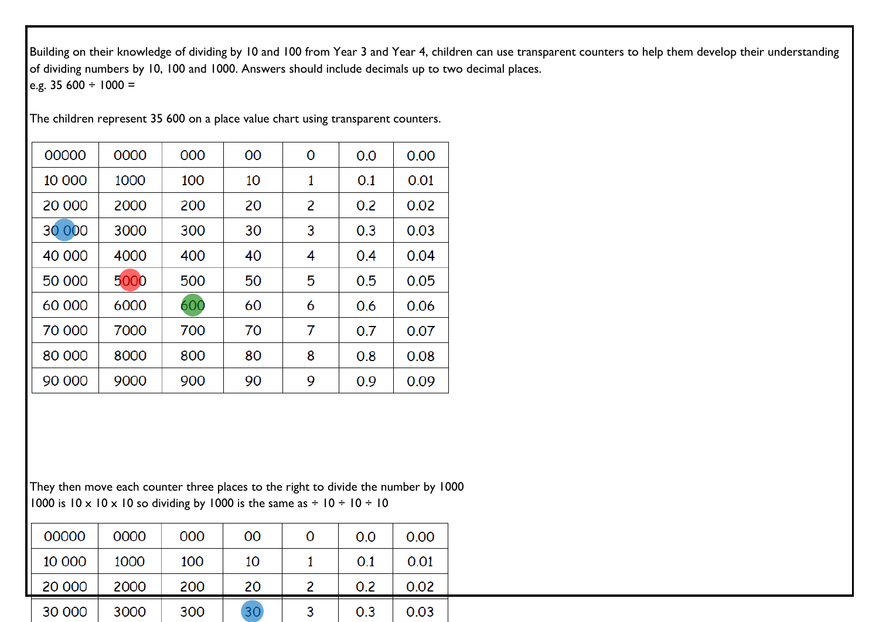Building on their knowledge of dividing by 10 and 100 from Year 3 and Year 4, children can use transparent counters to help them develop their understanding of dividing numbers by 10, 100 and 1000. Answers should include decimals up to two decimal places.
e.g. 35 600 ÷ 1000 =

The children represent 35 600 on a place value chart using transparent counters.

| 00000 | 0000 | 000 | 00 | 0 | 0.0 | 0.00 |
|---|---|---|---|---|---|---|
| 10 000 | 1000 | 100 | 10 | 1 | 0.1 | 0.01 |
| 20 000 | 2000 | 200 | 20 | 2 | 0.2 | 0.02 |
| 30 000 | 3000 | 300 | 30 | 3 | 0.3 | 0.03 |
| 40 000 | 4000 | 400 | 40 | 4 | 0.4 | 0.04 |
| 50 000 | 5000 | 500 | 50 | 5 | 0.5 | 0.05 |
| 60 000 | 6000 | 600 | 60 | 6 | 0.6 | 0.06 |
| 70 000 | 7000 | 700 | 70 | 7 | 0.7 | 0.07 |
| 80 000 | 8000 | 800 | 80 | 8 | 0.8 | 0.08 |
| 90 000 | 9000 | 900 | 90 | 9 | 0.9 | 0.09 |

They then move each counter three places to the right to divide the number by 1000
1000 is 10 x 10 x 10 so dividing by 1000 is the same as ÷ 10 ÷ 10 ÷ 10

| 00000 | 0000 | 000 | 00 | 0 | 0.0 | 0.00 |
|---|---|---|---|---|---|---|
| 10 000 | 1000 | 100 | 10 | 1 | 0.1 | 0.01 |
| 20 000 | 2000 | 200 | 20 | 2 | 0.2 | 0.02 |
| 30 000 | 3000 | 300 | 30 | 3 | 0.3 | 0.03 |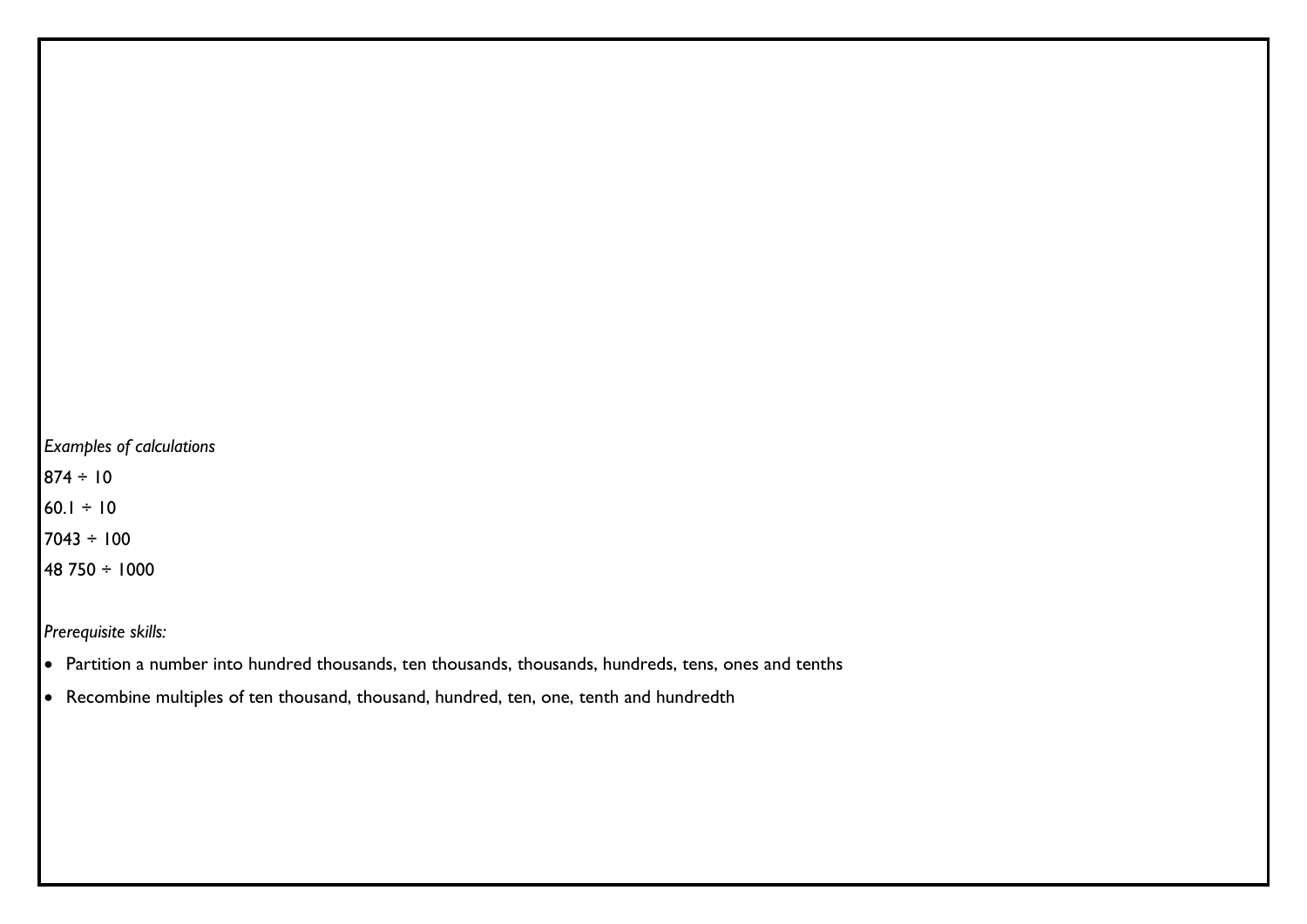*Examples of calculations*

874 ÷ 10

60.1 ÷ 10

7043 ÷ 100

48 750 ÷ 1000

*Prerequisite skills:*

- Partition a number into hundred thousands, ten thousands, thousands, hundreds, tens, ones and tenths
- Recombine multiples of ten thousand, thousand, hundred, ten, one, tenth and hundredth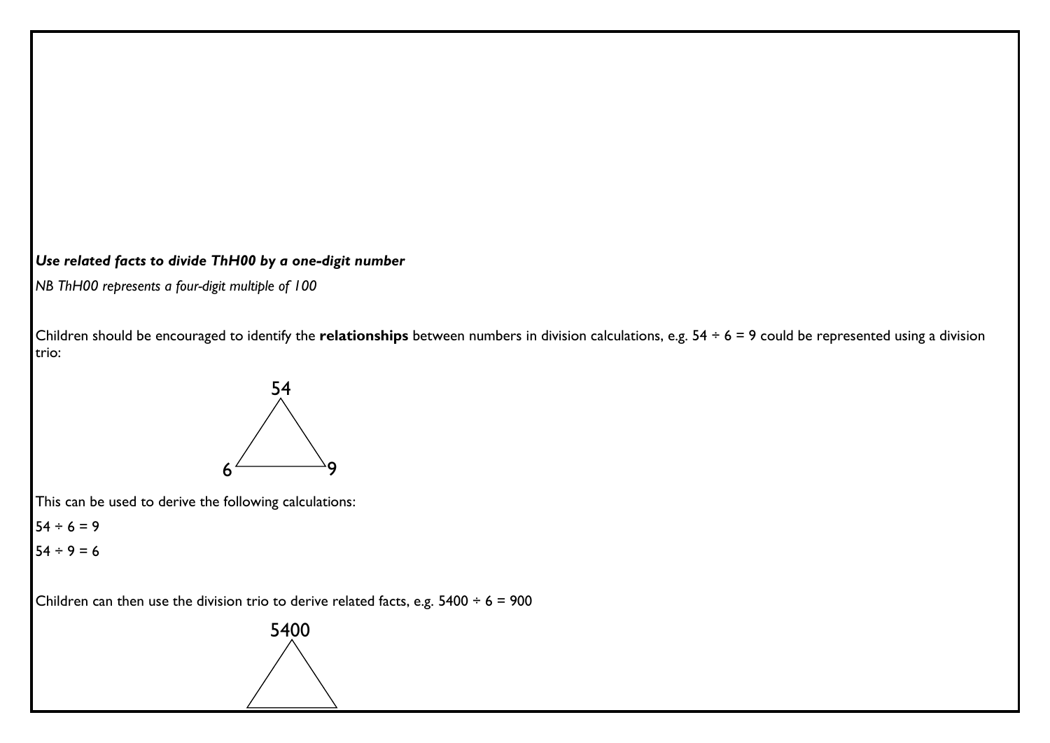***Use related facts to divide ThH00 by a one-digit number***

*NB ThH00 represents a four-digit multiple of 100*

Children should be encouraged to identify the **relationships** between numbers in division calculations, e.g. 54 ÷ 6 = 9 could be represented using a division trio:

54

6 9

This can be used to derive the following calculations:

54 ÷ 6 = 9

54 ÷ 9 = 6

Children can then use the division trio to derive related facts, e.g. 5400 ÷ 6 = 900

5400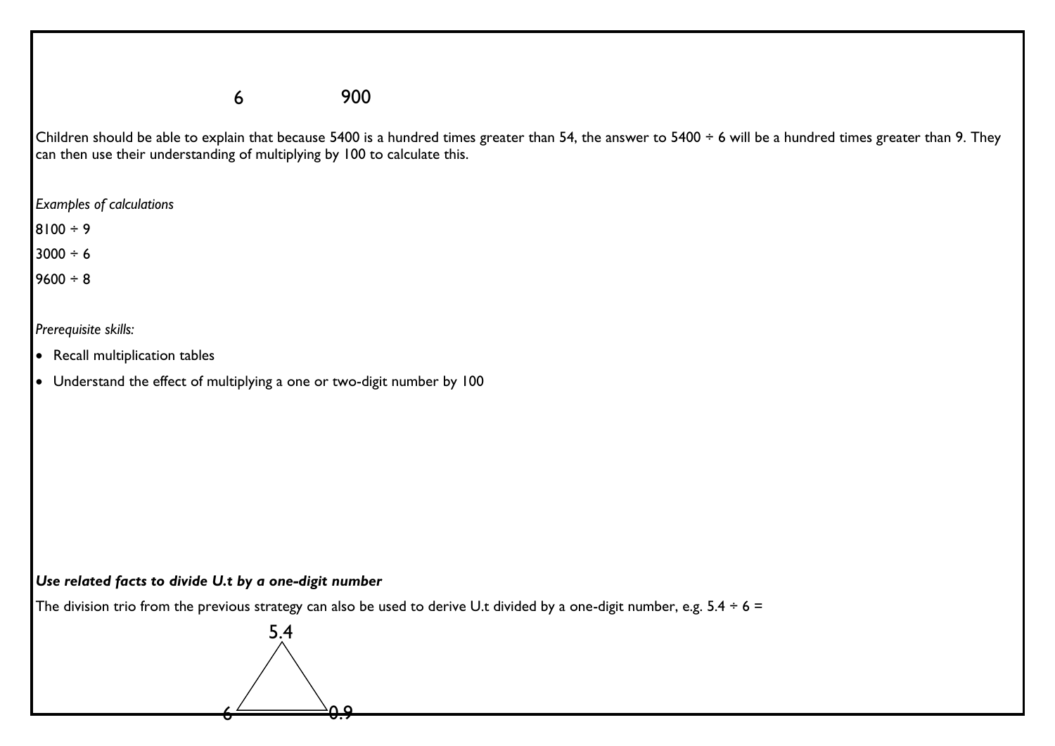6 900

Children should be able to explain that because 5400 is a hundred times greater than 54, the answer to 5400 ÷ 6 will be a hundred times greater than 9. They can then use their understanding of multiplying by 100 to calculate this.

*Examples of calculations*

8100 ÷ 9

3000 ÷ 6

9600 ÷ 8

*Prerequisite skills:*

- Recall multiplication tables
- Understand the effect of multiplying a one or two-digit number by 100

***Use related facts to divide U.t by a one-digit number***

The division trio from the previous strategy can also be used to derive U.t divided by a one-digit number, e.g. 5.4 ÷ 6 =

5.4

6 0.9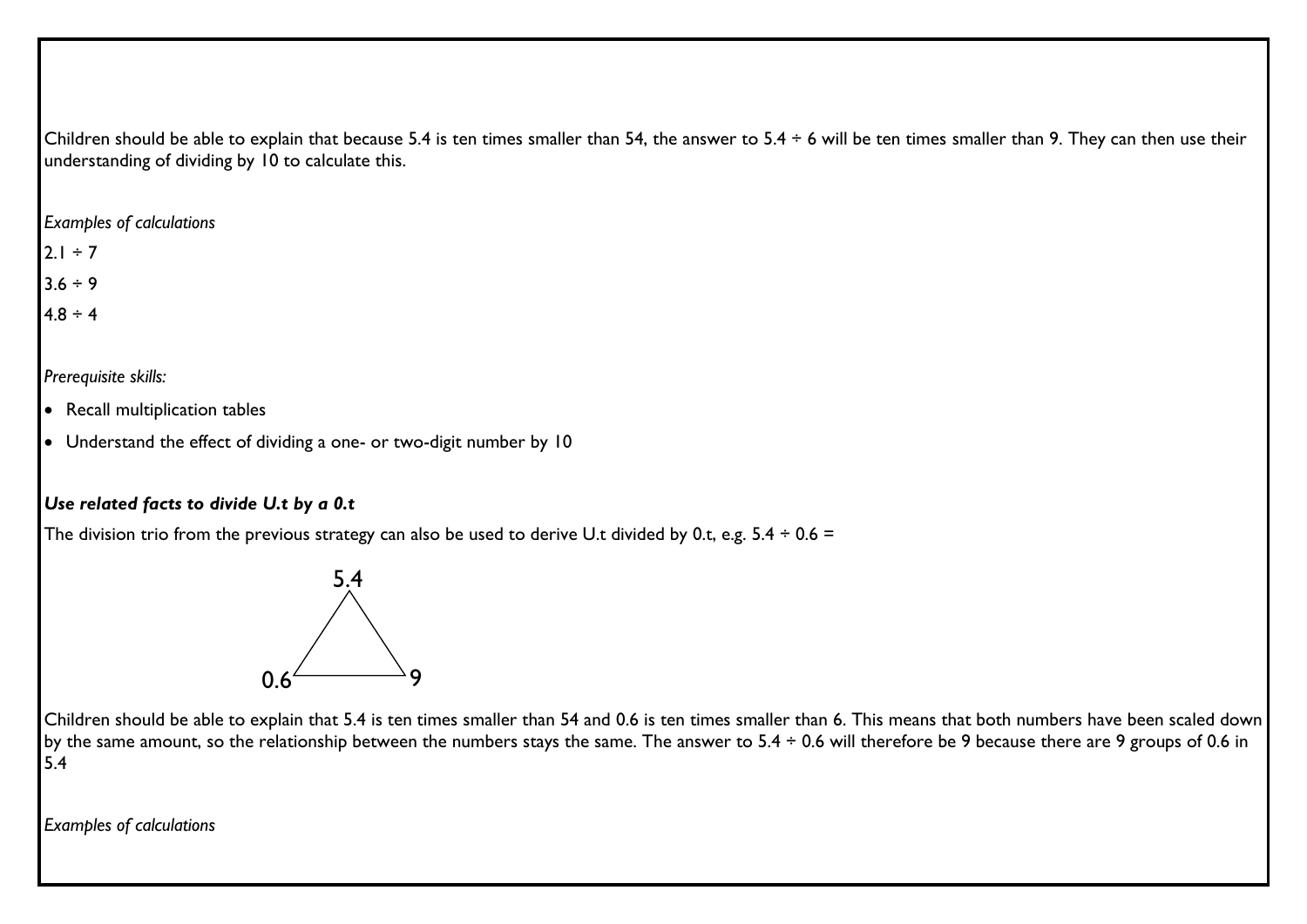Children should be able to explain that because 5.4 is ten times smaller than 54, the answer to 5.4 ÷ 6 will be ten times smaller than 9. They can then use their understanding of dividing by 10 to calculate this.

*Examples of calculations*

2.1 ÷ 7

3.6 ÷ 9

4.8 ÷ 4

*Prerequisite skills:*

- Recall multiplication tables
- Understand the effect of dividing a one- or two-digit number by 10

***Use related facts to divide U.t by a 0.t***

The division trio from the previous strategy can also be used to derive U.t divided by 0.t, e.g. 5.4 ÷ 0.6 =

5.4

0.6 9

Children should be able to explain that 5.4 is ten times smaller than 54 and 0.6 is ten times smaller than 6. This means that both numbers have been scaled down by the same amount, so the relationship between the numbers stays the same. The answer to 5.4 ÷ 0.6 will therefore be 9 because there are 9 groups of 0.6 in 5.4

*Examples of calculations*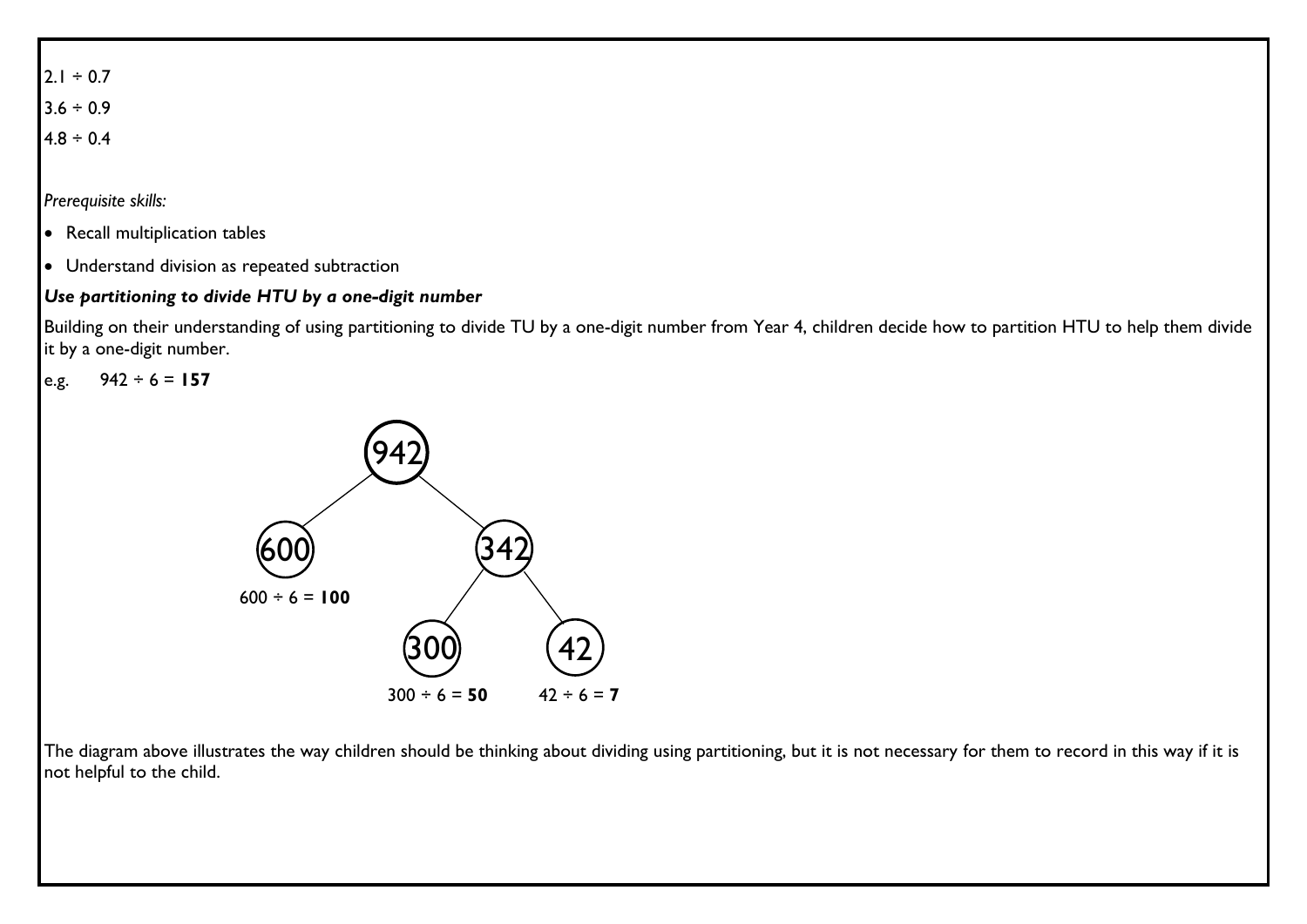2.1 ÷ 0.7

3.6 ÷ 0.9

4.8 ÷ 0.4

*Prerequisite skills:*

- Recall multiplication tables
- Understand division as repeated subtraction

***Use partitioning to divide HTU by a one-digit number***

Building on their understanding of using partitioning to divide TU by a one-digit number from Year 4, children decide how to partition HTU to help them divide it by a one-digit number.

e.g. 942 ÷ 6 = **157**

942 is partitioned into 600 and 342; 342 is partitioned into 300 and 42.

600 ÷ 6 = **100**

300 ÷ 6 = **50**

42 ÷ 6 = **7**

The diagram above illustrates the way children should be thinking about dividing using partitioning, but it is not necessary for them to record in this way if it is not helpful to the child.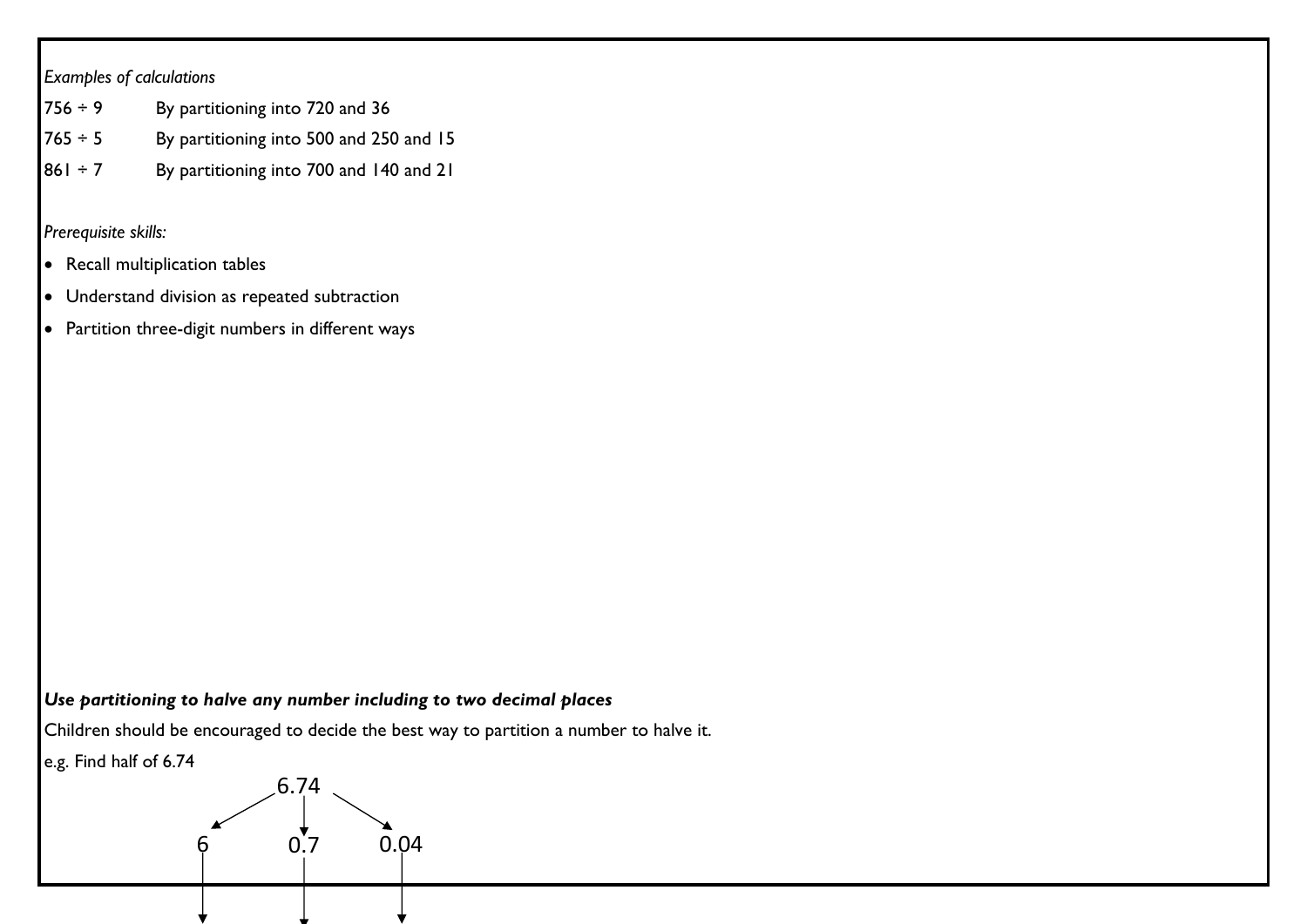*Examples of calculations*

| | |
|---|---|
| 756 ÷ 9 | By partitioning into 720 and 36 |
| 765 ÷ 5 | By partitioning into 500 and 250 and 15 |
| 861 ÷ 7 | By partitioning into 700 and 140 and 21 |

*Prerequisite skills:*

- Recall multiplication tables
- Understand division as repeated subtraction
- Partition three-digit numbers in different ways

***Use partitioning to halve any number including to two decimal places***

Children should be encouraged to decide the best way to partition a number to halve it.

e.g. Find half of 6.74

6.74

6 0.7 0.04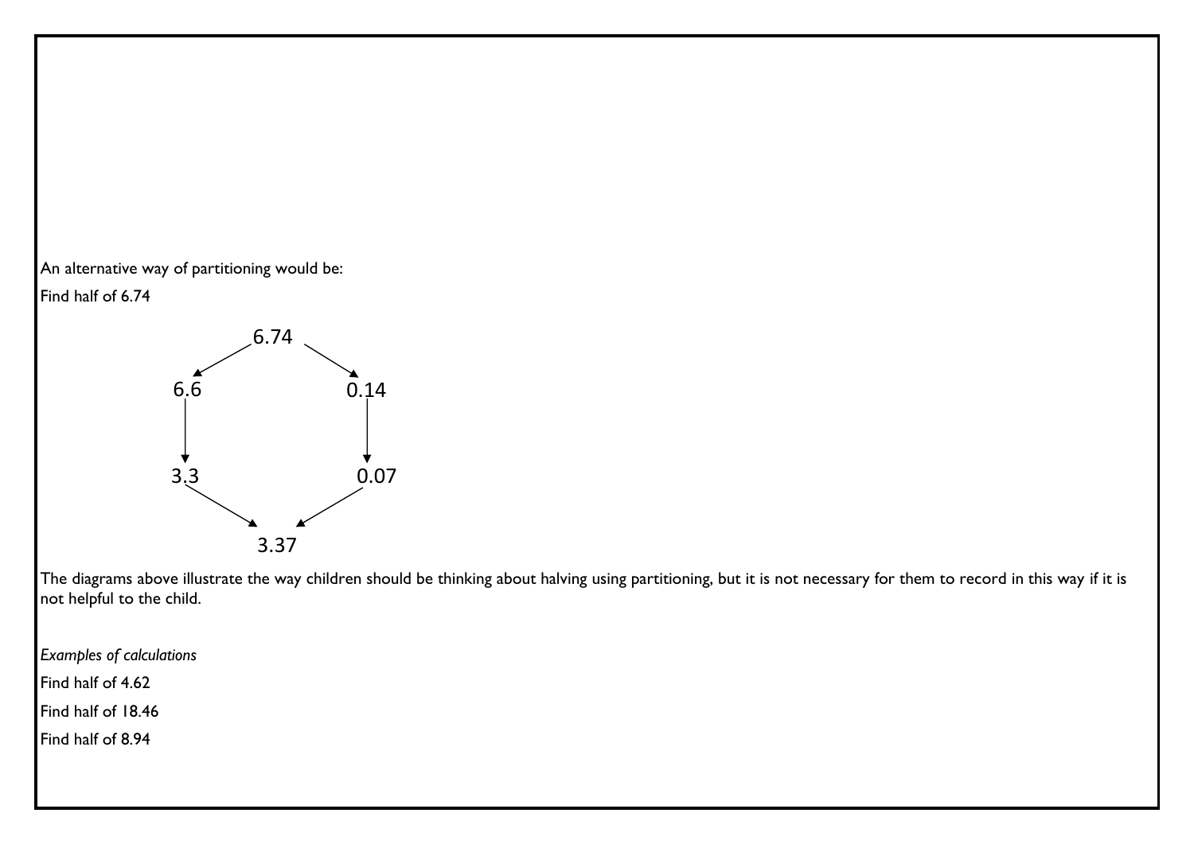An alternative way of partitioning would be:

Find half of 6.74

```
          6.74
        ↙      ↘
     6.6        0.14
      ↓           ↓
     3.3        0.07
        ↘      ↙
          3.37
```

The diagrams above illustrate the way children should be thinking about halving using partitioning, but it is not necessary for them to record in this way if it is not helpful to the child.

*Examples of calculations*

Find half of 4.62

Find half of 18.46

Find half of 8.94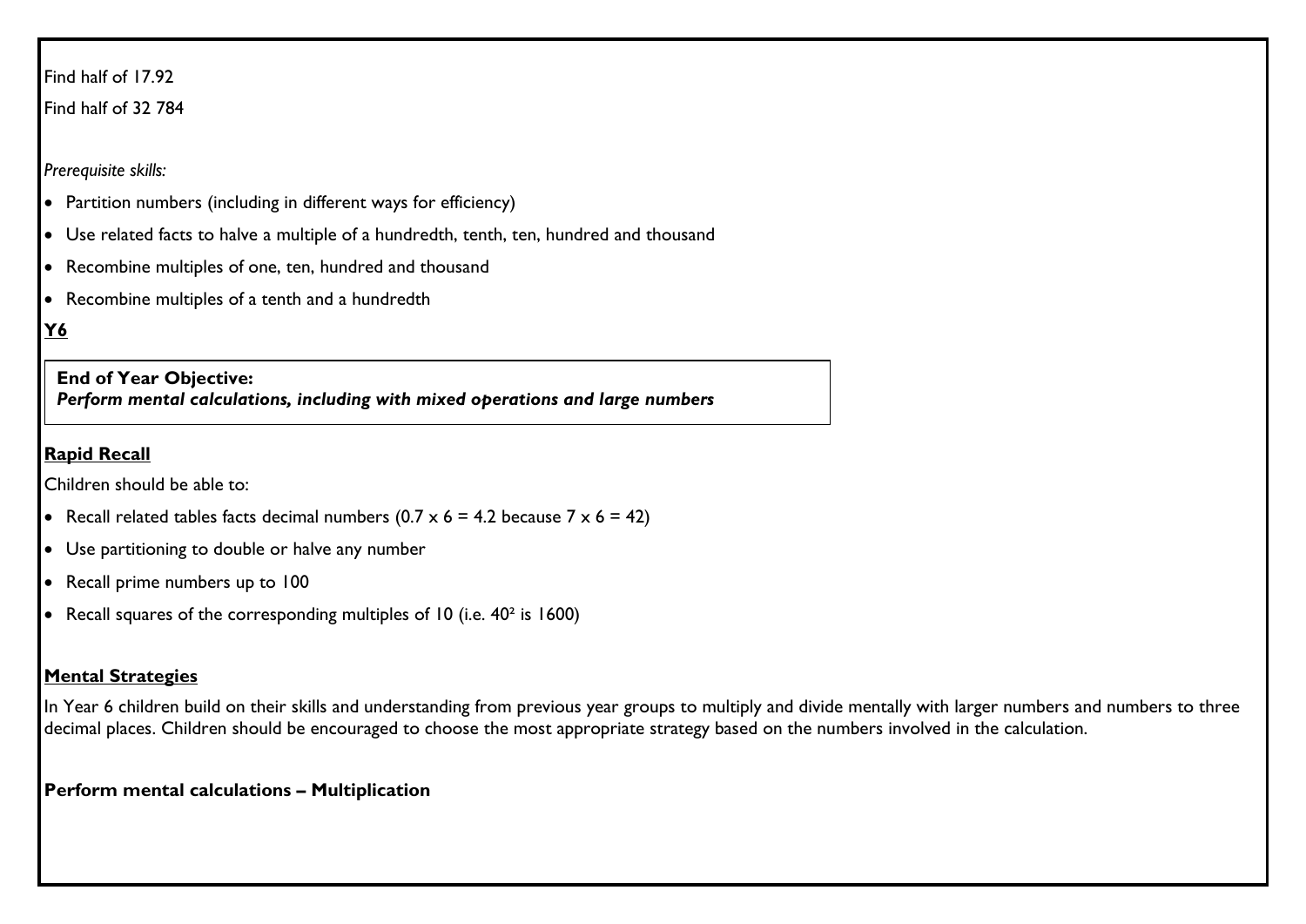Find half of 17.92

Find half of 32 784

*Prerequisite skills:*

- Partition numbers (including in different ways for efficiency)
- Use related facts to halve a multiple of a hundredth, tenth, ten, hundred and thousand
- Recombine multiples of one, ten, hundred and thousand
- Recombine multiples of a tenth and a hundredth

**Y6**

**End of Year Objective:**
***Perform mental calculations, including with mixed operations and large numbers***

**Rapid Recall**

Children should be able to:

- Recall related tables facts decimal numbers ($0.7 \times 6 = 4.2$ because $7 \times 6 = 42$)
- Use partitioning to double or halve any number
- Recall prime numbers up to 100
- Recall squares of the corresponding multiples of 10 (i.e. $40^2$ is 1600)

**Mental Strategies**

In Year 6 children build on their skills and understanding from previous year groups to multiply and divide mentally with larger numbers and numbers to three decimal places. Children should be encouraged to choose the most appropriate strategy based on the numbers involved in the calculation.

**Perform mental calculations – Multiplication**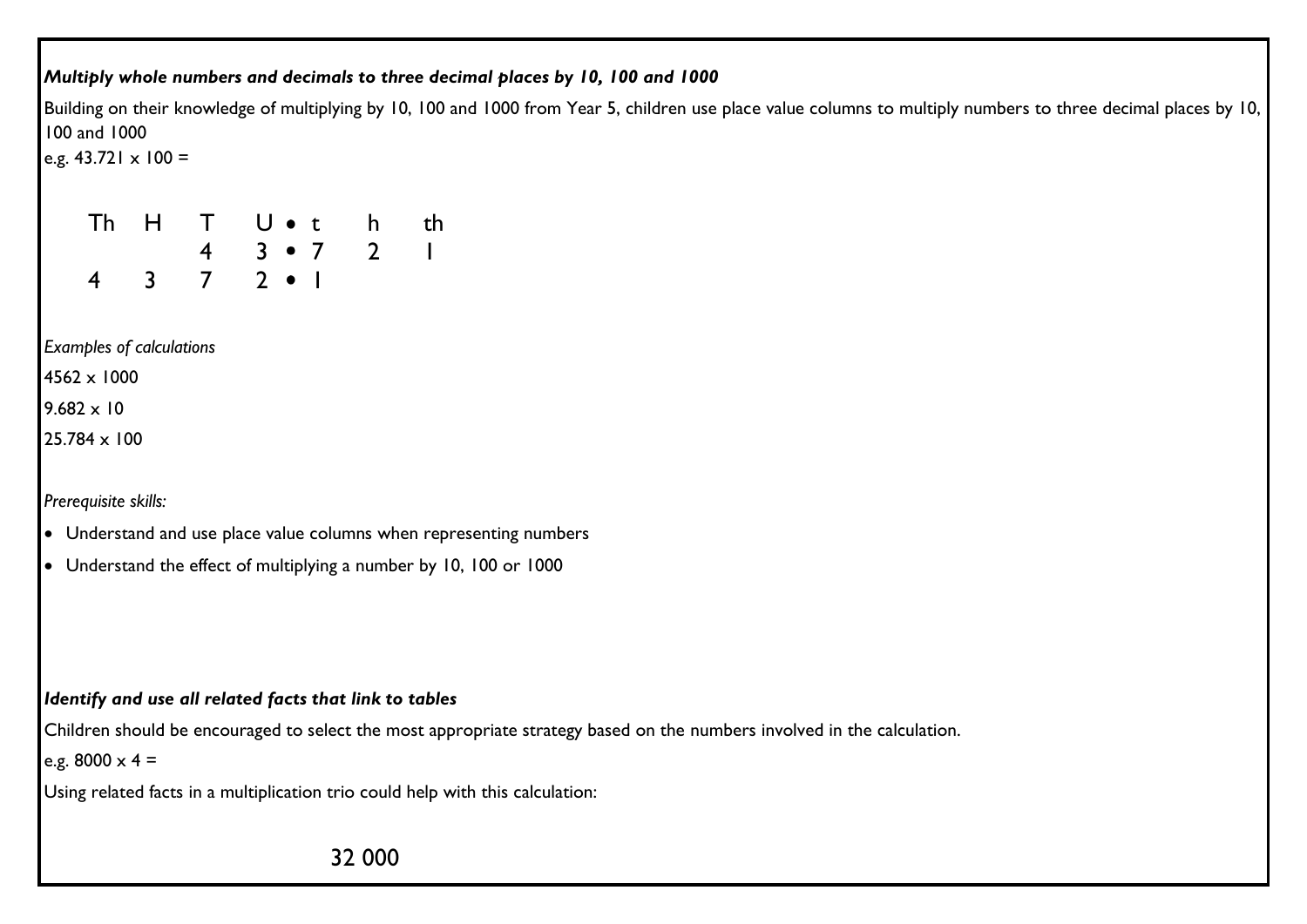***Multiply whole numbers and decimals to three decimal places by 10, 100 and 1000***

Building on their knowledge of multiplying by 10, 100 and 1000 from Year 5, children use place value columns to multiply numbers to three decimal places by 10, 100 and 1000

e.g. 43.721 x 100 =

| Th | H | T | U | • | t | h | th |
|---|---|---|---|---|---|---|---|
| | | 4 | 3 | • | 7 | 2 | 1 |
| 4 | 3 | 7 | 2 | • | 1 | | |

*Examples of calculations*

4562 x 1000

9.682 x 10

25.784 x 100

*Prerequisite skills:*

- Understand and use place value columns when representing numbers
- Understand the effect of multiplying a number by 10, 100 or 1000

***Identify and use all related facts that link to tables***

Children should be encouraged to select the most appropriate strategy based on the numbers involved in the calculation.

e.g. 8000 x 4 =

Using related facts in a multiplication trio could help with this calculation:

32 000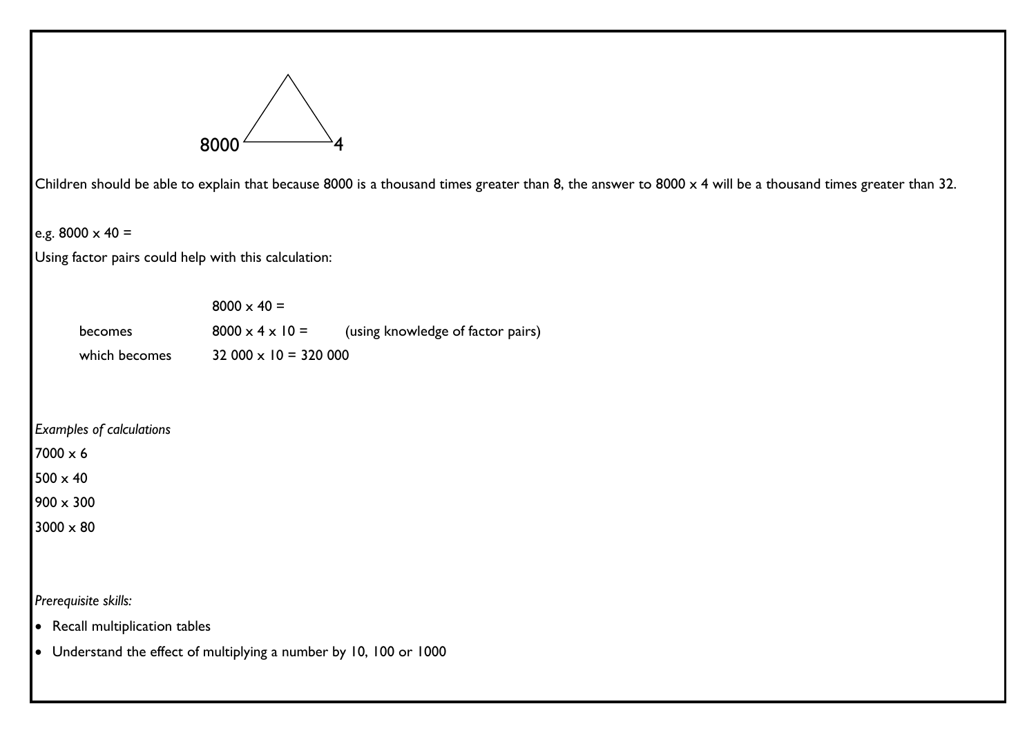8000 △ 4

Children should be able to explain that because 8000 is a thousand times greater than 8, the answer to 8000 x 4 will be a thousand times greater than 32.

e.g. 8000 x 40 =

Using factor pairs could help with this calculation:

| | | |
|---|---|---|
| | 8000 x 40 = | |
| becomes | 8000 x 4 x 10 = | (using knowledge of factor pairs) |
| which becomes | 32 000 x 10 = 320 000 | |

*Examples of calculations*

7000 x 6

500 x 40

900 x 300

3000 x 80

*Prerequisite skills:*

- Recall multiplication tables
- Understand the effect of multiplying a number by 10, 100 or 1000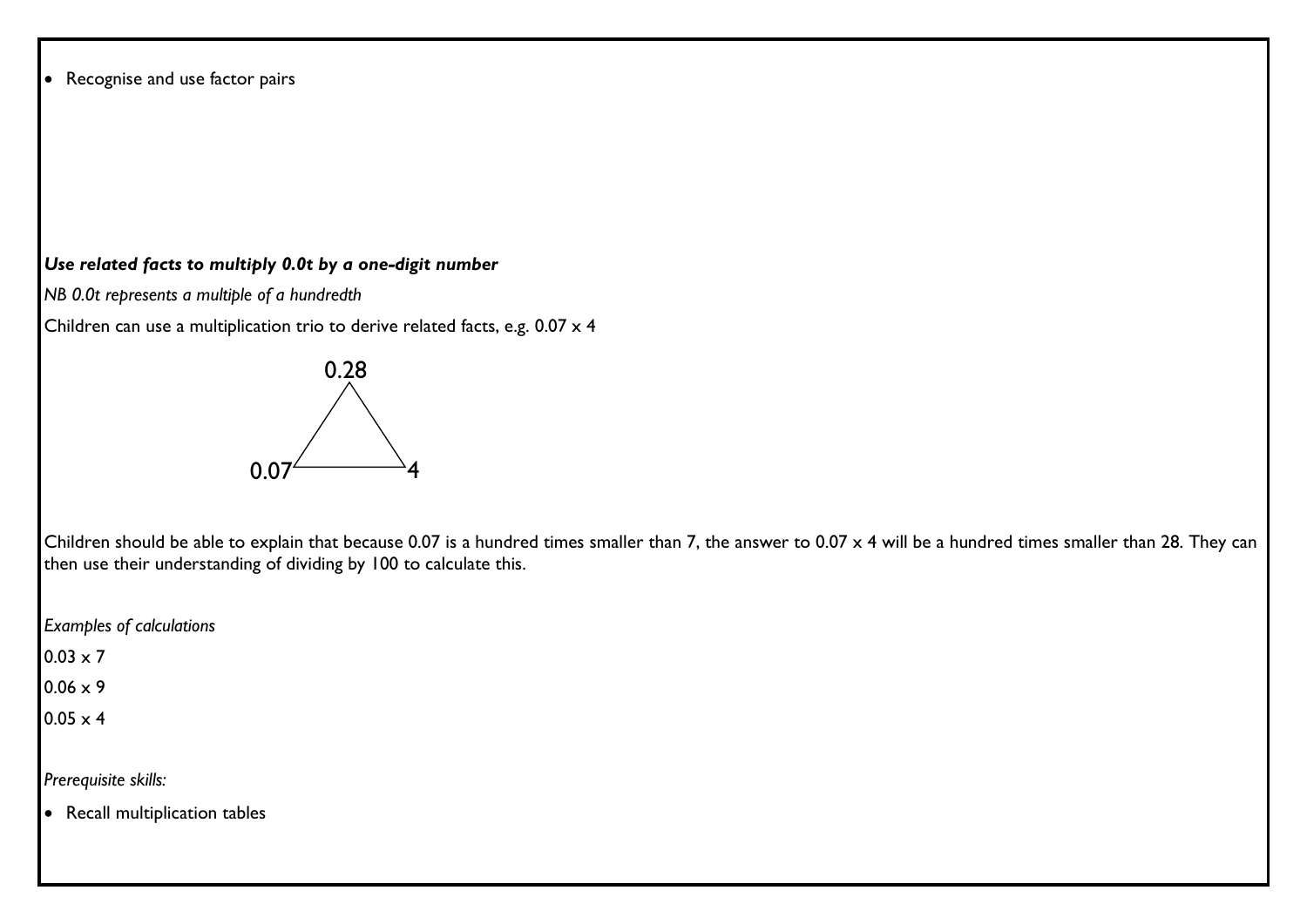- Recognise and use factor pairs

***Use related facts to multiply 0.0t by a one-digit number***

*NB 0.0t represents a multiple of a hundredth*

Children can use a multiplication trio to derive related facts, e.g. 0.07 x 4

0.28

0.07 4

Children should be able to explain that because 0.07 is a hundred times smaller than 7, the answer to 0.07 x 4 will be a hundred times smaller than 28. They can then use their understanding of dividing by 100 to calculate this.

*Examples of calculations*

0.03 x 7

0.06 x 9

0.05 x 4

*Prerequisite skills:*

- Recall multiplication tables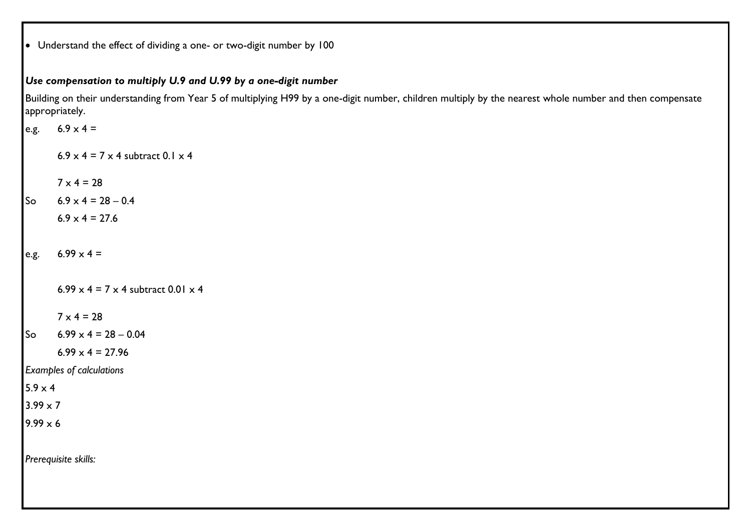- Understand the effect of dividing a one- or two-digit number by 100

***Use compensation to multiply U.9 and U.99 by a one-digit number***

Building on their understanding from Year 5 of multiplying H99 by a one-digit number, children multiply by the nearest whole number and then compensate appropriately.

e.g. $6.9 \times 4 =$

$6.9 \times 4 = 7 \times 4$ subtract $0.1 \times 4$

$7 \times 4 = 28$

So $6.9 \times 4 = 28 - 0.4$

$6.9 \times 4 = 27.6$

e.g. $6.99 \times 4 =$

$6.99 \times 4 = 7 \times 4$ subtract $0.01 \times 4$

$7 \times 4 = 28$

So $6.99 \times 4 = 28 - 0.04$

$6.99 \times 4 = 27.96$

*Examples of calculations*

$5.9 \times 4$

$3.99 \times 7$

$9.99 \times 6$

*Prerequisite skills:*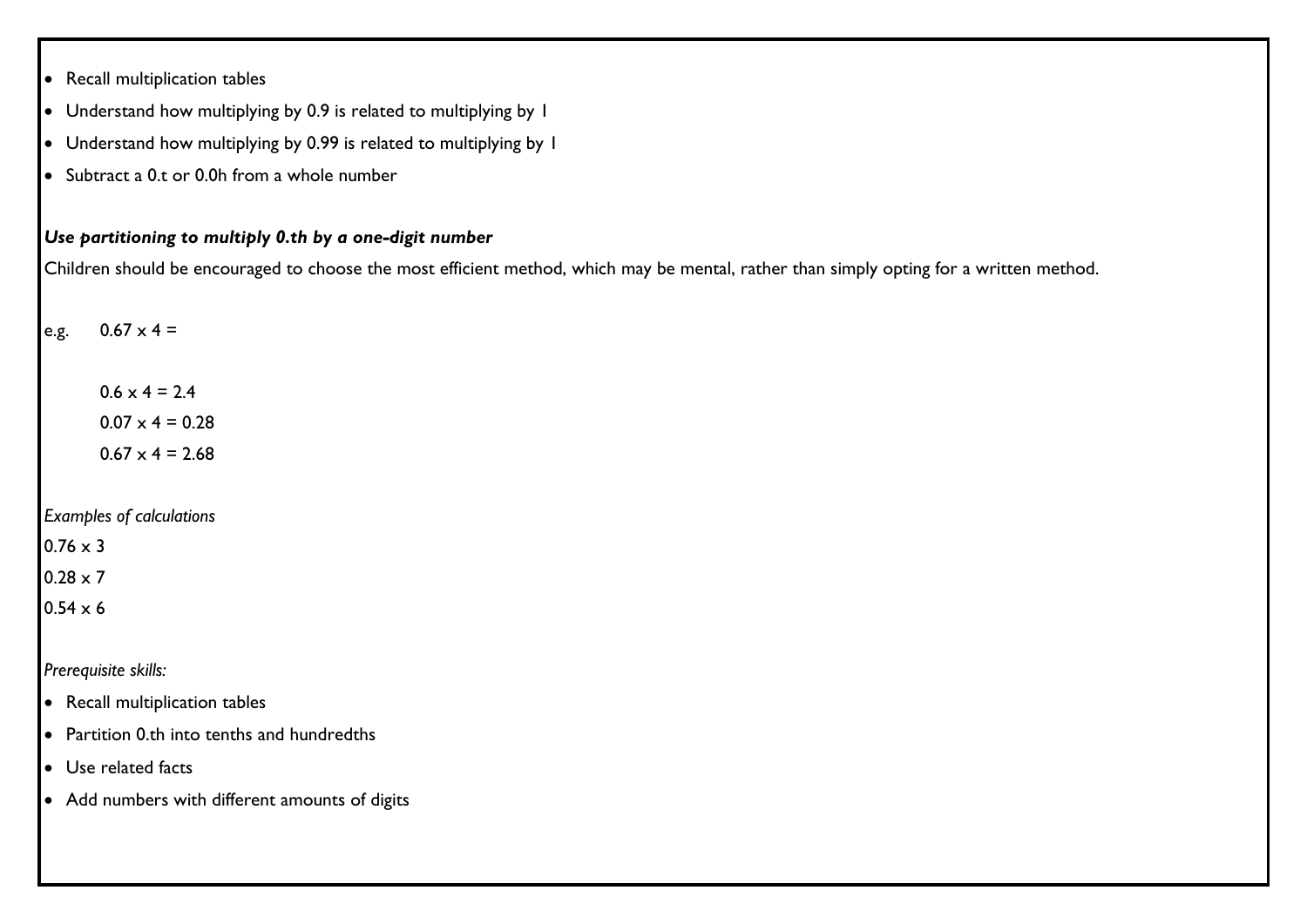- Recall multiplication tables
- Understand how multiplying by 0.9 is related to multiplying by 1
- Understand how multiplying by 0.99 is related to multiplying by 1
- Subtract a 0.t or 0.0h from a whole number

***Use partitioning to multiply 0.th by a one-digit number***

Children should be encouraged to choose the most efficient method, which may be mental, rather than simply opting for a written method.

e.g. $0.67 \times 4 =$

$0.6 \times 4 = 2.4$

$0.07 \times 4 = 0.28$

$0.67 \times 4 = 2.68$

*Examples of calculations*

$0.76 \times 3$

$0.28 \times 7$

$0.54 \times 6$

*Prerequisite skills:*

- Recall multiplication tables
- Partition 0.th into tenths and hundredths
- Use related facts
- Add numbers with different amounts of digits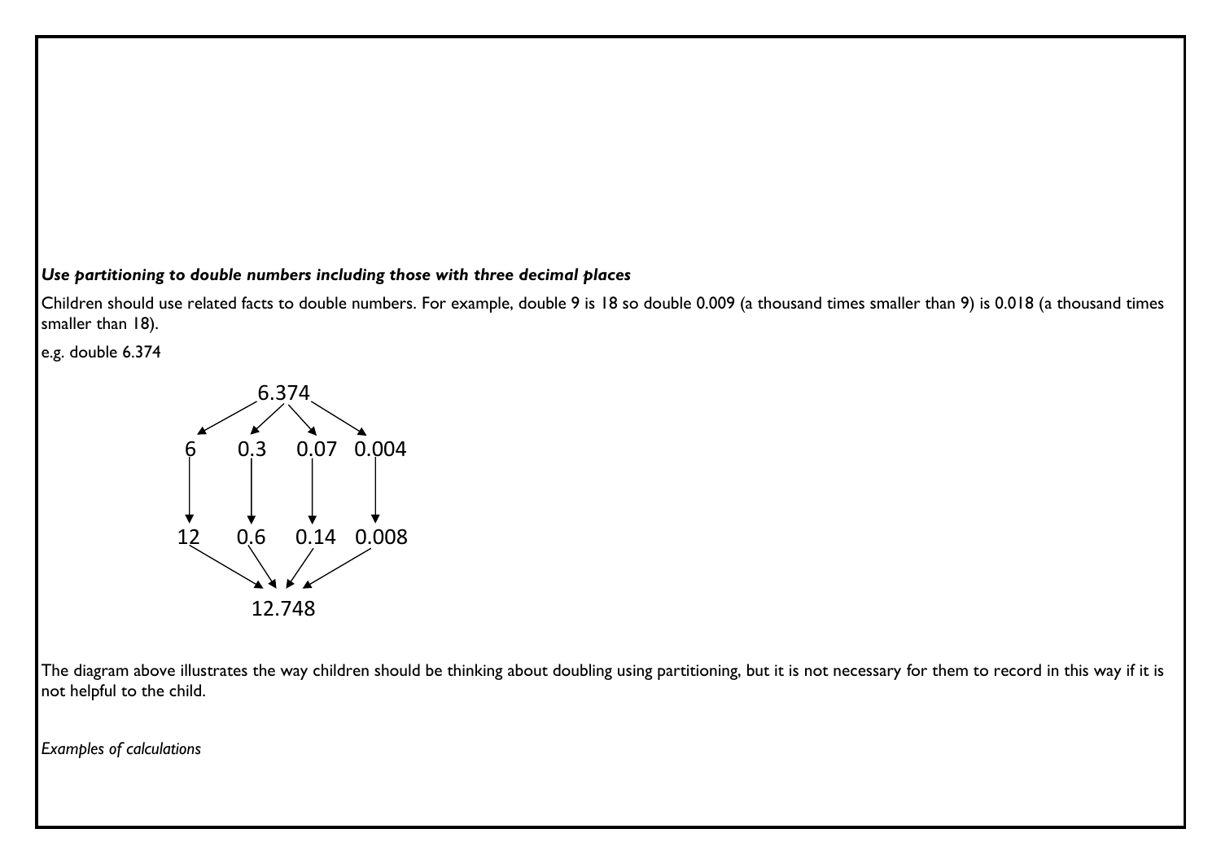***Use partitioning to double numbers including those with three decimal places***

Children should use related facts to double numbers. For example, double 9 is 18 so double 0.009 (a thousand times smaller than 9) is 0.018 (a thousand times smaller than 18).

e.g. double 6.374

```
              6.374
       ↙     ↙     ↘     ↘
      6     0.3    0.07   0.004
      ↓      ↓      ↓      ↓
     12     0.6    0.14   0.008
       ↘     ↘     ↙     ↙
             12.748
```

The diagram above illustrates the way children should be thinking about doubling using partitioning, but it is not necessary for them to record in this way if it is not helpful to the child.

*Examples of calculations*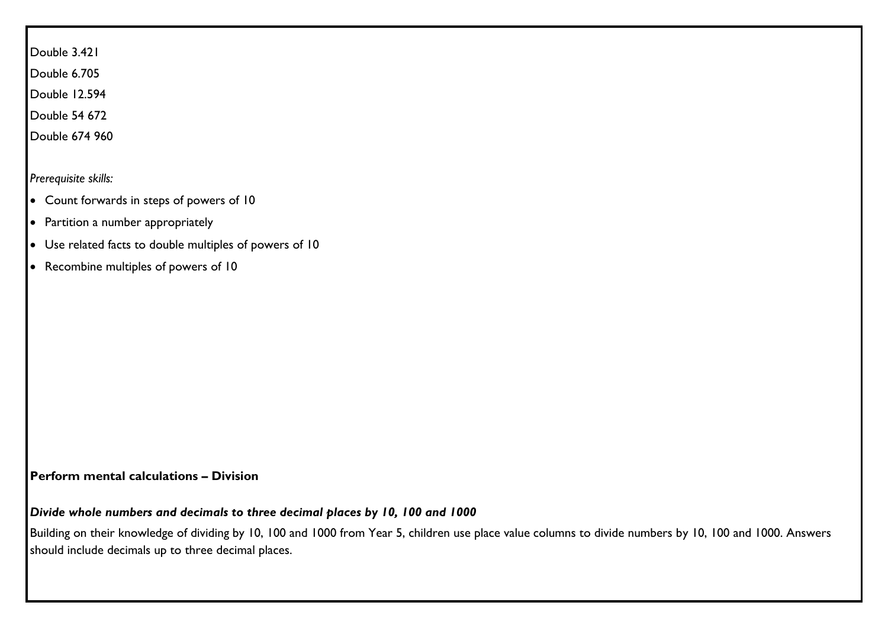Double 3.421

Double 6.705

Double 12.594

Double 54 672

Double 674 960

*Prerequisite skills:*

- Count forwards in steps of powers of 10
- Partition a number appropriately
- Use related facts to double multiples of powers of 10
- Recombine multiples of powers of 10

**Perform mental calculations – Division**

***Divide whole numbers and decimals to three decimal places by 10, 100 and 1000***

Building on their knowledge of dividing by 10, 100 and 1000 from Year 5, children use place value columns to divide numbers by 10, 100 and 1000. Answers should include decimals up to three decimal places.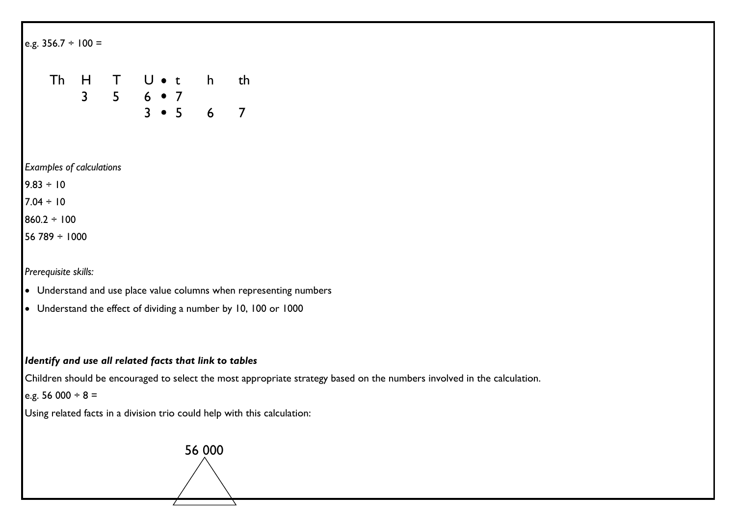e.g. 356.7 ÷ 100 =

| Th | H | T | U | • | t | h | th |
|---|---|---|---|---|---|---|---|
| | 3 | 5 | 6 | • | 7 | | |
| | | | 3 | • | 5 | 6 | 7 |

*Examples of calculations*

9.83 ÷ 10

7.04 ÷ 10

860.2 ÷ 100

56 789 ÷ 1000

*Prerequisite skills:*

- Understand and use place value columns when representing numbers
- Understand the effect of dividing a number by 10, 100 or 1000

***Identify and use all related facts that link to tables***

Children should be encouraged to select the most appropriate strategy based on the numbers involved in the calculation.

e.g. 56 000 ÷ 8 =

Using related facts in a division trio could help with this calculation:

56 000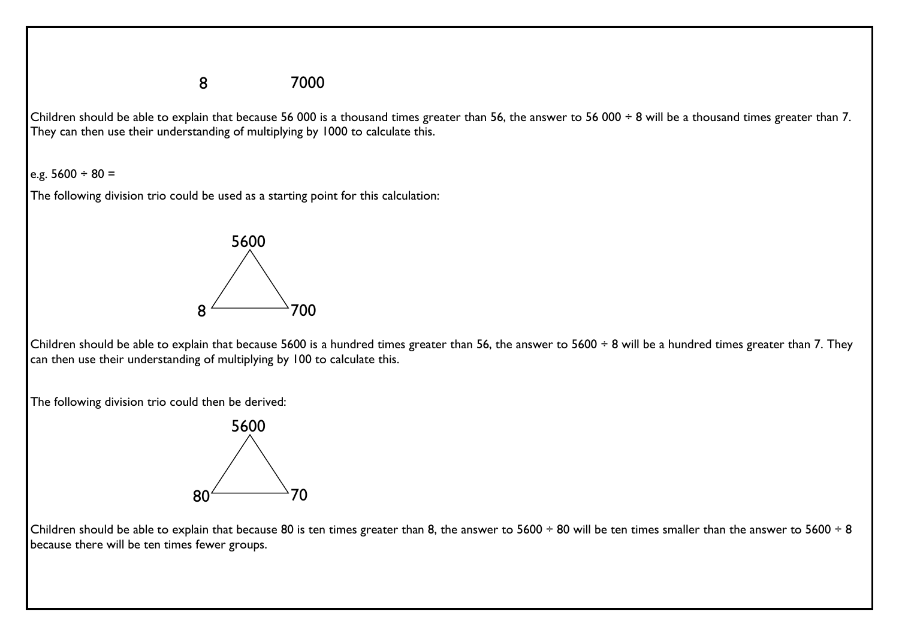8 7000

Children should be able to explain that because 56 000 is a thousand times greater than 56, the answer to 56 000 ÷ 8 will be a thousand times greater than 7. They can then use their understanding of multiplying by 1000 to calculate this.

e.g. 5600 ÷ 80 =

The following division trio could be used as a starting point for this calculation:

5600

8 700

Children should be able to explain that because 5600 is a hundred times greater than 56, the answer to 5600 ÷ 8 will be a hundred times greater than 7. They can then use their understanding of multiplying by 100 to calculate this.

The following division trio could then be derived:

5600

80 70

Children should be able to explain that because 80 is ten times greater than 8, the answer to 5600 ÷ 80 will be ten times smaller than the answer to 5600 ÷ 8 because there will be ten times fewer groups.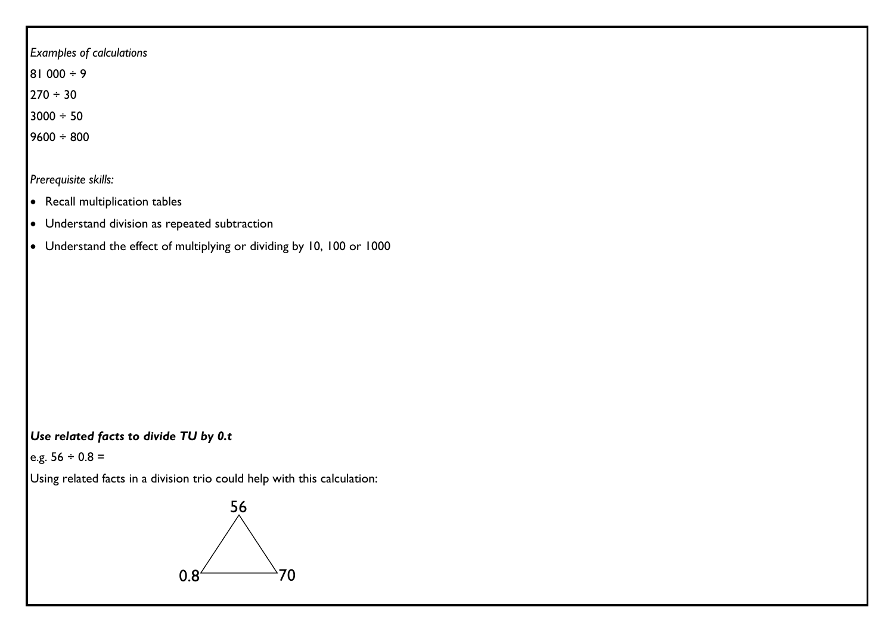*Examples of calculations*

81 000 ÷ 9

270 ÷ 30

3000 ÷ 50

9600 ÷ 800

*Prerequisite skills:*

- Recall multiplication tables
- Understand division as repeated subtraction
- Understand the effect of multiplying or dividing by 10, 100 or 1000

***Use related facts to divide TU by 0.t***

e.g. 56 ÷ 0.8 =

Using related facts in a division trio could help with this calculation:

56

0.8 70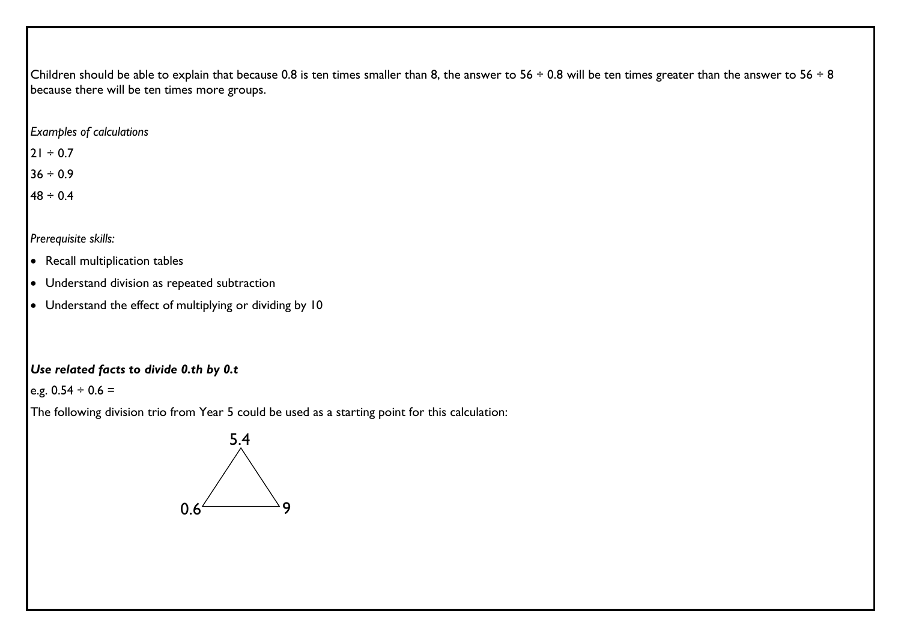Children should be able to explain that because 0.8 is ten times smaller than 8, the answer to 56 ÷ 0.8 will be ten times greater than the answer to 56 ÷ 8 because there will be ten times more groups.

*Examples of calculations*

21 ÷ 0.7

36 ÷ 0.9

48 ÷ 0.4

*Prerequisite skills:*

- Recall multiplication tables
- Understand division as repeated subtraction
- Understand the effect of multiplying or dividing by 10

***Use related facts to divide 0.th by 0.t***

e.g. 0.54 ÷ 0.6 =

The following division trio from Year 5 could be used as a starting point for this calculation:

5.4

0.6 9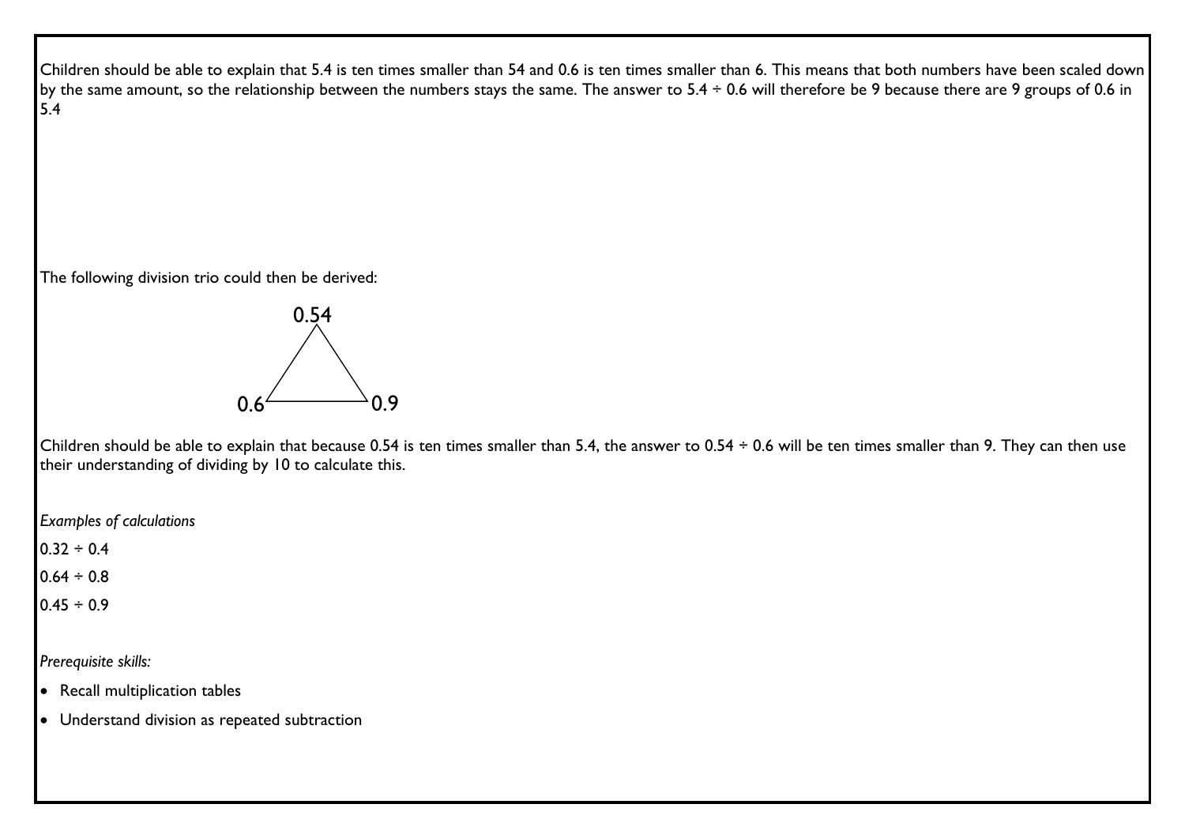Children should be able to explain that 5.4 is ten times smaller than 54 and 0.6 is ten times smaller than 6. This means that both numbers have been scaled down by the same amount, so the relationship between the numbers stays the same. The answer to 5.4 ÷ 0.6 will therefore be 9 because there are 9 groups of 0.6 in 5.4

The following division trio could then be derived:

0.54

0.6 0.9

Children should be able to explain that because 0.54 is ten times smaller than 5.4, the answer to 0.54 ÷ 0.6 will be ten times smaller than 9. They can then use their understanding of dividing by 10 to calculate this.

*Examples of calculations*

0.32 ÷ 0.4

0.64 ÷ 0.8

0.45 ÷ 0.9

*Prerequisite skills:*

- Recall multiplication tables
- Understand division as repeated subtraction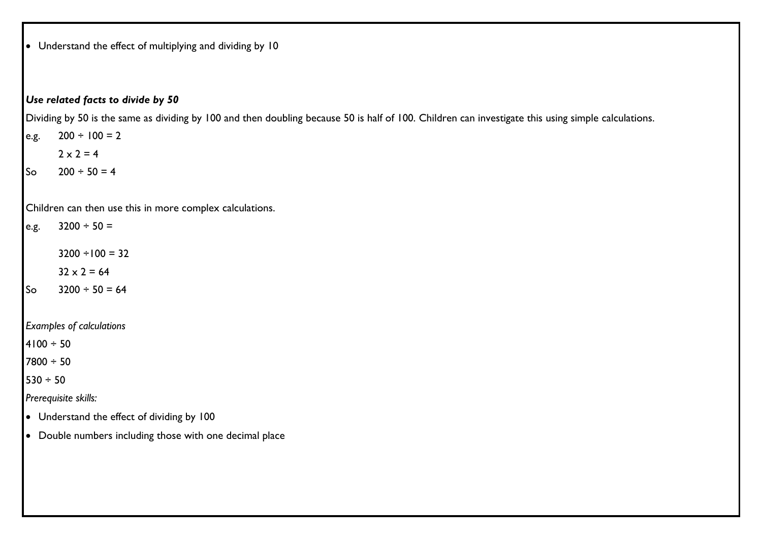- Understand the effect of multiplying and dividing by 10

***Use related facts to divide by 50***

Dividing by 50 is the same as dividing by 100 and then doubling because 50 is half of 100. Children can investigate this using simple calculations.

e.g. $200 \div 100 = 2$

$2 \times 2 = 4$

So $200 \div 50 = 4$

Children can then use this in more complex calculations.

e.g. $3200 \div 50 =$

$3200 \div 100 = 32$

$32 \times 2 = 64$

So $3200 \div 50 = 64$

*Examples of calculations*

$4100 \div 50$

$7800 \div 50$

$530 \div 50$

*Prerequisite skills:*

- Understand the effect of dividing by 100
- Double numbers including those with one decimal place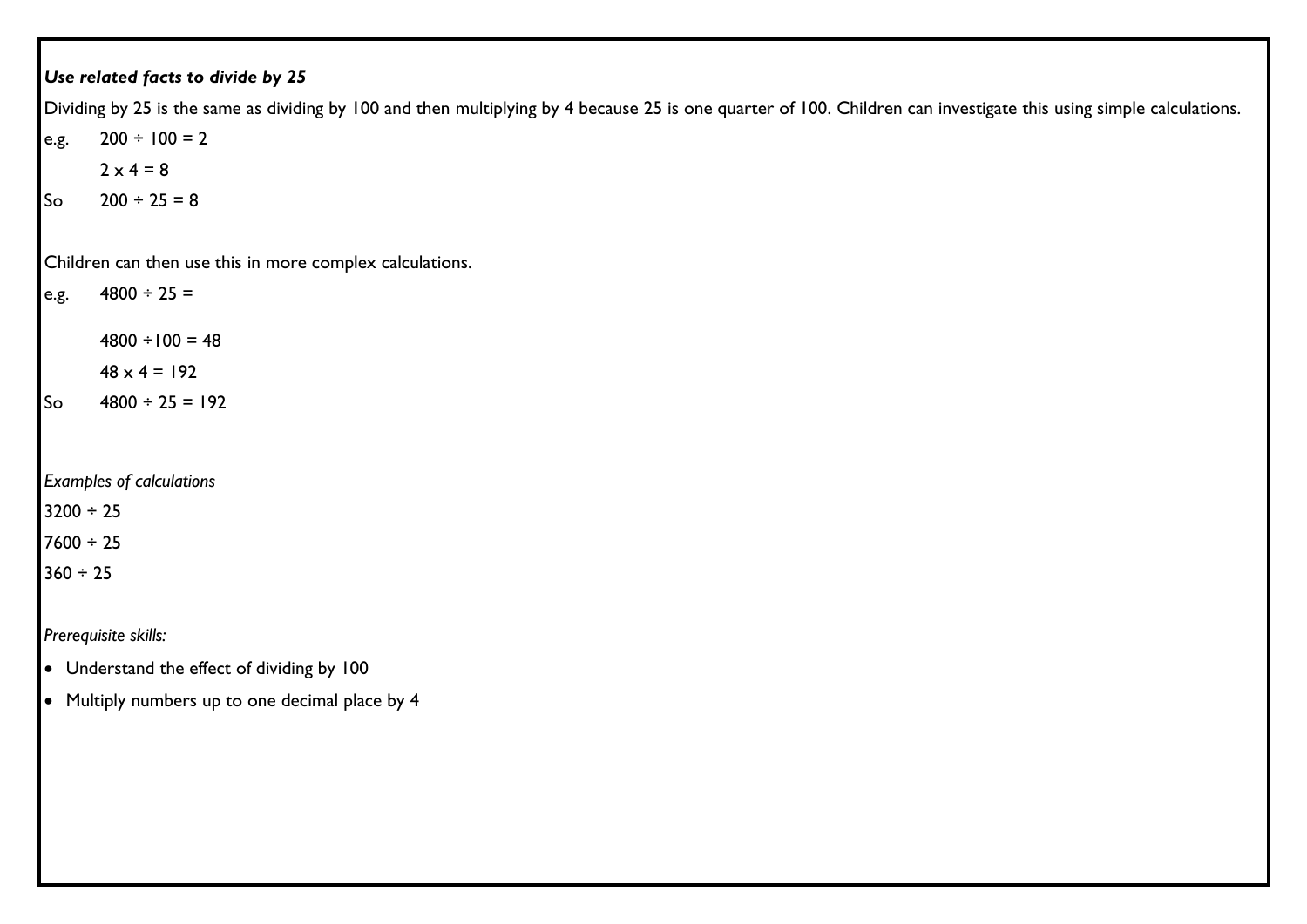***Use related facts to divide by 25***

Dividing by 25 is the same as dividing by 100 and then multiplying by 4 because 25 is one quarter of 100. Children can investigate this using simple calculations.

e.g. $200 \div 100 = 2$

$2 \times 4 = 8$

So $200 \div 25 = 8$

Children can then use this in more complex calculations.

e.g. $4800 \div 25 =$

$4800 \div 100 = 48$

$48 \times 4 = 192$

So $4800 \div 25 = 192$

*Examples of calculations*

$3200 \div 25$

$7600 \div 25$

$360 \div 25$

*Prerequisite skills:*

- Understand the effect of dividing by 100
- Multiply numbers up to one decimal place by 4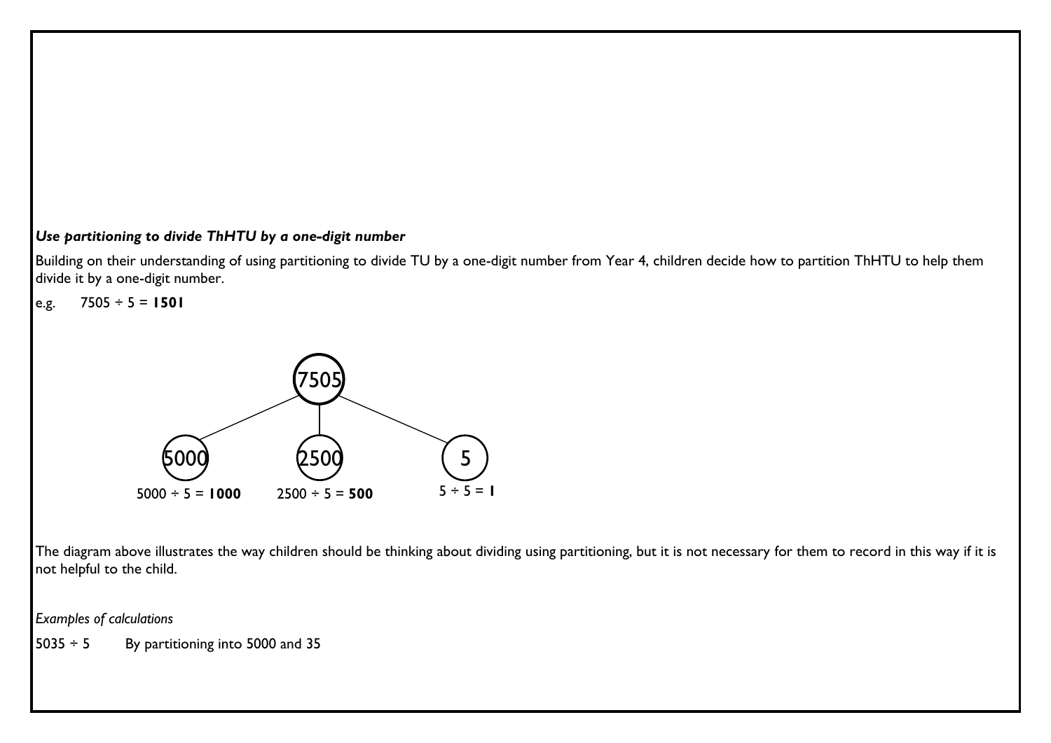***Use partitioning to divide ThHTU by a one-digit number***

Building on their understanding of using partitioning to divide TU by a one-digit number from Year 4, children decide how to partition ThHTU to help them divide it by a one-digit number.

e.g. 7505 ÷ 5 = **1501**

7505

5000 | 2500 | 5

5000 ÷ 5 = **1000** | 2500 ÷ 5 = **500** | 5 ÷ 5 = **1**

The diagram above illustrates the way children should be thinking about dividing using partitioning, but it is not necessary for them to record in this way if it is not helpful to the child.

*Examples of calculations*

5035 ÷ 5 By partitioning into 5000 and 35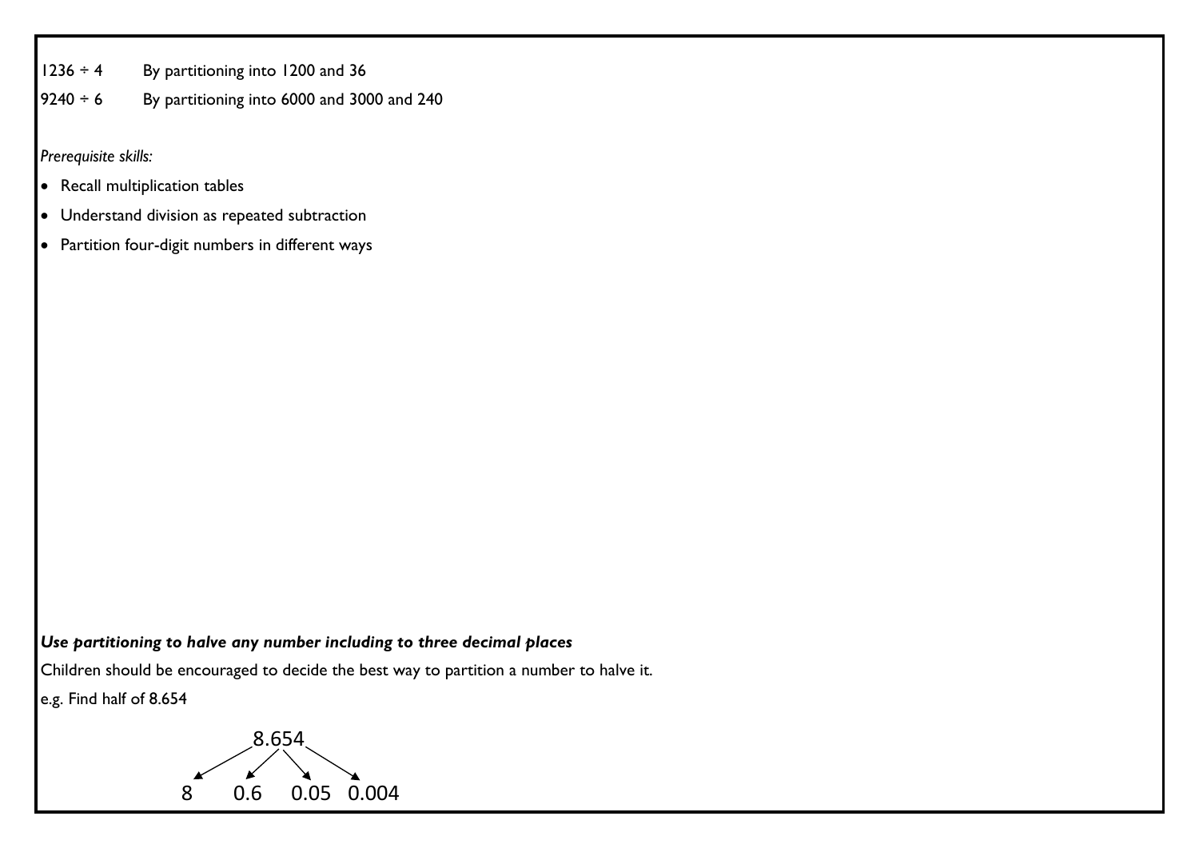1236 ÷ 4	By partitioning into 1200 and 36

9240 ÷ 6	By partitioning into 6000 and 3000 and 240

*Prerequisite skills:*

- Recall multiplication tables
- Understand division as repeated subtraction
- Partition four-digit numbers in different ways

***Use partitioning to halve any number including to three decimal places***

Children should be encouraged to decide the best way to partition a number to halve it.

e.g. Find half of 8.654

8.654

8    0.6    0.05    0.004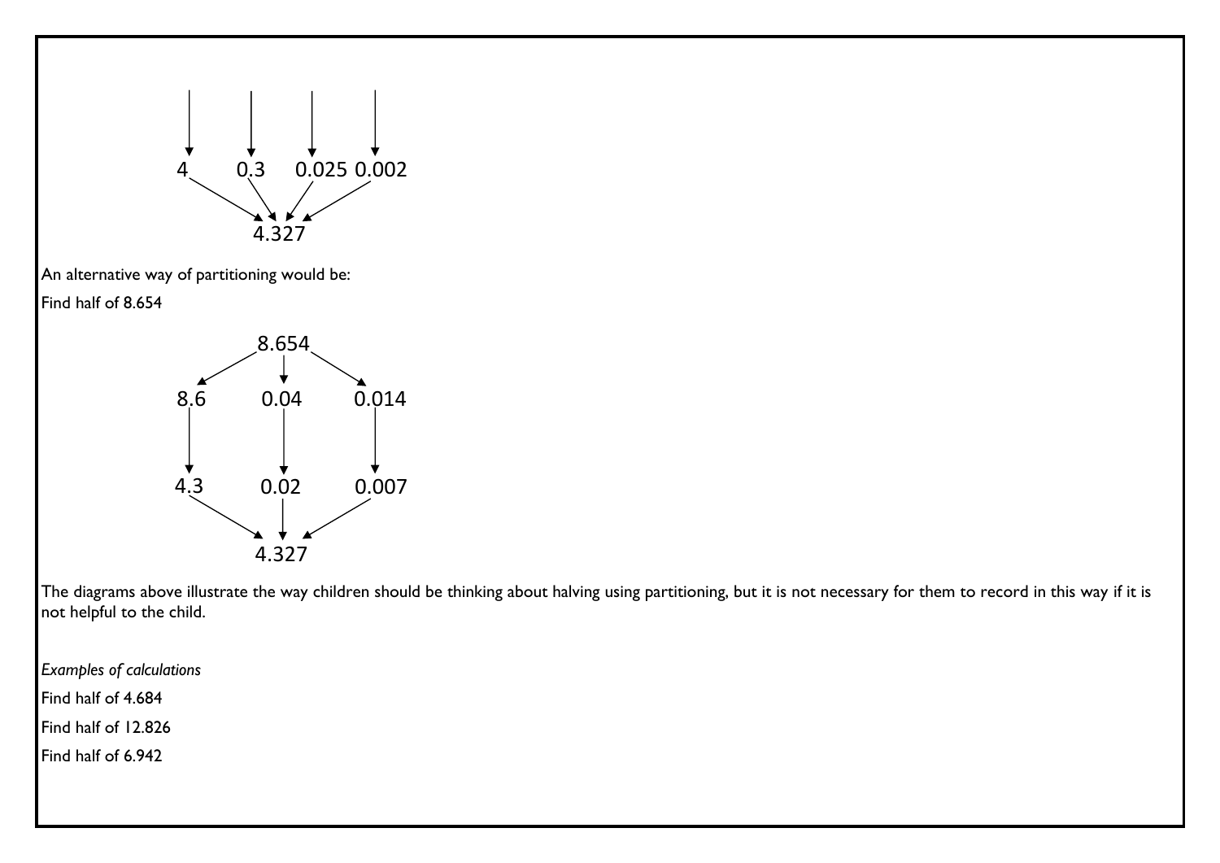4 0.3 0.025 0.002

4.327

An alternative way of partitioning would be:

Find half of 8.654

8.654

8.6 0.04 0.014

4.3 0.02 0.007

4.327

The diagrams above illustrate the way children should be thinking about halving using partitioning, but it is not necessary for them to record in this way if it is not helpful to the child.

*Examples of calculations*

Find half of 4.684

Find half of 12.826

Find half of 6.942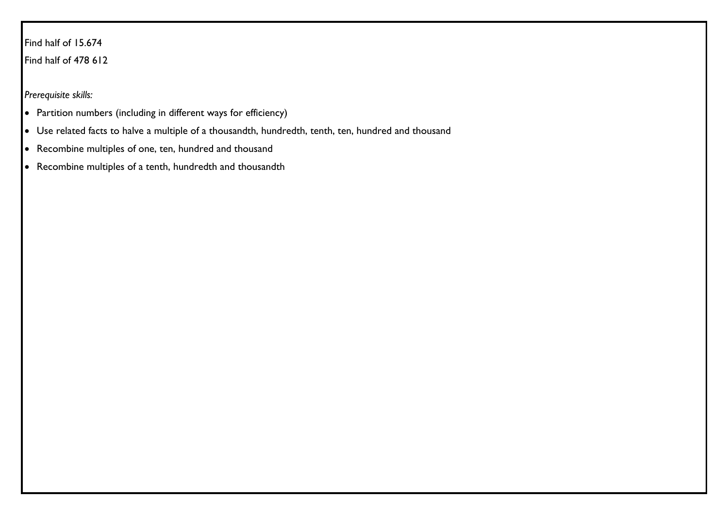Find half of 15.674

Find half of 478 612

*Prerequisite skills:*

- Partition numbers (including in different ways for efficiency)
- Use related facts to halve a multiple of a thousandth, hundredth, tenth, ten, hundred and thousand
- Recombine multiples of one, ten, hundred and thousand
- Recombine multiples of a tenth, hundredth and thousandth